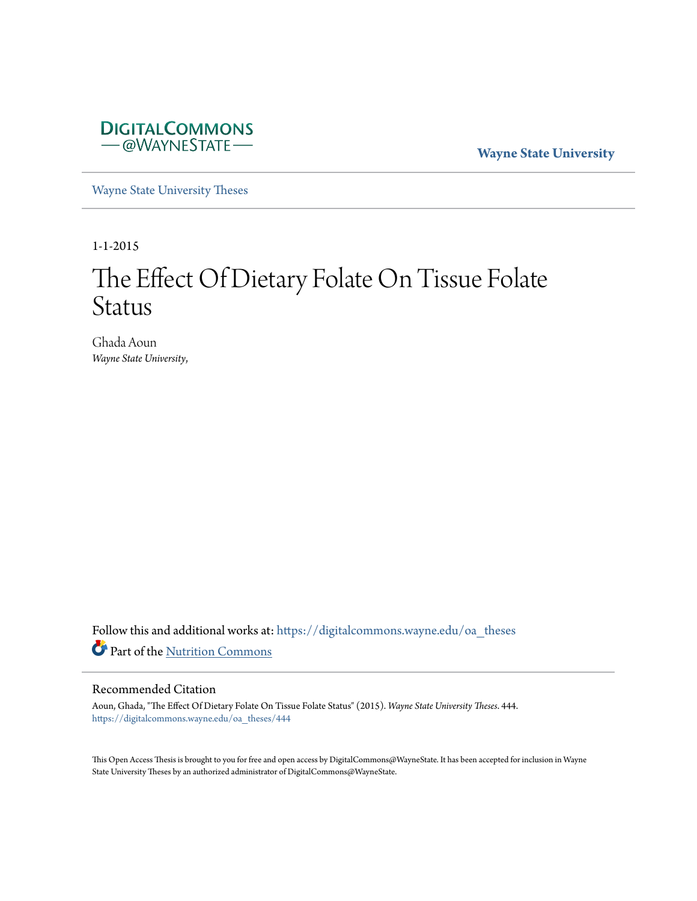DIGITALCOMMONS
— @WAYNESTATE —

**Wayne State University**

Wayne State University Theses

1-1-2015

# The Effect Of Dietary Folate On Tissue Folate Status

Ghada Aoun
*Wayne State University*,

Follow this and additional works at: https://digitalcommons.wayne.edu/oa_theses

Part of the Nutrition Commons

## Recommended Citation

Aoun, Ghada, "The Effect Of Dietary Folate On Tissue Folate Status" (2015). *Wayne State University Theses*. 444.
https://digitalcommons.wayne.edu/oa_theses/444

This Open Access Thesis is brought to you for free and open access by DigitalCommons@WayneState. It has been accepted for inclusion in Wayne State University Theses by an authorized administrator of DigitalCommons@WayneState.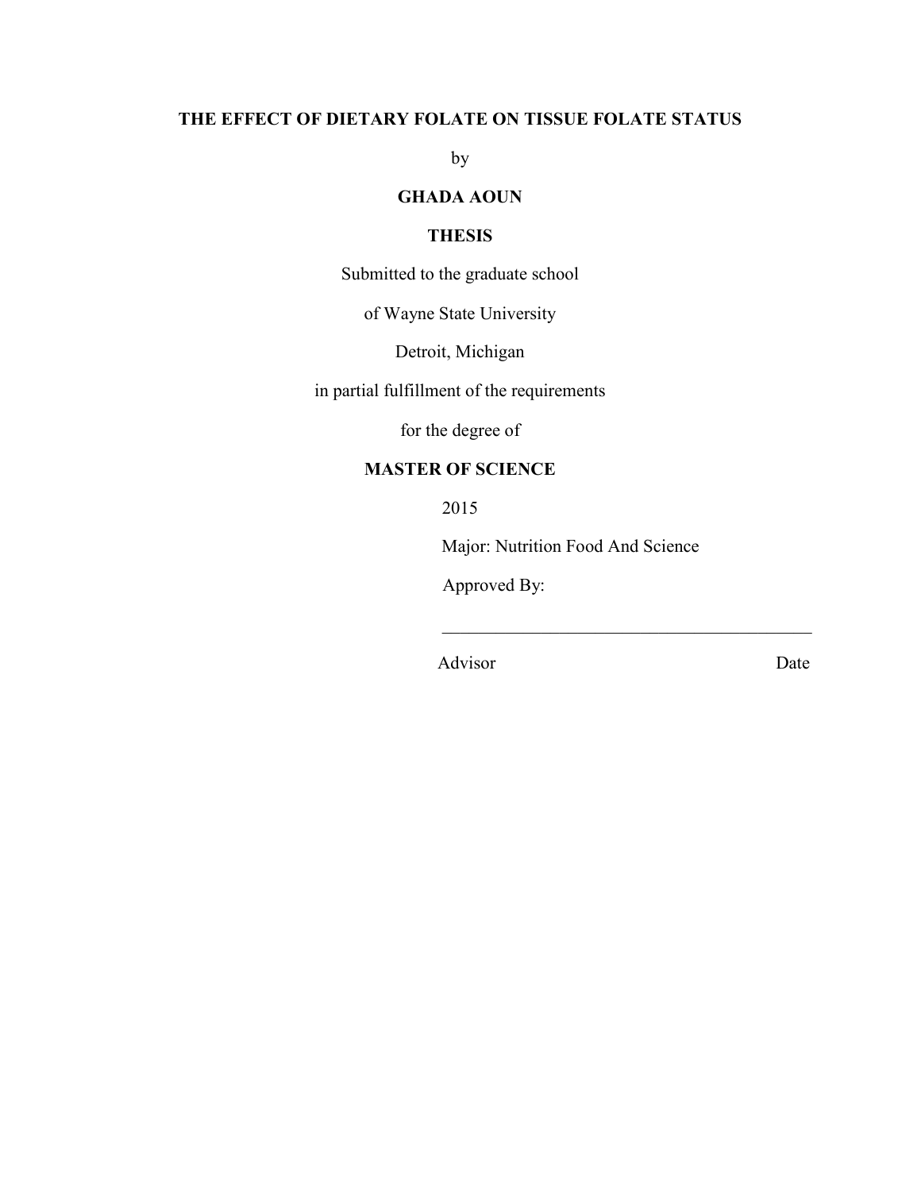**THE EFFECT OF DIETARY FOLATE ON TISSUE FOLATE STATUS**

by

**GHADA AOUN**

**THESIS**

Submitted to the graduate school

of Wayne State University

Detroit, Michigan

in partial fulfillment of the requirements

for the degree of

**MASTER OF SCIENCE**

2015

Major: Nutrition Food And Science

Approved By:

\_\_\_\_\_\_\_\_\_\_\_\_\_\_\_\_\_\_\_\_\_\_\_\_\_\_\_\_\_\_\_\_\_\_\_\_\_\_\_\_\_\_

Advisor                                        Date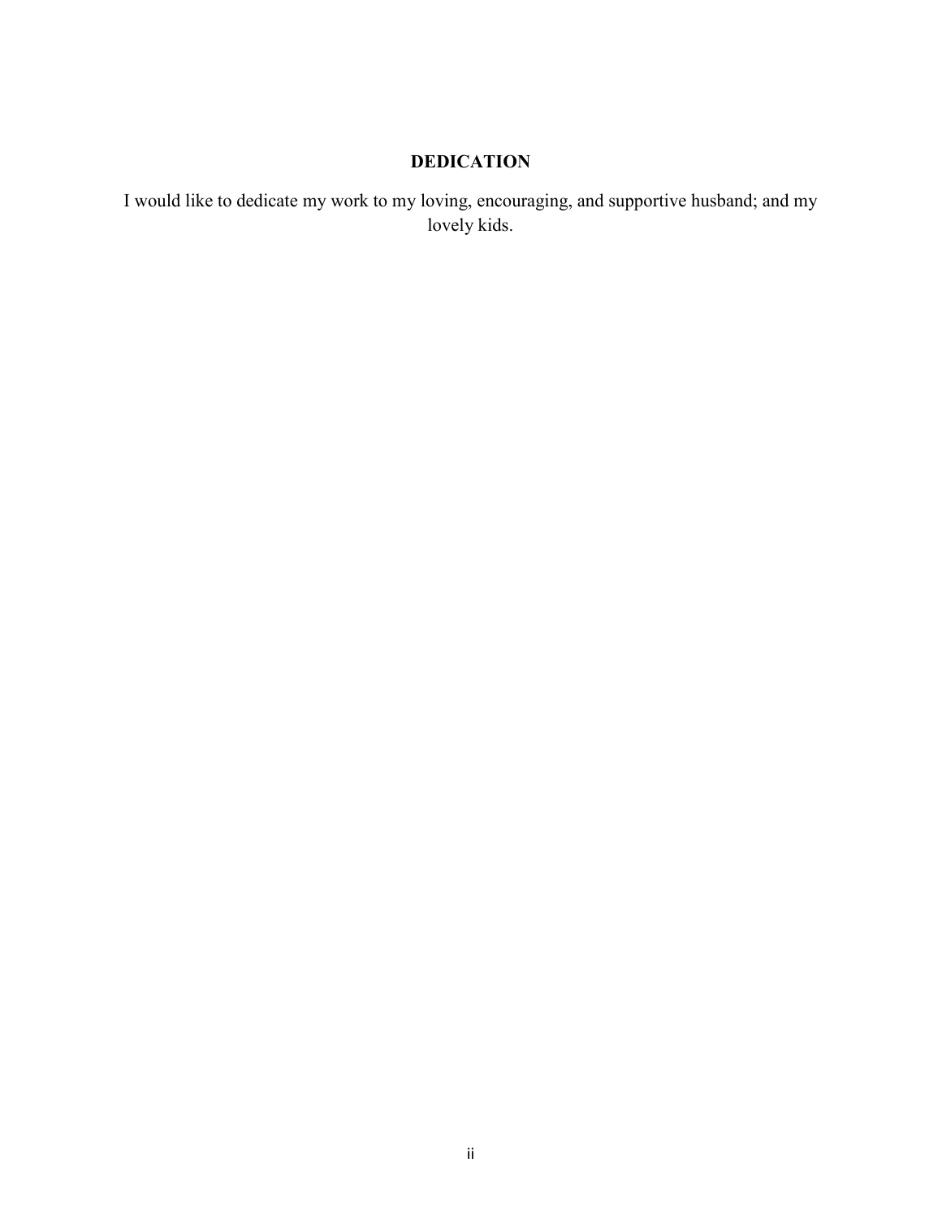## DEDICATION

I would like to dedicate my work to my loving, encouraging, and supportive husband; and my lovely kids.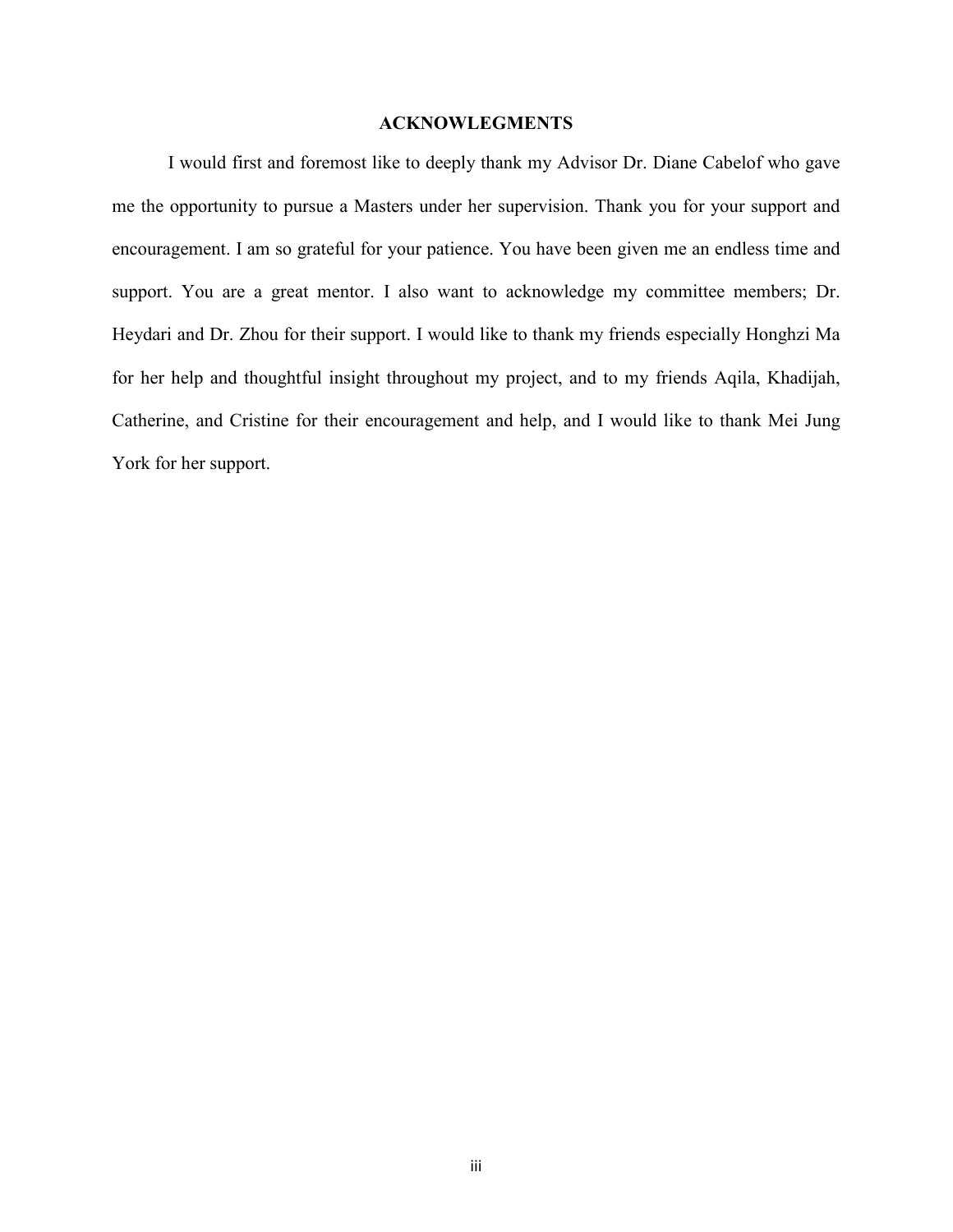## ACKNOWLEGMENTS

I would first and foremost like to deeply thank my Advisor Dr. Diane Cabelof who gave me the opportunity to pursue a Masters under her supervision. Thank you for your support and encouragement. I am so grateful for your patience. You have been given me an endless time and support. You are a great mentor. I also want to acknowledge my committee members; Dr. Heydari and Dr. Zhou for their support. I would like to thank my friends especially Honghzi Ma for her help and thoughtful insight throughout my project, and to my friends Aqila, Khadijah, Catherine, and Cristine for their encouragement and help, and I would like to thank Mei Jung York for her support.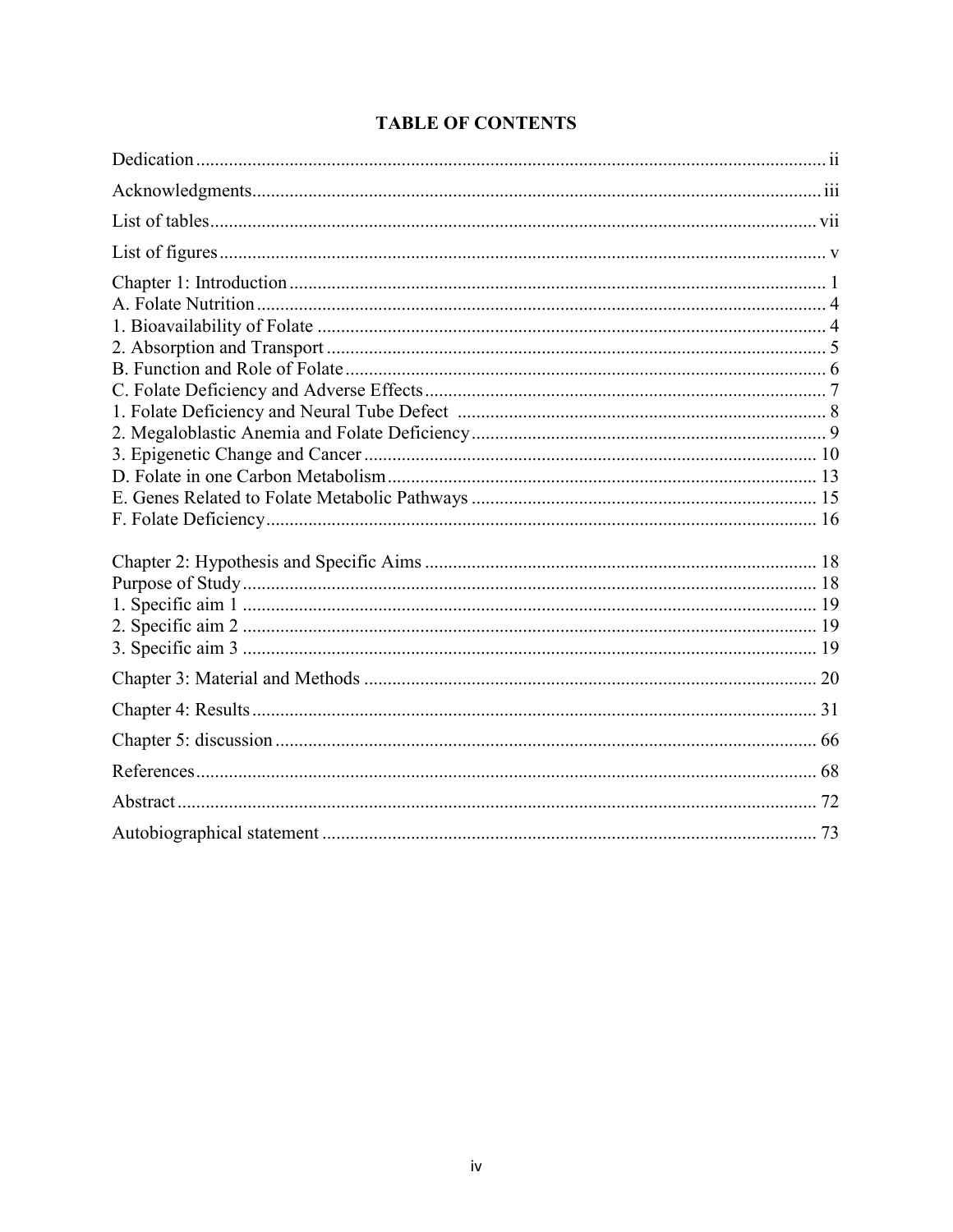# TABLE OF CONTENTS

Dedication ..... ii

Acknowledgments ..... iii

List of tables ..... vii

List of figures ..... v

Chapter 1: Introduction ..... 1
A. Folate Nutrition ..... 4
1. Bioavailability of Folate ..... 4
2. Absorption and Transport ..... 5
B. Function and Role of Folate ..... 6
C. Folate Deficiency and Adverse Effects ..... 7
1. Folate Deficiency and Neural Tube Defect ..... 8
2. Megaloblastic Anemia and Folate Deficiency ..... 9
3. Epigenetic Change and Cancer ..... 10
D. Folate in one Carbon Metabolism ..... 13
E. Genes Related to Folate Metabolic Pathways ..... 15
F. Folate Deficiency ..... 16

Chapter 2: Hypothesis and Specific Aims ..... 18
Purpose of Study ..... 18
1. Specific aim 1 ..... 19
2. Specific aim 2 ..... 19
3. Specific aim 3 ..... 19

Chapter 3: Material and Methods ..... 20

Chapter 4: Results ..... 31

Chapter 5: discussion ..... 66

References ..... 68

Abstract ..... 72

Autobiographical statement ..... 73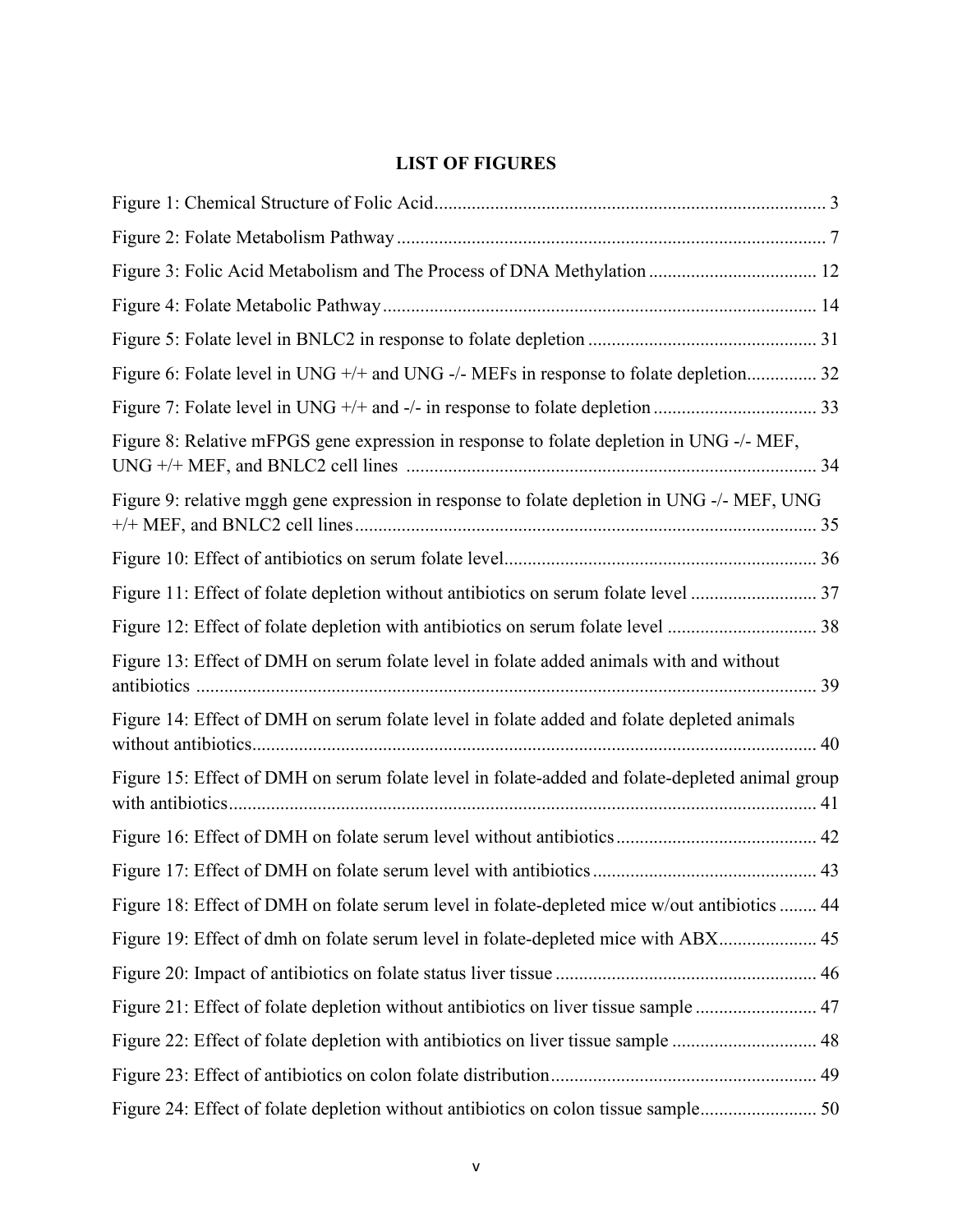## LIST OF FIGURES

Figure 1: Chemical Structure of Folic Acid .................................................................................. 3

Figure 2: Folate Metabolism Pathway .......................................................................................... 7

Figure 3: Folic Acid Metabolism and The Process of DNA Methylation .................................... 12

Figure 4: Folate Metabolic Pathway ............................................................................................ 14

Figure 5: Folate level in BNLC2 in response to folate depletion ................................................ 31

Figure 6: Folate level in UNG +/+ and UNG -/- MEFs in response to folate depletion............... 32

Figure 7: Folate level in UNG +/+ and -/- in response to folate depletion .................................. 33

Figure 8: Relative mFPGS gene expression in response to folate depletion in UNG -/- MEF, UNG +/+ MEF, and BNLC2 cell lines ....................................................................................... 34

Figure 9: relative mggh gene expression in response to folate depletion in UNG -/- MEF, UNG +/+ MEF, and BNLC2 cell lines .................................................................................................. 35

Figure 10: Effect of antibiotics on serum folate level................................................................... 36

Figure 11: Effect of folate depletion without antibiotics on serum folate level ........................... 37

Figure 12: Effect of folate depletion with antibiotics on serum folate level ................................ 38

Figure 13: Effect of DMH on serum folate level in folate added animals with and without antibiotics .................................................................................................................................... 39

Figure 14: Effect of DMH on serum folate level in folate added and folate depleted animals without antibiotics......................................................................................................................... 40

Figure 15: Effect of DMH on serum folate level in folate-added and folate-depleted animal group with antibiotics............................................................................................................................. 41

Figure 16: Effect of DMH on folate serum level without antibiotics........................................... 42

Figure 17: Effect of DMH on folate serum level with antibiotics ................................................ 43

Figure 18: Effect of DMH on folate serum level in folate-depleted mice w/out antibiotics ........ 44

Figure 19: Effect of dmh on folate serum level in folate-depleted mice with ABX..................... 45

Figure 20: Impact of antibiotics on folate status liver tissue ........................................................ 46

Figure 21: Effect of folate depletion without antibiotics on liver tissue sample .......................... 47

Figure 22: Effect of folate depletion with antibiotics on liver tissue sample ............................... 48

Figure 23: Effect of antibiotics on colon folate distribution......................................................... 49

Figure 24: Effect of folate depletion without antibiotics on colon tissue sample......................... 50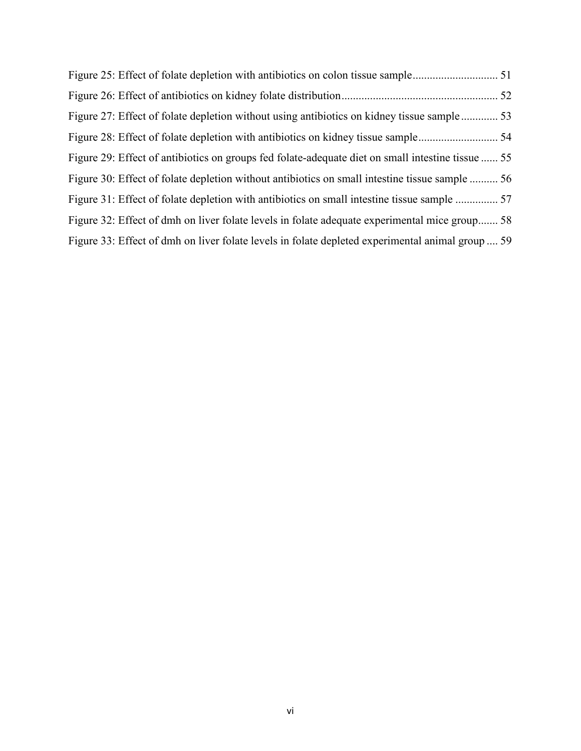Figure 25: Effect of folate depletion with antibiotics on colon tissue sample ............................. 51

Figure 26: Effect of antibiotics on kidney folate distribution ...................................................... 52

Figure 27: Effect of folate depletion without using antibiotics on kidney tissue sample ............. 53

Figure 28: Effect of folate depletion with antibiotics on kidney tissue sample ............................ 54

Figure 29: Effect of antibiotics on groups fed folate-adequate diet on small intestine tissue ...... 55

Figure 30: Effect of folate depletion without antibiotics on small intestine tissue sample .......... 56

Figure 31: Effect of folate depletion with antibiotics on small intestine tissue sample ............... 57

Figure 32: Effect of dmh on liver folate levels in folate adequate experimental mice group ....... 58

Figure 33: Effect of dmh on liver folate levels in folate depleted experimental animal group .... 59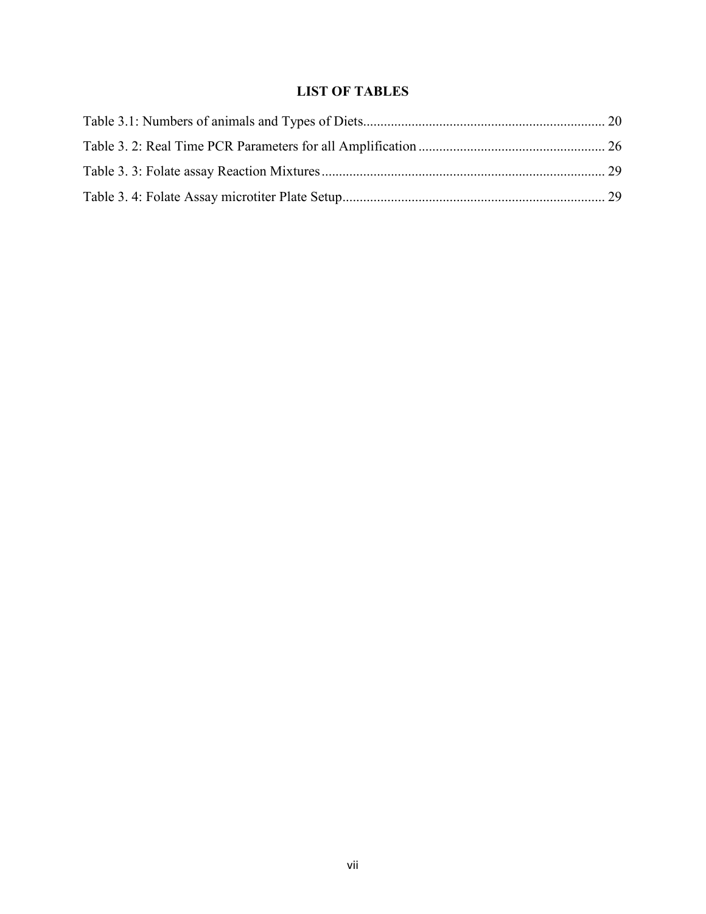# LIST OF TABLES

Table 3.1: Numbers of animals and Types of Diets...................................................................... 20

Table 3. 2: Real Time PCR Parameters for all Amplification ...................................................... 26

Table 3. 3: Folate assay Reaction Mixtures .................................................................................. 29

Table 3. 4: Folate Assay microtiter Plate Setup............................................................................ 29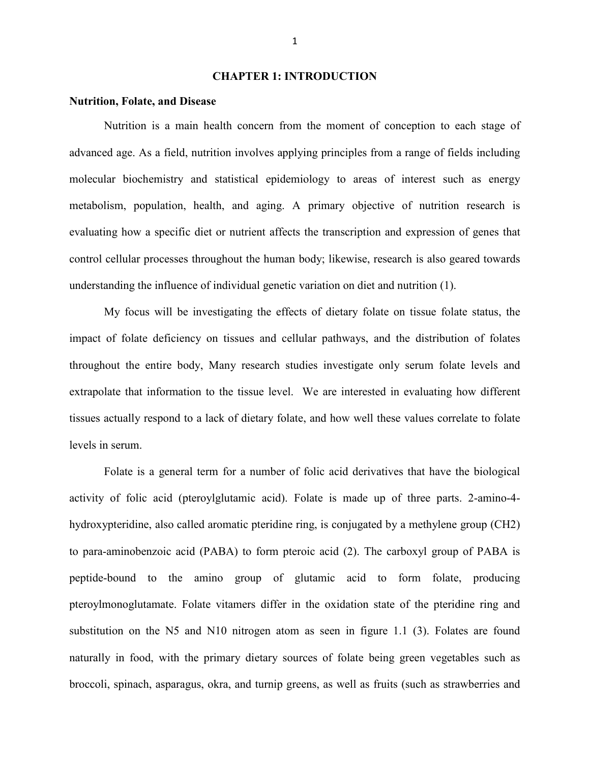# CHAPTER 1: INTRODUCTION

## Nutrition, Folate, and Disease

Nutrition is a main health concern from the moment of conception to each stage of advanced age. As a field, nutrition involves applying principles from a range of fields including molecular biochemistry and statistical epidemiology to areas of interest such as energy metabolism, population, health, and aging. A primary objective of nutrition research is evaluating how a specific diet or nutrient affects the transcription and expression of genes that control cellular processes throughout the human body; likewise, research is also geared towards understanding the influence of individual genetic variation on diet and nutrition (1).

My focus will be investigating the effects of dietary folate on tissue folate status, the impact of folate deficiency on tissues and cellular pathways, and the distribution of folates throughout the entire body, Many research studies investigate only serum folate levels and extrapolate that information to the tissue level. We are interested in evaluating how different tissues actually respond to a lack of dietary folate, and how well these values correlate to folate levels in serum.

Folate is a general term for a number of folic acid derivatives that have the biological activity of folic acid (pteroylglutamic acid). Folate is made up of three parts. 2-amino-4-hydroxypteridine, also called aromatic pteridine ring, is conjugated by a methylene group ($CH_2$) to para-aminobenzoic acid (PABA) to form pteroic acid (2). The carboxyl group of PABA is peptide-bound to the amino group of glutamic acid to form folate, producing pteroylmonoglutamate. Folate vitamers differ in the oxidation state of the pteridine ring and substitution on the N5 and N10 nitrogen atom as seen in figure 1.1 (3). Folates are found naturally in food, with the primary dietary sources of folate being green vegetables such as broccoli, spinach, asparagus, okra, and turnip greens, as well as fruits (such as strawberries and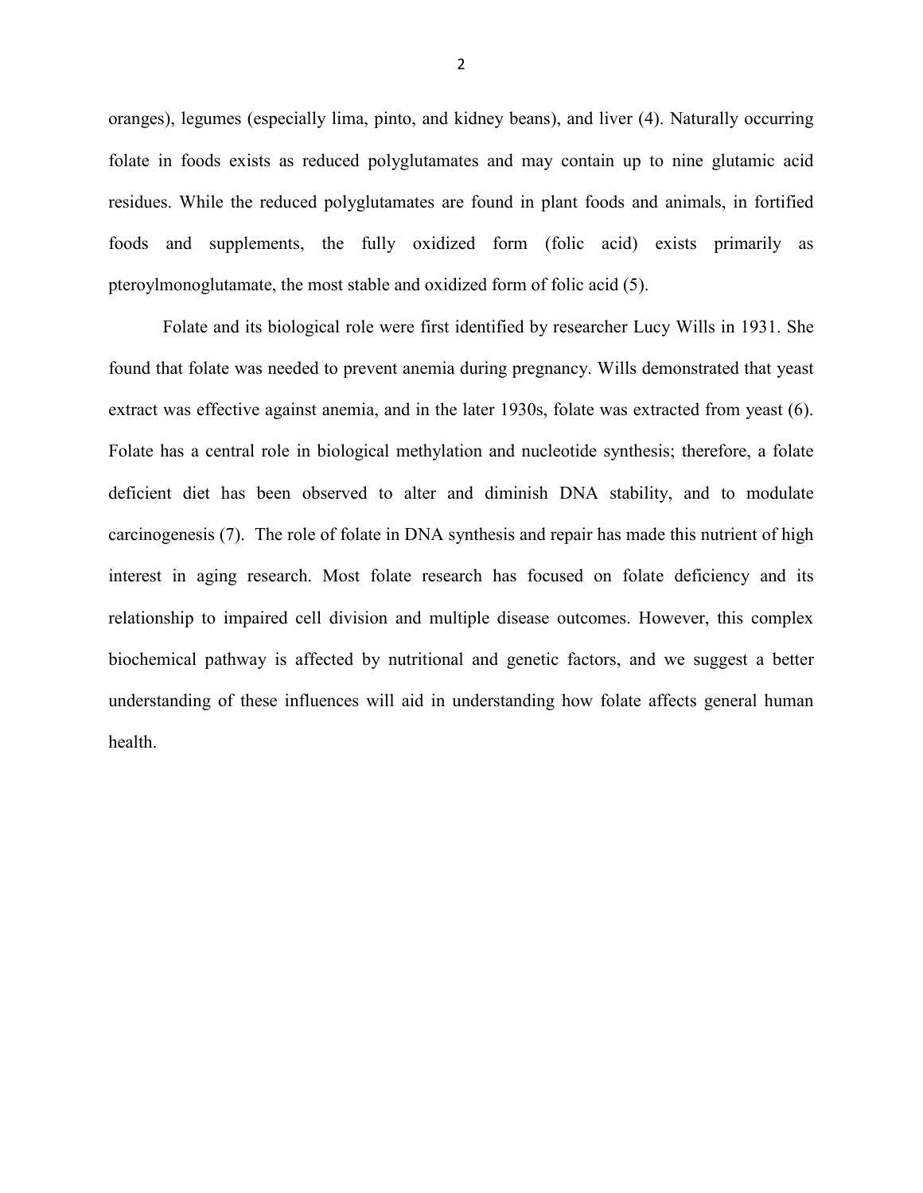oranges), legumes (especially lima, pinto, and kidney beans), and liver (4). Naturally occurring folate in foods exists as reduced polyglutamates and may contain up to nine glutamic acid residues. While the reduced polyglutamates are found in plant foods and animals, in fortified foods and supplements, the fully oxidized form (folic acid) exists primarily as pteroylmonoglutamate, the most stable and oxidized form of folic acid (5).

Folate and its biological role were first identified by researcher Lucy Wills in 1931. She found that folate was needed to prevent anemia during pregnancy. Wills demonstrated that yeast extract was effective against anemia, and in the later 1930s, folate was extracted from yeast (6). Folate has a central role in biological methylation and nucleotide synthesis; therefore, a folate deficient diet has been observed to alter and diminish DNA stability, and to modulate carcinogenesis (7). The role of folate in DNA synthesis and repair has made this nutrient of high interest in aging research. Most folate research has focused on folate deficiency and its relationship to impaired cell division and multiple disease outcomes. However, this complex biochemical pathway is affected by nutritional and genetic factors, and we suggest a better understanding of these influences will aid in understanding how folate affects general human health.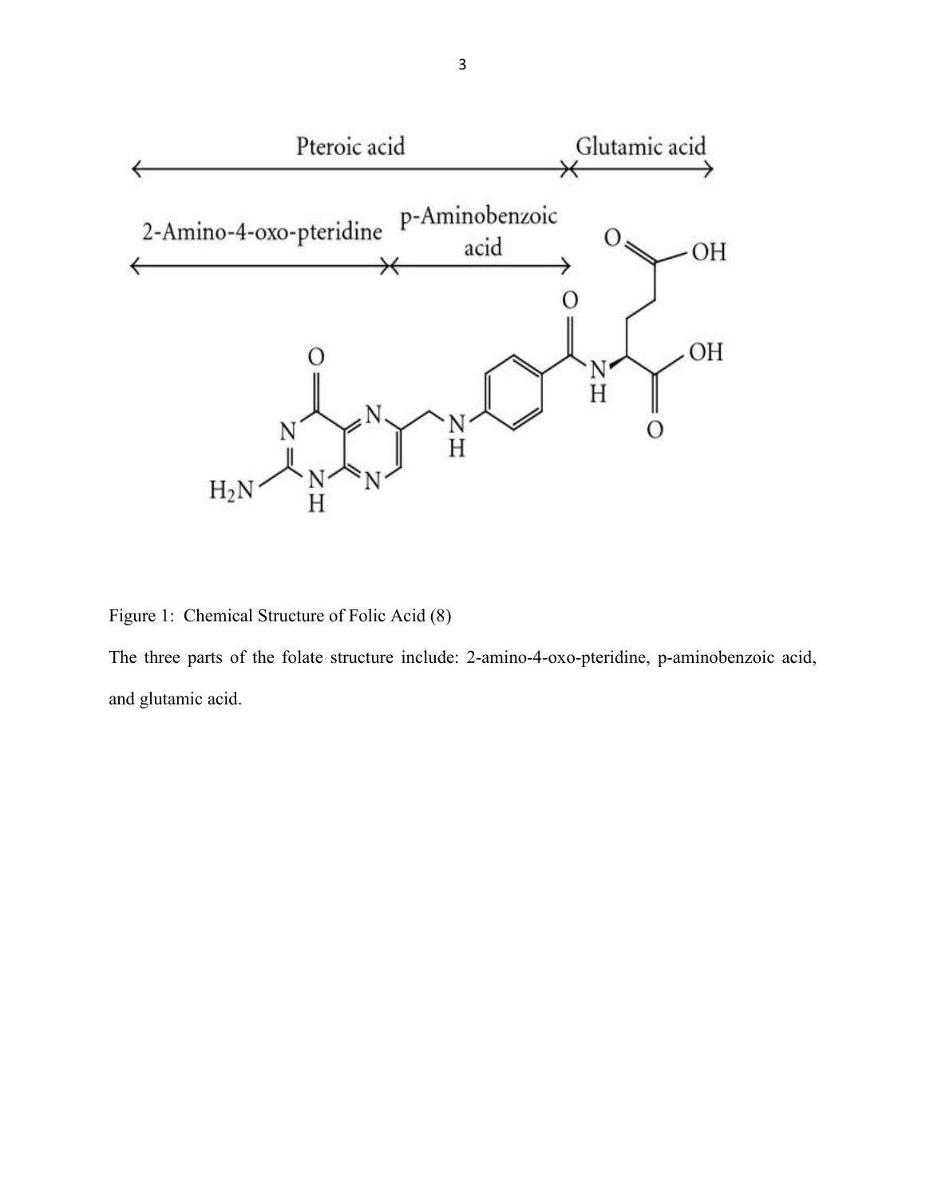Figure 1: Chemical Structure of Folic Acid (8)

The three parts of the folate structure include: 2-amino-4-oxo-pteridine, p-aminobenzoic acid, and glutamic acid.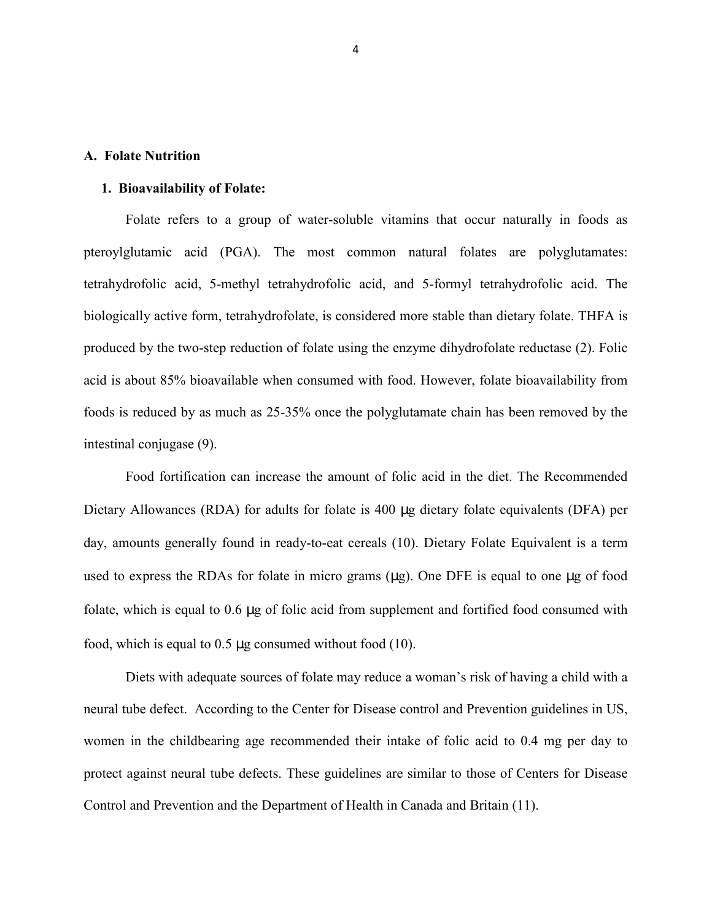## A. Folate Nutrition

### 1. Bioavailability of Folate:

Folate refers to a group of water-soluble vitamins that occur naturally in foods as pteroylglutamic acid (PGA). The most common natural folates are polyglutamates: tetrahydrofolic acid, 5-methyl tetrahydrofolic acid, and 5-formyl tetrahydrofolic acid. The biologically active form, tetrahydrofolate, is considered more stable than dietary folate. THFA is produced by the two-step reduction of folate using the enzyme dihydrofolate reductase (2). Folic acid is about 85% bioavailable when consumed with food. However, folate bioavailability from foods is reduced by as much as 25-35% once the polyglutamate chain has been removed by the intestinal conjugase (9).

Food fortification can increase the amount of folic acid in the diet. The Recommended Dietary Allowances (RDA) for adults for folate is 400 μg dietary folate equivalents (DFA) per day, amounts generally found in ready-to-eat cereals (10). Dietary Folate Equivalent is a term used to express the RDAs for folate in micro grams (μg). One DFE is equal to one μg of food folate, which is equal to 0.6 μg of folic acid from supplement and fortified food consumed with food, which is equal to 0.5 μg consumed without food (10).

Diets with adequate sources of folate may reduce a woman's risk of having a child with a neural tube defect. According to the Center for Disease control and Prevention guidelines in US, women in the childbearing age recommended their intake of folic acid to 0.4 mg per day to protect against neural tube defects. These guidelines are similar to those of Centers for Disease Control and Prevention and the Department of Health in Canada and Britain (11).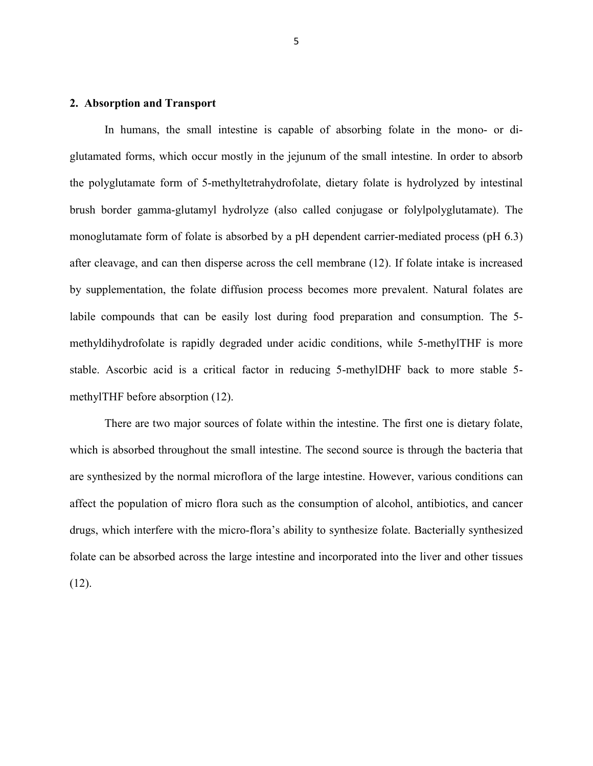## 2. Absorption and Transport

In humans, the small intestine is capable of absorbing folate in the mono- or di-glutamated forms, which occur mostly in the jejunum of the small intestine. In order to absorb the polyglutamate form of 5-methyltetrahydrofolate, dietary folate is hydrolyzed by intestinal brush border gamma-glutamyl hydrolyze (also called conjugase or folylpolyglutamate). The monoglutamate form of folate is absorbed by a pH dependent carrier-mediated process (pH 6.3) after cleavage, and can then disperse across the cell membrane (12). If folate intake is increased by supplementation, the folate diffusion process becomes more prevalent. Natural folates are labile compounds that can be easily lost during food preparation and consumption. The 5-methyldihydrofolate is rapidly degraded under acidic conditions, while 5-methylTHF is more stable. Ascorbic acid is a critical factor in reducing 5-methylDHF back to more stable 5-methylTHF before absorption (12).

There are two major sources of folate within the intestine. The first one is dietary folate, which is absorbed throughout the small intestine. The second source is through the bacteria that are synthesized by the normal microflora of the large intestine. However, various conditions can affect the population of micro flora such as the consumption of alcohol, antibiotics, and cancer drugs, which interfere with the micro-flora's ability to synthesize folate. Bacterially synthesized folate can be absorbed across the large intestine and incorporated into the liver and other tissues (12).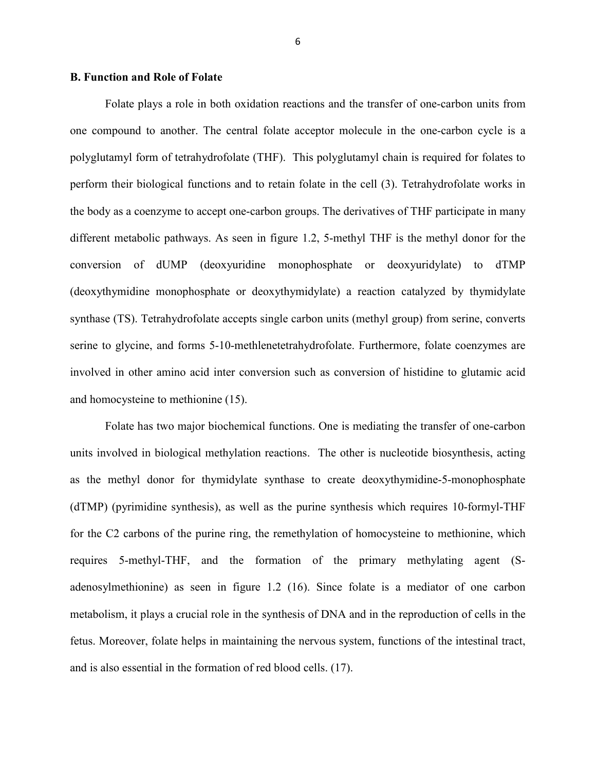### B. Function and Role of Folate

Folate plays a role in both oxidation reactions and the transfer of one-carbon units from one compound to another. The central folate acceptor molecule in the one-carbon cycle is a polyglutamyl form of tetrahydrofolate (THF). This polyglutamyl chain is required for folates to perform their biological functions and to retain folate in the cell (3). Tetrahydrofolate works in the body as a coenzyme to accept one-carbon groups. The derivatives of THF participate in many different metabolic pathways. As seen in figure 1.2, 5-methyl THF is the methyl donor for the conversion of dUMP (deoxyuridine monophosphate or deoxyuridylate) to dTMP (deoxythymidine monophosphate or deoxythymidylate) a reaction catalyzed by thymidylate synthase (TS). Tetrahydrofolate accepts single carbon units (methyl group) from serine, converts serine to glycine, and forms 5-10-methlenetetrahydrofolate. Furthermore, folate coenzymes are involved in other amino acid inter conversion such as conversion of histidine to glutamic acid and homocysteine to methionine (15).

Folate has two major biochemical functions. One is mediating the transfer of one-carbon units involved in biological methylation reactions. The other is nucleotide biosynthesis, acting as the methyl donor for thymidylate synthase to create deoxythymidine-5-monophosphate (dTMP) (pyrimidine synthesis), as well as the purine synthesis which requires 10-formyl-THF for the C2 carbons of the purine ring, the remethylation of homocysteine to methionine, which requires 5-methyl-THF, and the formation of the primary methylating agent (S-adenosylmethionine) as seen in figure 1.2 (16). Since folate is a mediator of one carbon metabolism, it plays a crucial role in the synthesis of DNA and in the reproduction of cells in the fetus. Moreover, folate helps in maintaining the nervous system, functions of the intestinal tract, and is also essential in the formation of red blood cells. (17).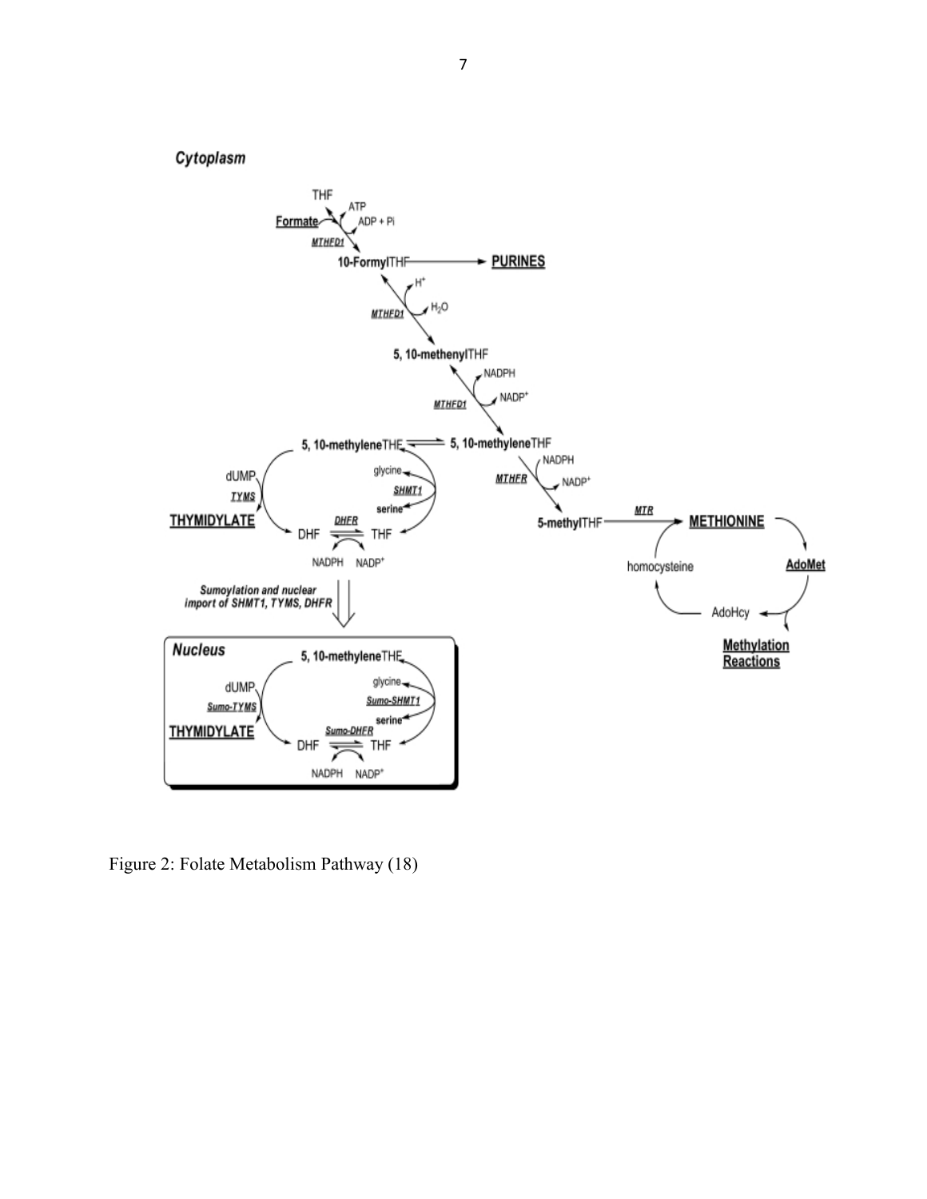Figure 2: Folate Metabolism Pathway (18)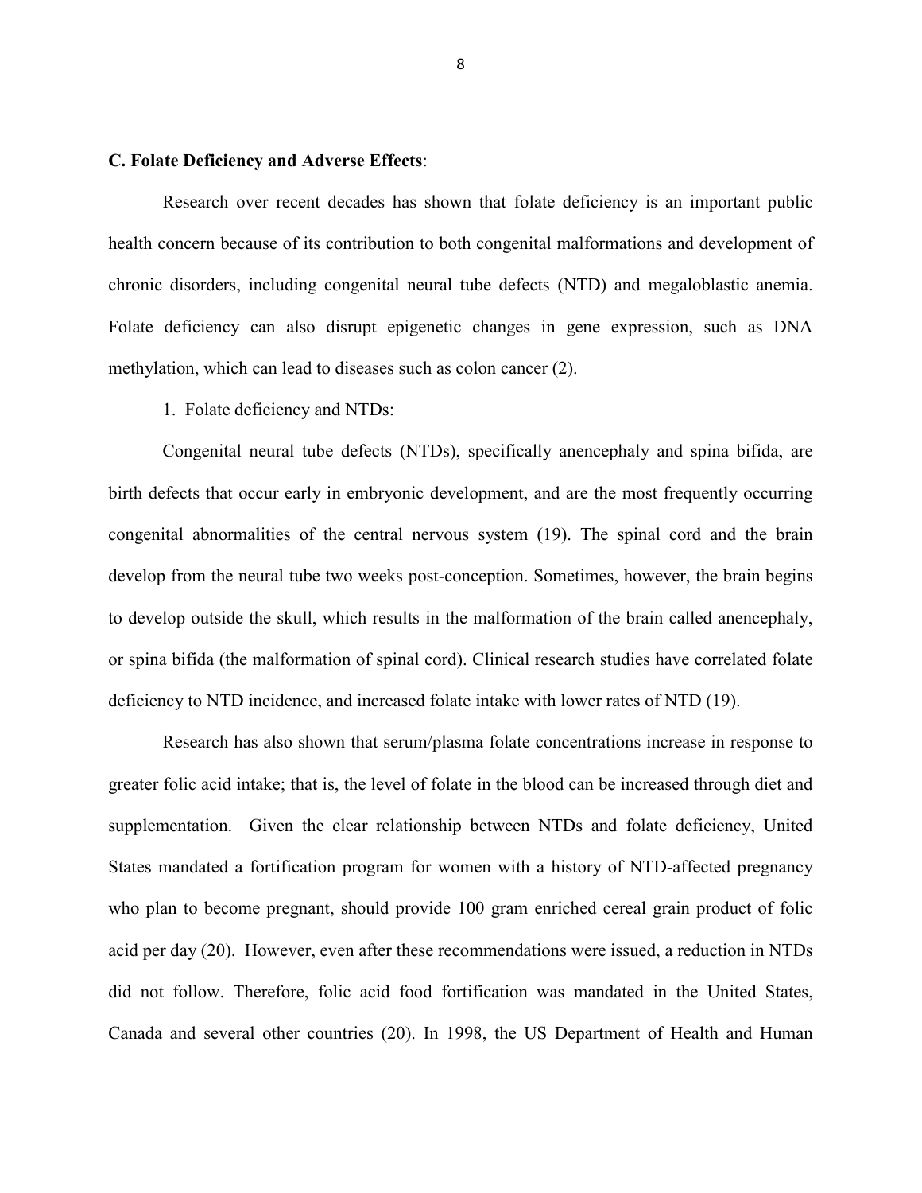**C. Folate Deficiency and Adverse Effects**:

Research over recent decades has shown that folate deficiency is an important public health concern because of its contribution to both congenital malformations and development of chronic disorders, including congenital neural tube defects (NTD) and megaloblastic anemia. Folate deficiency can also disrupt epigenetic changes in gene expression, such as DNA methylation, which can lead to diseases such as colon cancer (2).

1. Folate deficiency and NTDs:

Congenital neural tube defects (NTDs), specifically anencephaly and spina bifida, are birth defects that occur early in embryonic development, and are the most frequently occurring congenital abnormalities of the central nervous system (19). The spinal cord and the brain develop from the neural tube two weeks post-conception. Sometimes, however, the brain begins to develop outside the skull, which results in the malformation of the brain called anencephaly, or spina bifida (the malformation of spinal cord). Clinical research studies have correlated folate deficiency to NTD incidence, and increased folate intake with lower rates of NTD (19).

Research has also shown that serum/plasma folate concentrations increase in response to greater folic acid intake; that is, the level of folate in the blood can be increased through diet and supplementation. Given the clear relationship between NTDs and folate deficiency, United States mandated a fortification program for women with a history of NTD-affected pregnancy who plan to become pregnant, should provide 100 gram enriched cereal grain product of folic acid per day (20). However, even after these recommendations were issued, a reduction in NTDs did not follow. Therefore, folic acid food fortification was mandated in the United States, Canada and several other countries (20). In 1998, the US Department of Health and Human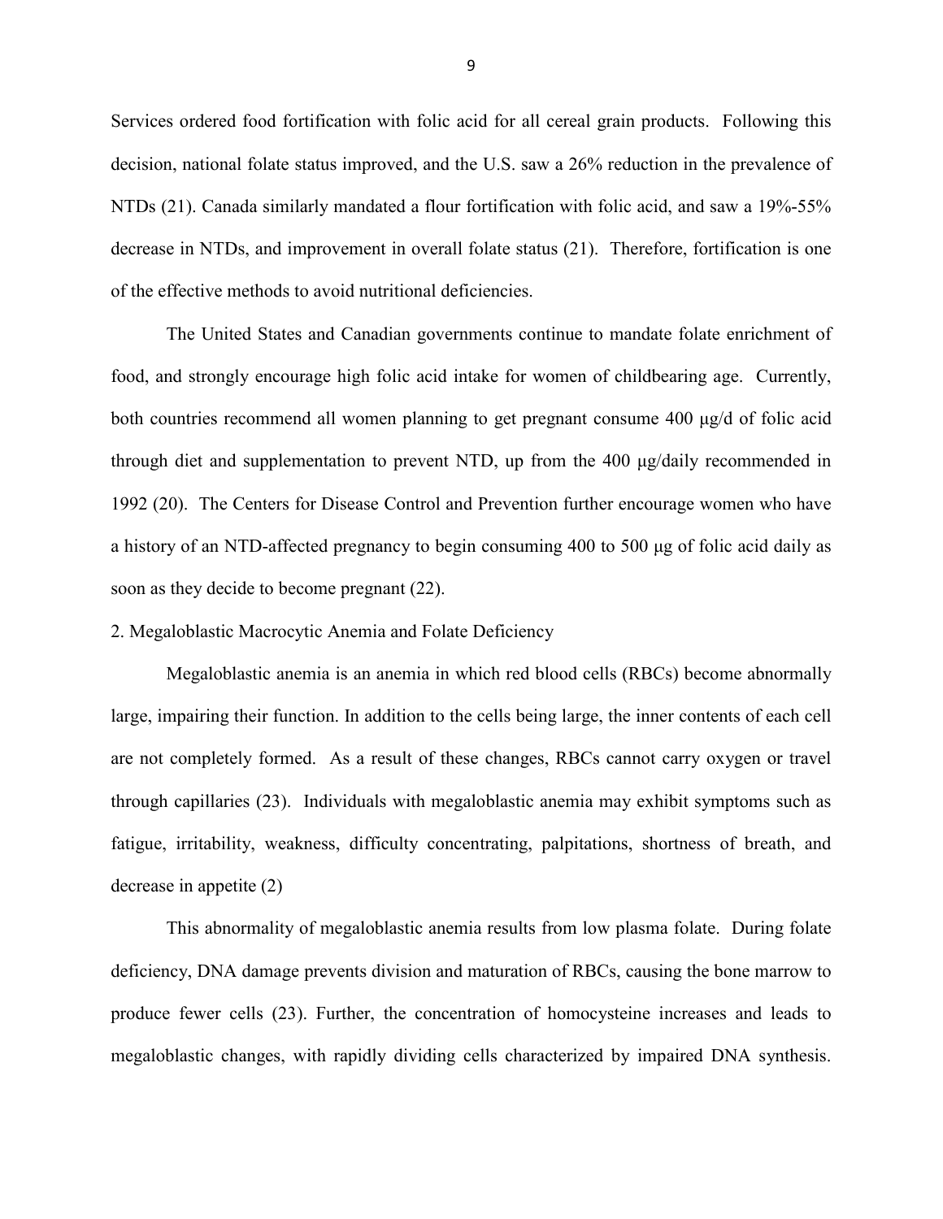Services ordered food fortification with folic acid for all cereal grain products. Following this decision, national folate status improved, and the U.S. saw a 26% reduction in the prevalence of NTDs (21). Canada similarly mandated a flour fortification with folic acid, and saw a 19%-55% decrease in NTDs, and improvement in overall folate status (21). Therefore, fortification is one of the effective methods to avoid nutritional deficiencies.

The United States and Canadian governments continue to mandate folate enrichment of food, and strongly encourage high folic acid intake for women of childbearing age. Currently, both countries recommend all women planning to get pregnant consume 400 µg/d of folic acid through diet and supplementation to prevent NTD, up from the 400 µg/daily recommended in 1992 (20). The Centers for Disease Control and Prevention further encourage women who have a history of an NTD-affected pregnancy to begin consuming 400 to 500 µg of folic acid daily as soon as they decide to become pregnant (22).

2. Megaloblastic Macrocytic Anemia and Folate Deficiency

Megaloblastic anemia is an anemia in which red blood cells (RBCs) become abnormally large, impairing their function. In addition to the cells being large, the inner contents of each cell are not completely formed. As a result of these changes, RBCs cannot carry oxygen or travel through capillaries (23). Individuals with megaloblastic anemia may exhibit symptoms such as fatigue, irritability, weakness, difficulty concentrating, palpitations, shortness of breath, and decrease in appetite (2)

This abnormality of megaloblastic anemia results from low plasma folate. During folate deficiency, DNA damage prevents division and maturation of RBCs, causing the bone marrow to produce fewer cells (23). Further, the concentration of homocysteine increases and leads to megaloblastic changes, with rapidly dividing cells characterized by impaired DNA synthesis.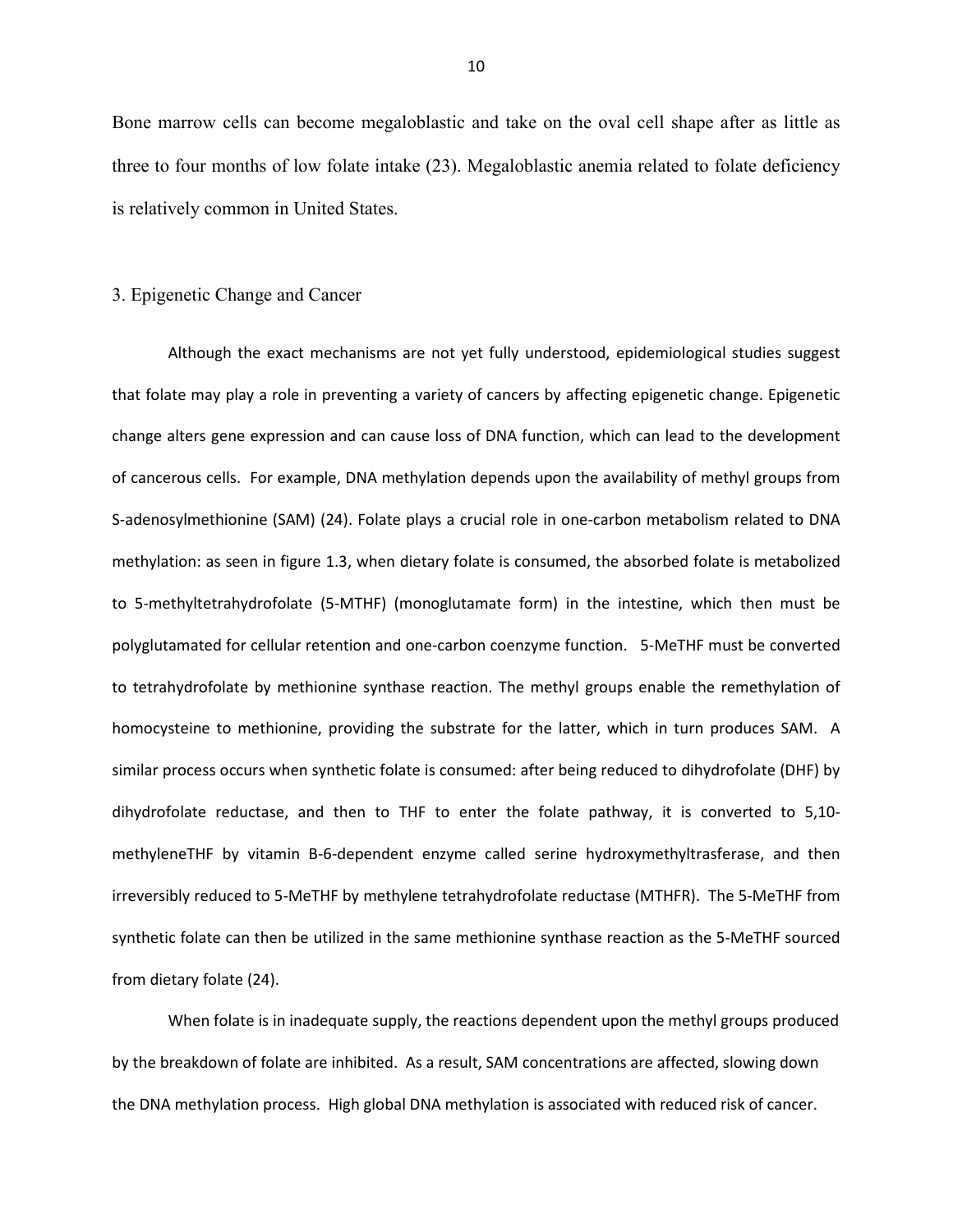Bone marrow cells can become megaloblastic and take on the oval cell shape after as little as three to four months of low folate intake (23). Megaloblastic anemia related to folate deficiency is relatively common in United States.

### 3. Epigenetic Change and Cancer

Although the exact mechanisms are not yet fully understood, epidemiological studies suggest that folate may play a role in preventing a variety of cancers by affecting epigenetic change. Epigenetic change alters gene expression and can cause loss of DNA function, which can lead to the development of cancerous cells. For example, DNA methylation depends upon the availability of methyl groups from S-adenosylmethionine (SAM) (24). Folate plays a crucial role in one-carbon metabolism related to DNA methylation: as seen in figure 1.3, when dietary folate is consumed, the absorbed folate is metabolized to 5-methyltetrahydrofolate (5-MTHF) (monoglutamate form) in the intestine, which then must be polyglutamated for cellular retention and one-carbon coenzyme function. 5-MeTHF must be converted to tetrahydrofolate by methionine synthase reaction. The methyl groups enable the remethylation of homocysteine to methionine, providing the substrate for the latter, which in turn produces SAM. A similar process occurs when synthetic folate is consumed: after being reduced to dihydrofolate (DHF) by dihydrofolate reductase, and then to THF to enter the folate pathway, it is converted to 5,10-methyleneTHF by vitamin B-6-dependent enzyme called serine hydroxymethyltrasferase, and then irreversibly reduced to 5-MeTHF by methylene tetrahydrofolate reductase (MTHFR). The 5-MeTHF from synthetic folate can then be utilized in the same methionine synthase reaction as the 5-MeTHF sourced from dietary folate (24).

When folate is in inadequate supply, the reactions dependent upon the methyl groups produced by the breakdown of folate are inhibited. As a result, SAM concentrations are affected, slowing down the DNA methylation process. High global DNA methylation is associated with reduced risk of cancer.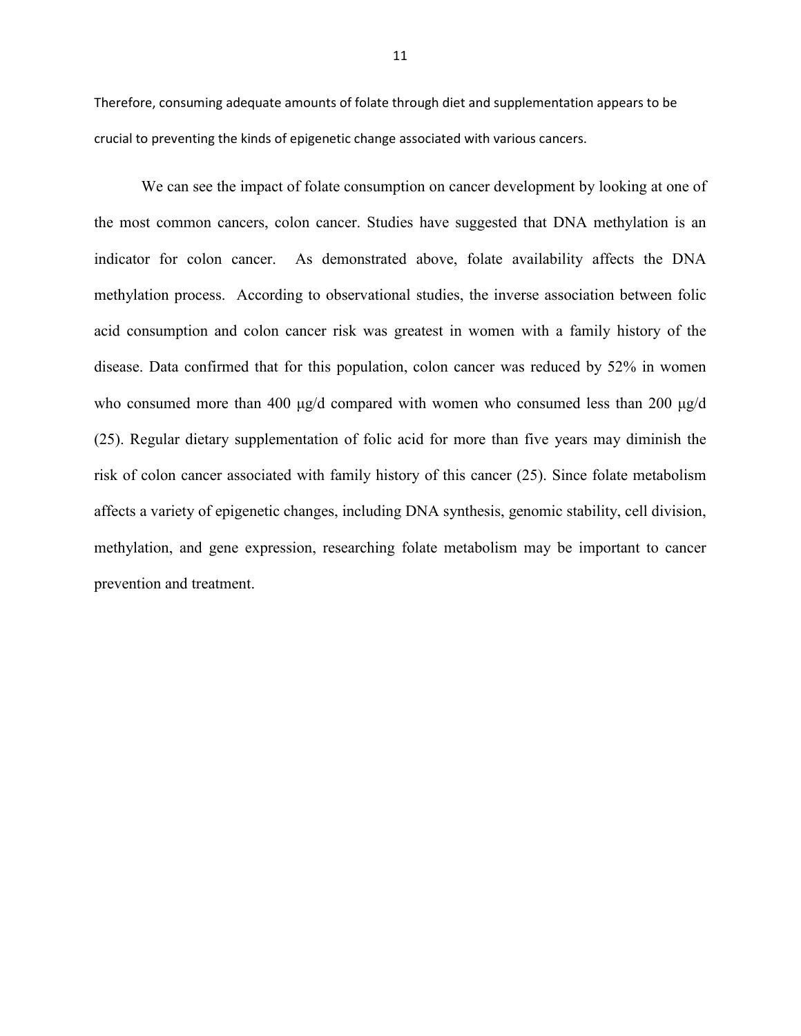Therefore, consuming adequate amounts of folate through diet and supplementation appears to be crucial to preventing the kinds of epigenetic change associated with various cancers.

We can see the impact of folate consumption on cancer development by looking at one of the most common cancers, colon cancer. Studies have suggested that DNA methylation is an indicator for colon cancer. As demonstrated above, folate availability affects the DNA methylation process. According to observational studies, the inverse association between folic acid consumption and colon cancer risk was greatest in women with a family history of the disease. Data confirmed that for this population, colon cancer was reduced by 52% in women who consumed more than 400 μg/d compared with women who consumed less than 200 μg/d (25). Regular dietary supplementation of folic acid for more than five years may diminish the risk of colon cancer associated with family history of this cancer (25). Since folate metabolism affects a variety of epigenetic changes, including DNA synthesis, genomic stability, cell division, methylation, and gene expression, researching folate metabolism may be important to cancer prevention and treatment.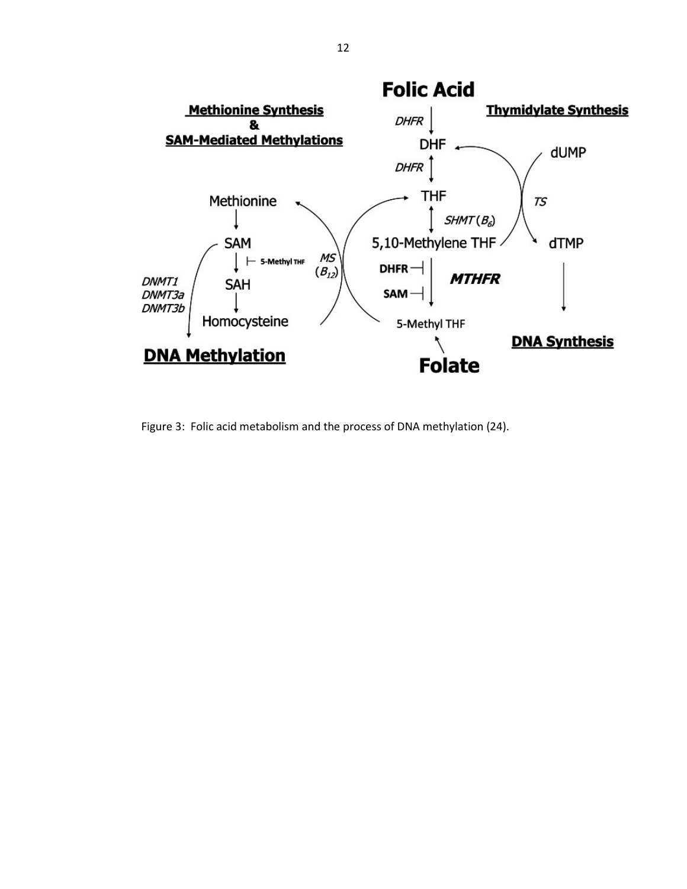Figure 3: Folic acid metabolism and the process of DNA methylation (24).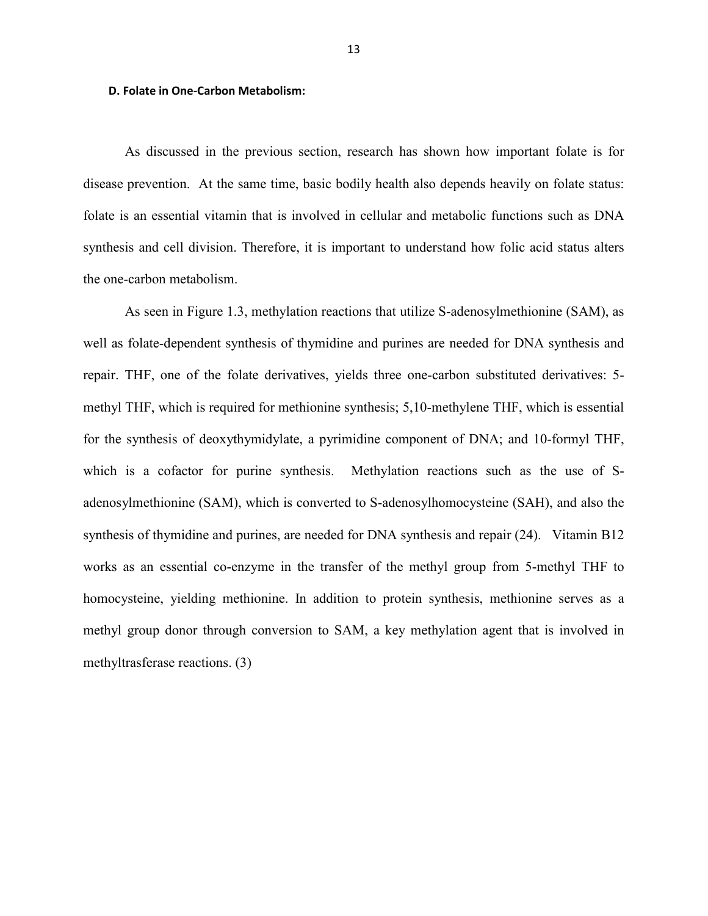### D. Folate in One-Carbon Metabolism:

As discussed in the previous section, research has shown how important folate is for disease prevention. At the same time, basic bodily health also depends heavily on folate status: folate is an essential vitamin that is involved in cellular and metabolic functions such as DNA synthesis and cell division. Therefore, it is important to understand how folic acid status alters the one-carbon metabolism.

As seen in Figure 1.3, methylation reactions that utilize S-adenosylmethionine (SAM), as well as folate-dependent synthesis of thymidine and purines are needed for DNA synthesis and repair. THF, one of the folate derivatives, yields three one-carbon substituted derivatives: 5-methyl THF, which is required for methionine synthesis; 5,10-methylene THF, which is essential for the synthesis of deoxythymidylate, a pyrimidine component of DNA; and 10-formyl THF, which is a cofactor for purine synthesis. Methylation reactions such as the use of S-adenosylmethionine (SAM), which is converted to S-adenosylhomocysteine (SAH), and also the synthesis of thymidine and purines, are needed for DNA synthesis and repair (24). Vitamin B12 works as an essential co-enzyme in the transfer of the methyl group from 5-methyl THF to homocysteine, yielding methionine. In addition to protein synthesis, methionine serves as a methyl group donor through conversion to SAM, a key methylation agent that is involved in methyltrasferase reactions. (3)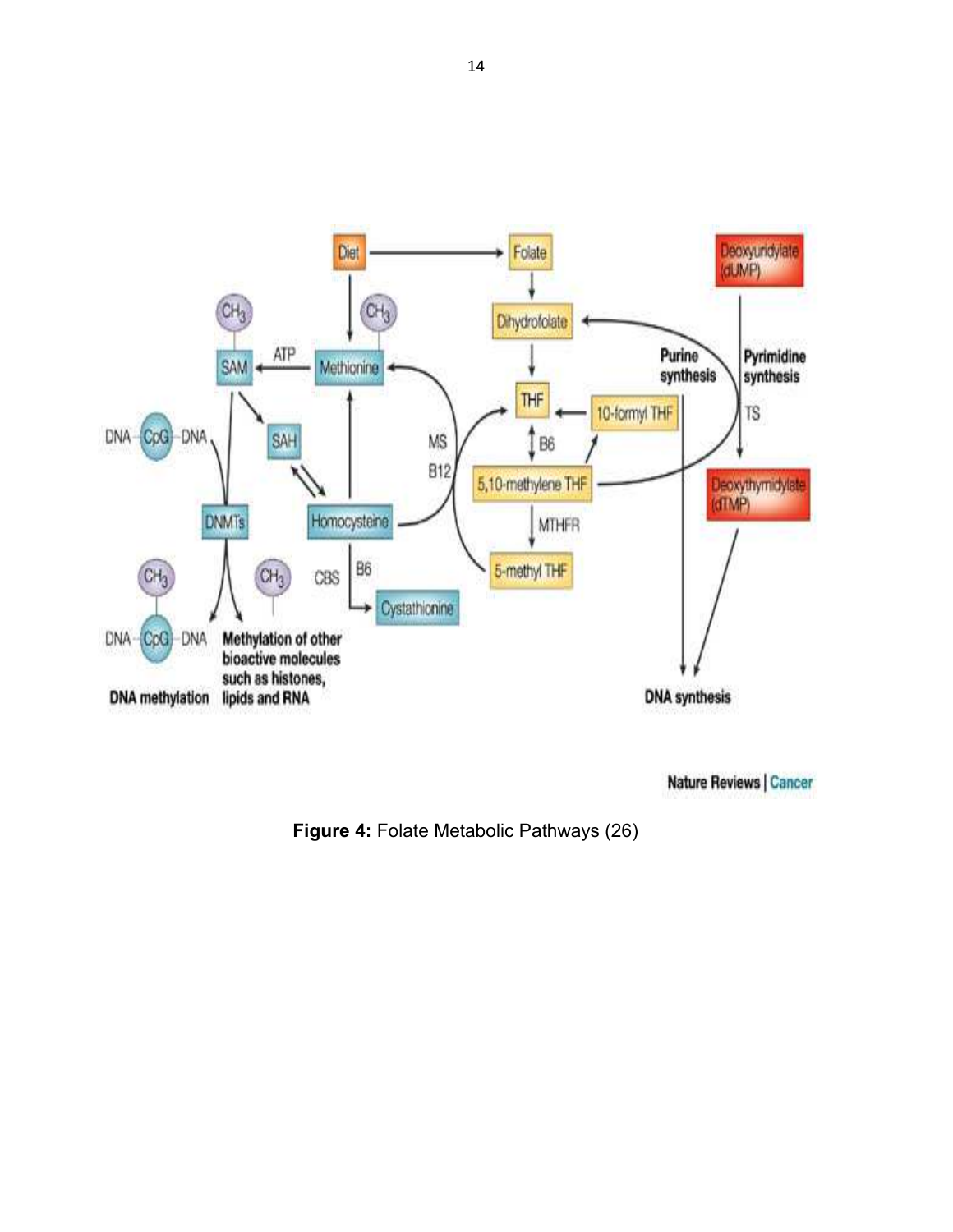**Figure 4:** Folate Metabolic Pathways (26)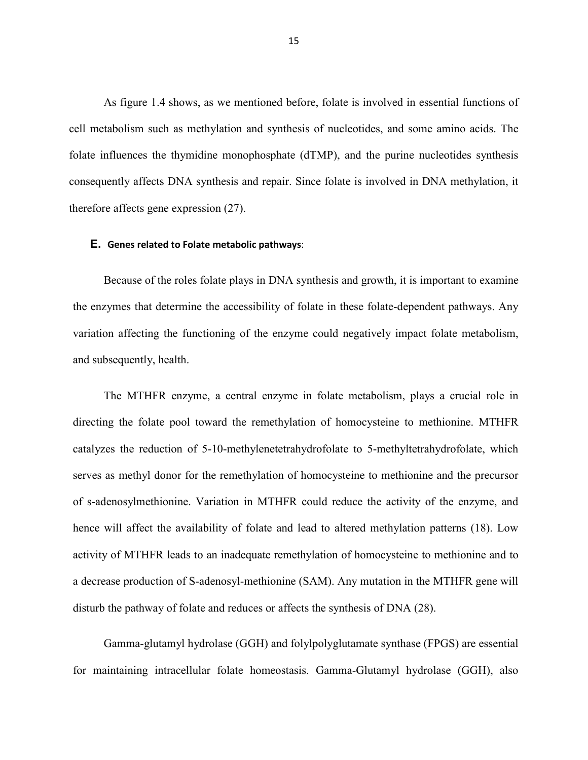As figure 1.4 shows, as we mentioned before, folate is involved in essential functions of cell metabolism such as methylation and synthesis of nucleotides, and some amino acids. The folate influences the thymidine monophosphate (dTMP), and the purine nucleotides synthesis consequently affects DNA synthesis and repair. Since folate is involved in DNA methylation, it therefore affects gene expression (27).

### E. Genes related to Folate metabolic pathways:

Because of the roles folate plays in DNA synthesis and growth, it is important to examine the enzymes that determine the accessibility of folate in these folate-dependent pathways. Any variation affecting the functioning of the enzyme could negatively impact folate metabolism, and subsequently, health.

The MTHFR enzyme, a central enzyme in folate metabolism, plays a crucial role in directing the folate pool toward the remethylation of homocysteine to methionine. MTHFR catalyzes the reduction of 5-10-methylenetetrahydrofolate to 5-methyltetrahydrofolate, which serves as methyl donor for the remethylation of homocysteine to methionine and the precursor of s-adenosylmethionine. Variation in MTHFR could reduce the activity of the enzyme, and hence will affect the availability of folate and lead to altered methylation patterns (18). Low activity of MTHFR leads to an inadequate remethylation of homocysteine to methionine and to a decrease production of S-adenosyl-methionine (SAM). Any mutation in the MTHFR gene will disturb the pathway of folate and reduces or affects the synthesis of DNA (28).

Gamma-glutamyl hydrolase (GGH) and folylpolyglutamate synthase (FPGS) are essential for maintaining intracellular folate homeostasis. Gamma-Glutamyl hydrolase (GGH), also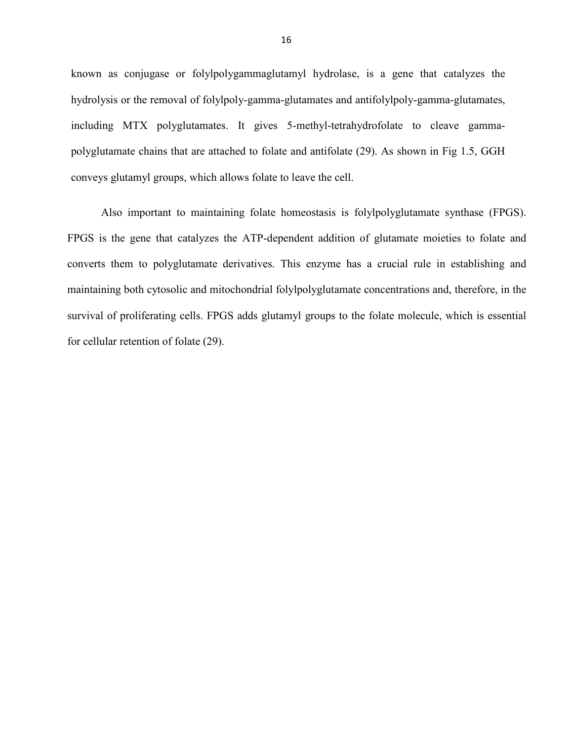known as conjugase or folylpolygammaglutamyl hydrolase, is a gene that catalyzes the hydrolysis or the removal of folylpoly-gamma-glutamates and antifolylpoly-gamma-glutamates, including MTX polyglutamates. It gives 5-methyl-tetrahydrofolate to cleave gamma-polyglutamate chains that are attached to folate and antifolate (29). As shown in Fig 1.5, GGH conveys glutamyl groups, which allows folate to leave the cell.

Also important to maintaining folate homeostasis is folylpolyglutamate synthase (FPGS). FPGS is the gene that catalyzes the ATP-dependent addition of glutamate moieties to folate and converts them to polyglutamate derivatives. This enzyme has a crucial rule in establishing and maintaining both cytosolic and mitochondrial folylpolyglutamate concentrations and, therefore, in the survival of proliferating cells. FPGS adds glutamyl groups to the folate molecule, which is essential for cellular retention of folate (29).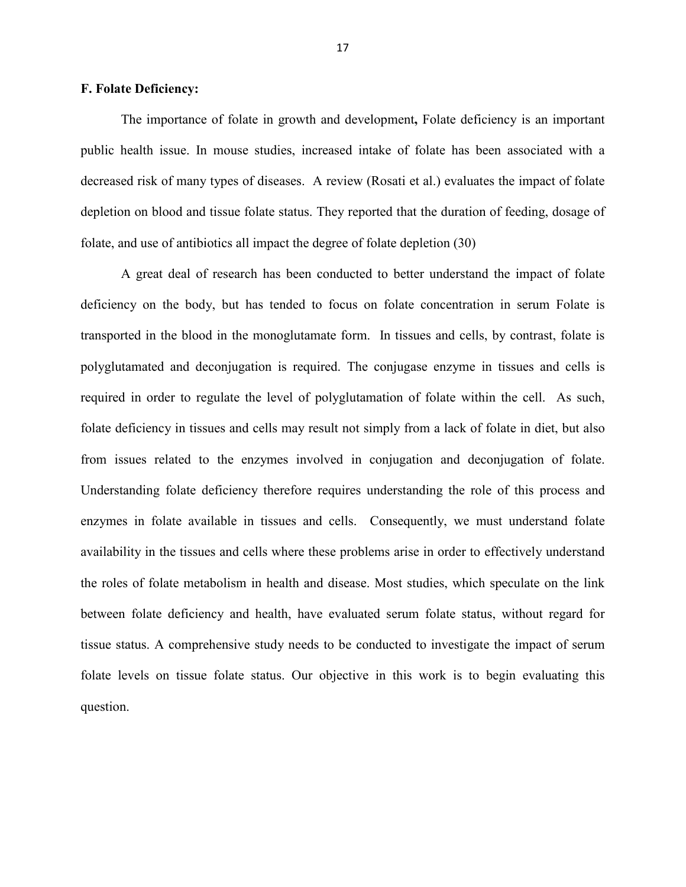**F. Folate Deficiency:**

The importance of folate in growth and development**,** Folate deficiency is an important public health issue. In mouse studies, increased intake of folate has been associated with a decreased risk of many types of diseases. A review (Rosati et al.) evaluates the impact of folate depletion on blood and tissue folate status. They reported that the duration of feeding, dosage of folate, and use of antibiotics all impact the degree of folate depletion (30)

A great deal of research has been conducted to better understand the impact of folate deficiency on the body, but has tended to focus on folate concentration in serum Folate is transported in the blood in the monoglutamate form. In tissues and cells, by contrast, folate is polyglutamated and deconjugation is required. The conjugase enzyme in tissues and cells is required in order to regulate the level of polyglutamation of folate within the cell. As such, folate deficiency in tissues and cells may result not simply from a lack of folate in diet, but also from issues related to the enzymes involved in conjugation and deconjugation of folate. Understanding folate deficiency therefore requires understanding the role of this process and enzymes in folate available in tissues and cells. Consequently, we must understand folate availability in the tissues and cells where these problems arise in order to effectively understand the roles of folate metabolism in health and disease. Most studies, which speculate on the link between folate deficiency and health, have evaluated serum folate status, without regard for tissue status. A comprehensive study needs to be conducted to investigate the impact of serum folate levels on tissue folate status. Our objective in this work is to begin evaluating this question.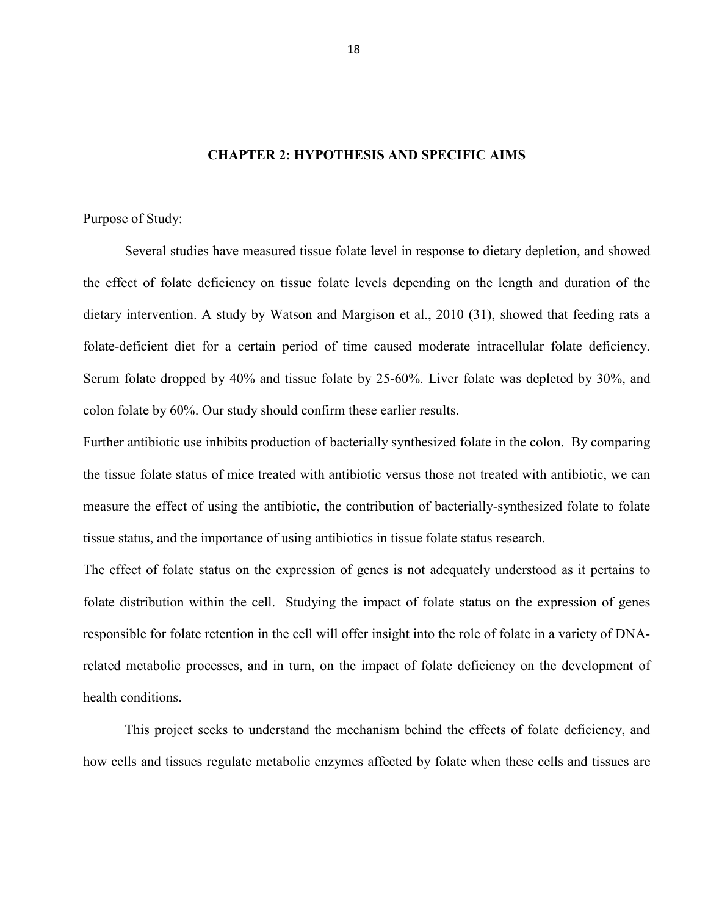## CHAPTER 2: HYPOTHESIS AND SPECIFIC AIMS

Purpose of Study:

Several studies have measured tissue folate level in response to dietary depletion, and showed the effect of folate deficiency on tissue folate levels depending on the length and duration of the dietary intervention. A study by Watson and Margison et al., 2010 (31), showed that feeding rats a folate-deficient diet for a certain period of time caused moderate intracellular folate deficiency. Serum folate dropped by 40% and tissue folate by 25-60%. Liver folate was depleted by 30%, and colon folate by 60%. Our study should confirm these earlier results.

Further antibiotic use inhibits production of bacterially synthesized folate in the colon. By comparing the tissue folate status of mice treated with antibiotic versus those not treated with antibiotic, we can measure the effect of using the antibiotic, the contribution of bacterially-synthesized folate to folate tissue status, and the importance of using antibiotics in tissue folate status research.

The effect of folate status on the expression of genes is not adequately understood as it pertains to folate distribution within the cell. Studying the impact of folate status on the expression of genes responsible for folate retention in the cell will offer insight into the role of folate in a variety of DNA-related metabolic processes, and in turn, on the impact of folate deficiency on the development of health conditions.

This project seeks to understand the mechanism behind the effects of folate deficiency, and how cells and tissues regulate metabolic enzymes affected by folate when these cells and tissues are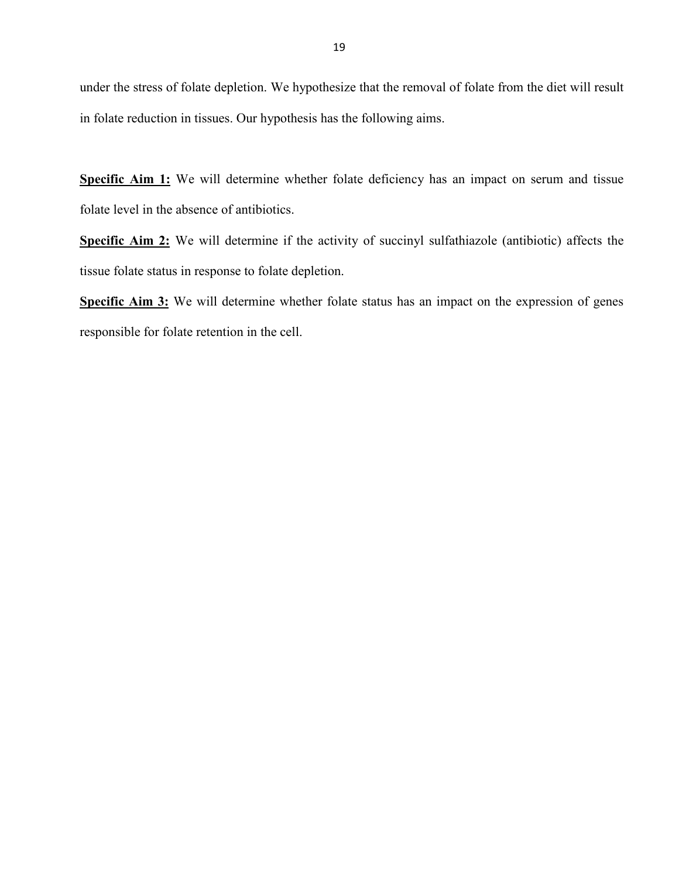under the stress of folate depletion. We hypothesize that the removal of folate from the diet will result in folate reduction in tissues. Our hypothesis has the following aims.

**Specific Aim 1:** We will determine whether folate deficiency has an impact on serum and tissue folate level in the absence of antibiotics.

**Specific Aim 2:** We will determine if the activity of succinyl sulfathiazole (antibiotic) affects the tissue folate status in response to folate depletion.

**Specific Aim 3:** We will determine whether folate status has an impact on the expression of genes responsible for folate retention in the cell.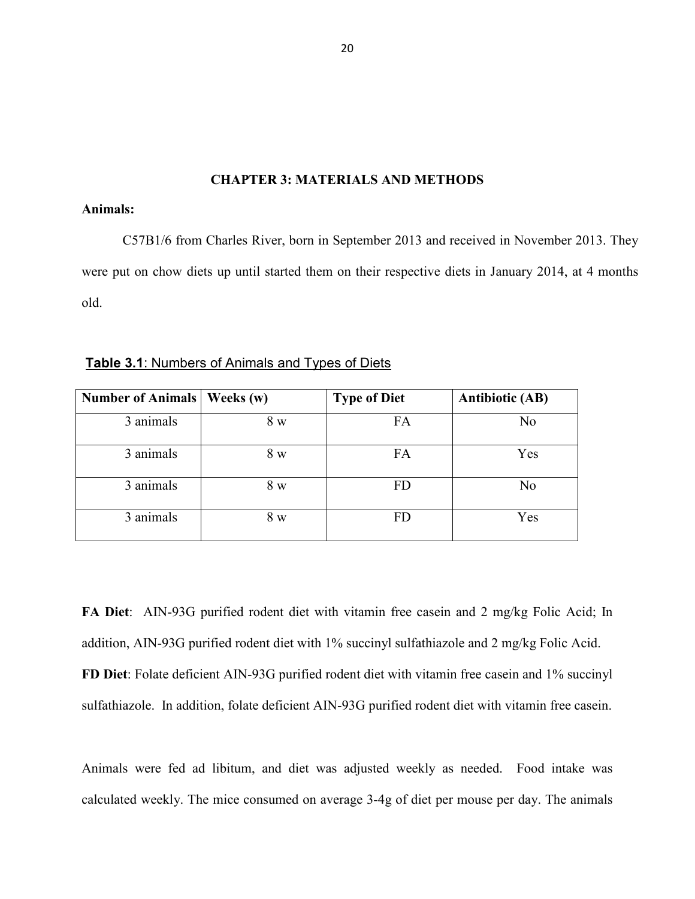# CHAPTER 3: MATERIALS AND METHODS

**Animals:**

C57Bl/6 from Charles River, born in September 2013 and received in November 2013. They were put on chow diets up until started them on their respective diets in January 2014, at 4 months old.

**Table 3.1**: Numbers of Animals and Types of Diets

| Number of Animals | Weeks (w) | Type of Diet | Antibiotic (AB) |
|---|---|---|---|
| 3 animals | 8 w | FA | No |
| 3 animals | 8 w | FA | Yes |
| 3 animals | 8 w | FD | No |
| 3 animals | 8 w | FD | Yes |

**FA Diet**: AIN-93G purified rodent diet with vitamin free casein and 2 mg/kg Folic Acid; In addition, AIN-93G purified rodent diet with 1% succinyl sulfathiazole and 2 mg/kg Folic Acid.
**FD Diet**: Folate deficient AIN-93G purified rodent diet with vitamin free casein and 1% succinyl sulfathiazole. In addition, folate deficient AIN-93G purified rodent diet with vitamin free casein.

Animals were fed ad libitum, and diet was adjusted weekly as needed. Food intake was calculated weekly. The mice consumed on average 3-4g of diet per mouse per day. The animals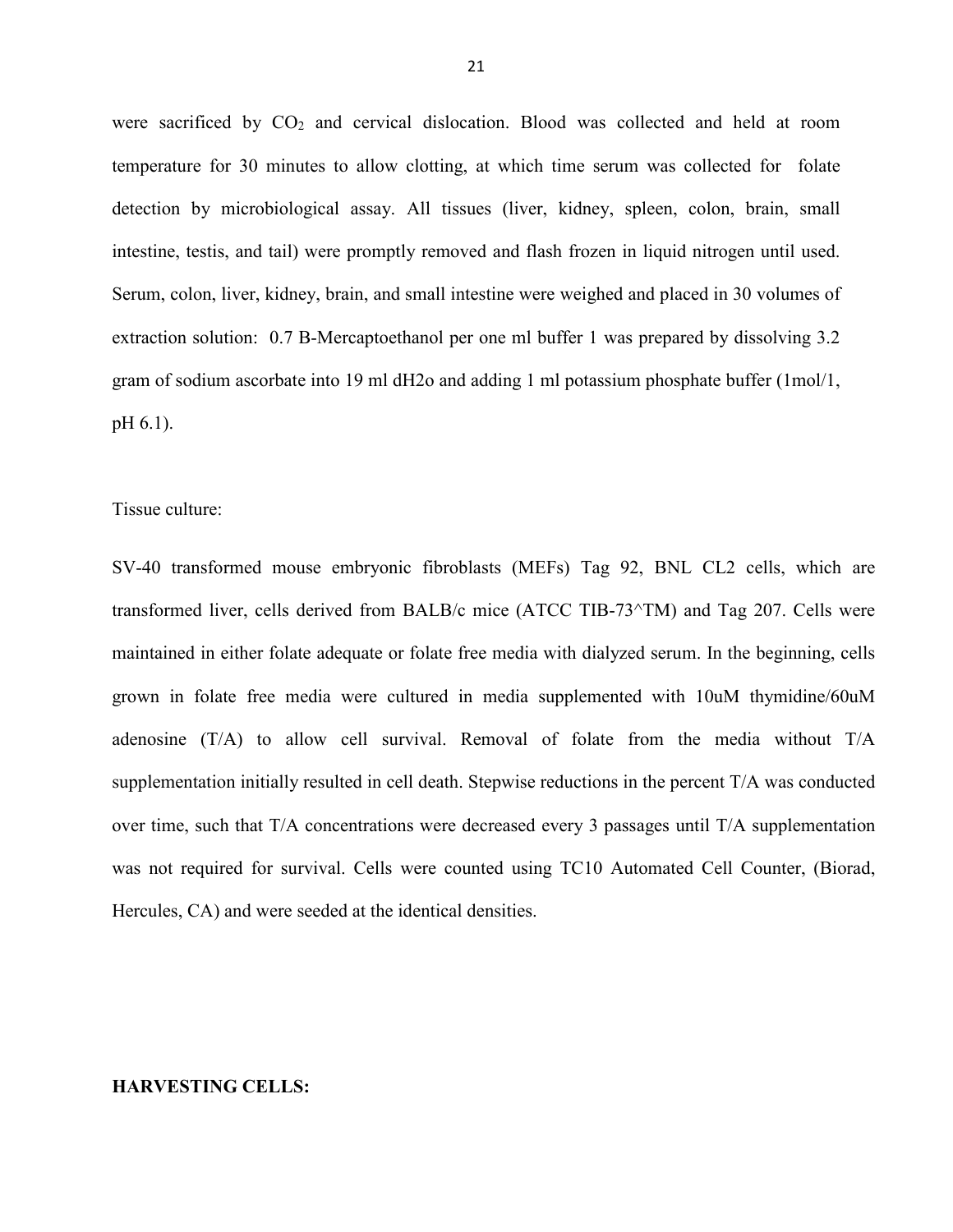were sacrificed by $CO_2$ and cervical dislocation. Blood was collected and held at room temperature for 30 minutes to allow clotting, at which time serum was collected for folate detection by microbiological assay. All tissues (liver, kidney, spleen, colon, brain, small intestine, testis, and tail) were promptly removed and flash frozen in liquid nitrogen until used. Serum, colon, liver, kidney, brain, and small intestine were weighed and placed in 30 volumes of extraction solution: 0.7 B-Mercaptoethanol per one ml buffer 1 was prepared by dissolving 3.2 gram of sodium ascorbate into 19 ml dH2o and adding 1 ml potassium phosphate buffer (1mol/1, pH 6.1).

Tissue culture:

SV-40 transformed mouse embryonic fibroblasts (MEFs) Tag 92, BNL CL2 cells, which are transformed liver, cells derived from BALB/c mice (ATCC TIB-73^TM) and Tag 207. Cells were maintained in either folate adequate or folate free media with dialyzed serum. In the beginning, cells grown in folate free media were cultured in media supplemented with 10uM thymidine/60uM adenosine (T/A) to allow cell survival. Removal of folate from the media without T/A supplementation initially resulted in cell death. Stepwise reductions in the percent T/A was conducted over time, such that T/A concentrations were decreased every 3 passages until T/A supplementation was not required for survival. Cells were counted using TC10 Automated Cell Counter, (Biorad, Hercules, CA) and were seeded at the identical densities.

**HARVESTING CELLS:**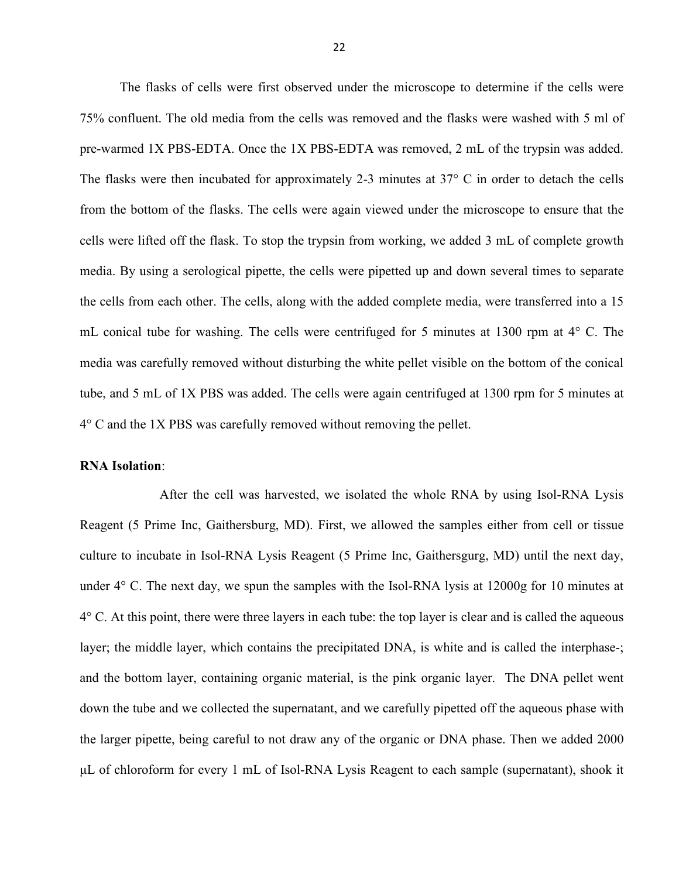The flasks of cells were first observed under the microscope to determine if the cells were 75% confluent. The old media from the cells was removed and the flasks were washed with 5 ml of pre-warmed 1X PBS-EDTA. Once the 1X PBS-EDTA was removed, 2 mL of the trypsin was added. The flasks were then incubated for approximately 2-3 minutes at 37° C in order to detach the cells from the bottom of the flasks. The cells were again viewed under the microscope to ensure that the cells were lifted off the flask. To stop the trypsin from working, we added 3 mL of complete growth media. By using a serological pipette, the cells were pipetted up and down several times to separate the cells from each other. The cells, along with the added complete media, were transferred into a 15 mL conical tube for washing. The cells were centrifuged for 5 minutes at 1300 rpm at 4° C. The media was carefully removed without disturbing the white pellet visible on the bottom of the conical tube, and 5 mL of 1X PBS was added. The cells were again centrifuged at 1300 rpm for 5 minutes at 4° C and the 1X PBS was carefully removed without removing the pellet.

**RNA Isolation**:

After the cell was harvested, we isolated the whole RNA by using Isol-RNA Lysis Reagent (5 Prime Inc, Gaithersburg, MD). First, we allowed the samples either from cell or tissue culture to incubate in Isol-RNA Lysis Reagent (5 Prime Inc, Gaithersgurg, MD) until the next day, under 4° C. The next day, we spun the samples with the Isol-RNA lysis at 12000g for 10 minutes at 4° C. At this point, there were three layers in each tube: the top layer is clear and is called the aqueous layer; the middle layer, which contains the precipitated DNA, is white and is called the interphase-; and the bottom layer, containing organic material, is the pink organic layer. The DNA pellet went down the tube and we collected the supernatant, and we carefully pipetted off the aqueous phase with the larger pipette, being careful to not draw any of the organic or DNA phase. Then we added 2000 μL of chloroform for every 1 mL of Isol-RNA Lysis Reagent to each sample (supernatant), shook it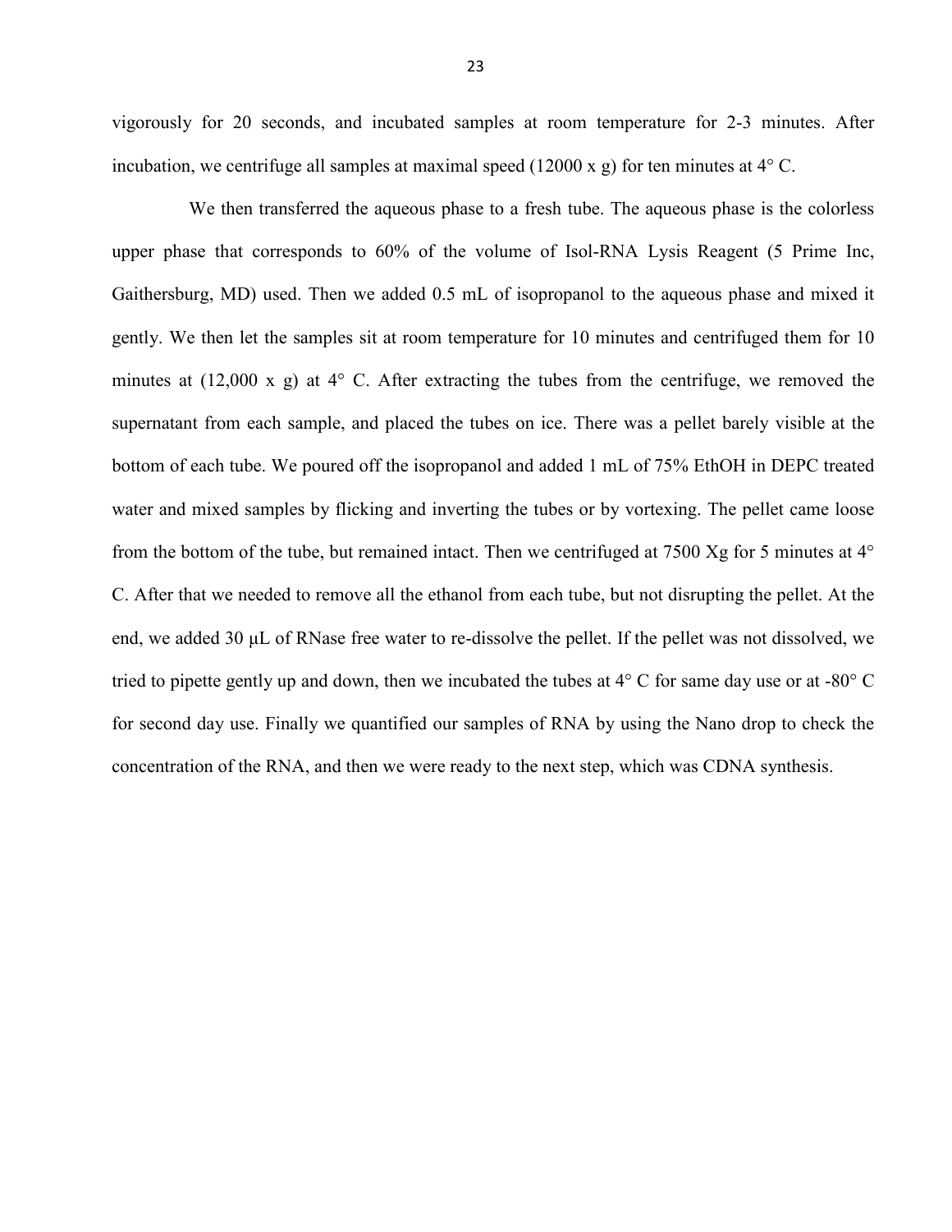vigorously for 20 seconds, and incubated samples at room temperature for 2-3 minutes. After incubation, we centrifuge all samples at maximal speed (12000 x g) for ten minutes at 4° C.

We then transferred the aqueous phase to a fresh tube. The aqueous phase is the colorless upper phase that corresponds to 60% of the volume of Isol-RNA Lysis Reagent (5 Prime Inc, Gaithersburg, MD) used. Then we added 0.5 mL of isopropanol to the aqueous phase and mixed it gently. We then let the samples sit at room temperature for 10 minutes and centrifuged them for 10 minutes at (12,000 x g) at 4° C. After extracting the tubes from the centrifuge, we removed the supernatant from each sample, and placed the tubes on ice. There was a pellet barely visible at the bottom of each tube. We poured off the isopropanol and added 1 mL of 75% EthOH in DEPC treated water and mixed samples by flicking and inverting the tubes or by vortexing. The pellet came loose from the bottom of the tube, but remained intact. Then we centrifuged at 7500 Xg for 5 minutes at 4° C. After that we needed to remove all the ethanol from each tube, but not disrupting the pellet. At the end, we added 30 µL of RNase free water to re-dissolve the pellet. If the pellet was not dissolved, we tried to pipette gently up and down, then we incubated the tubes at 4° C for same day use or at -80° C for second day use. Finally we quantified our samples of RNA by using the Nano drop to check the concentration of the RNA, and then we were ready to the next step, which was CDNA synthesis.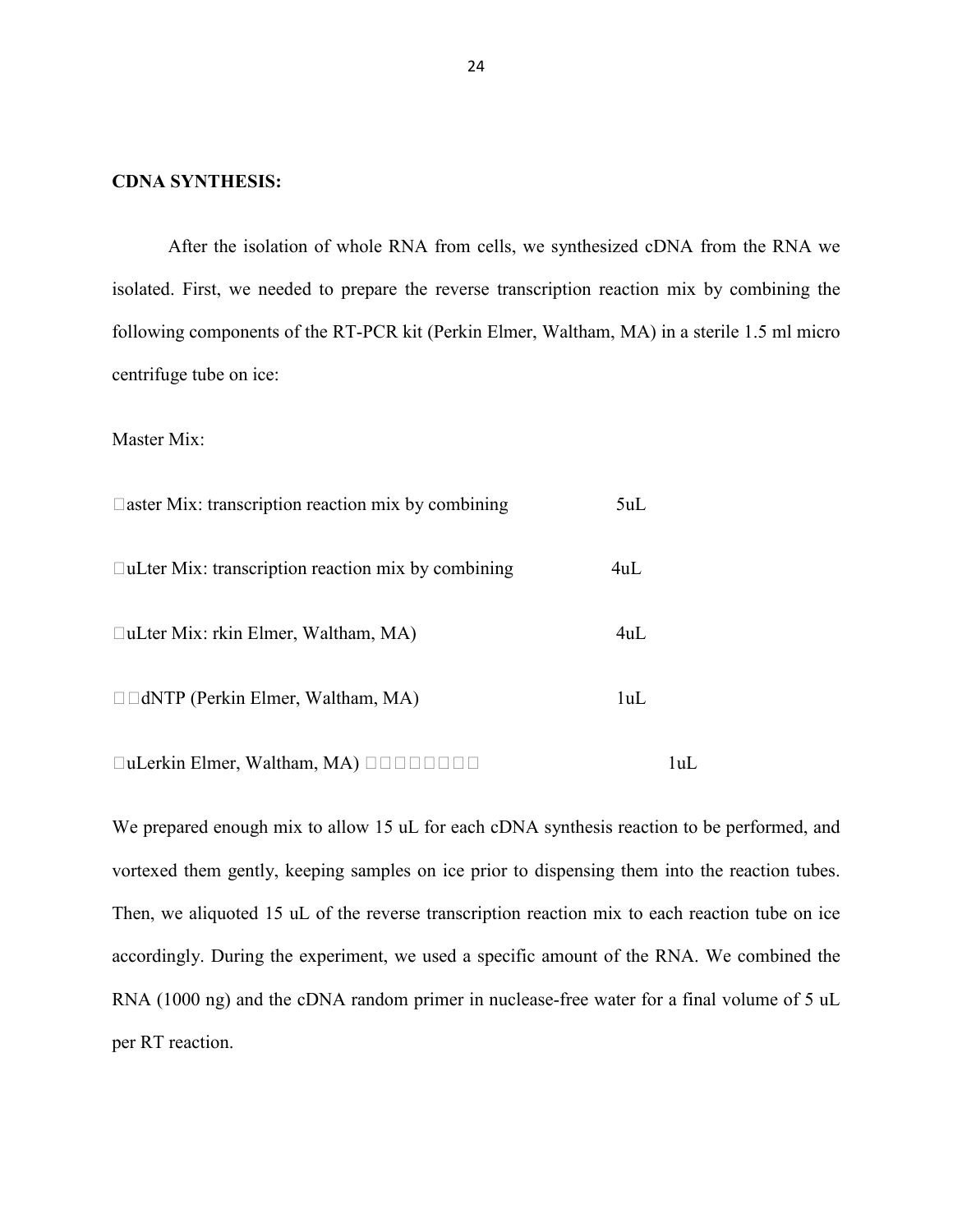**CDNA SYNTHESIS:**

After the isolation of whole RNA from cells, we synthesized cDNA from the RNA we isolated. First, we needed to prepare the reverse transcription reaction mix by combining the following components of the RT-PCR kit (Perkin Elmer, Waltham, MA) in a sterile 1.5 ml micro centrifuge tube on ice:

Master Mix:

| | |
|---|---|
| □aster Mix: transcription reaction mix by combining | 5uL |
| □uLter Mix: transcription reaction mix by combining | 4uL |
| □uLter Mix: rkin Elmer, Waltham, MA) | 4uL |
| □□dNTP (Perkin Elmer, Waltham, MA) | 1uL |
| □uLerkin Elmer, Waltham, MA) □□□□□□□□ | 1uL |

We prepared enough mix to allow 15 uL for each cDNA synthesis reaction to be performed, and vortexed them gently, keeping samples on ice prior to dispensing them into the reaction tubes. Then, we aliquoted 15 uL of the reverse transcription reaction mix to each reaction tube on ice accordingly. During the experiment, we used a specific amount of the RNA. We combined the RNA (1000 ng) and the cDNA random primer in nuclease-free water for a final volume of 5 uL per RT reaction.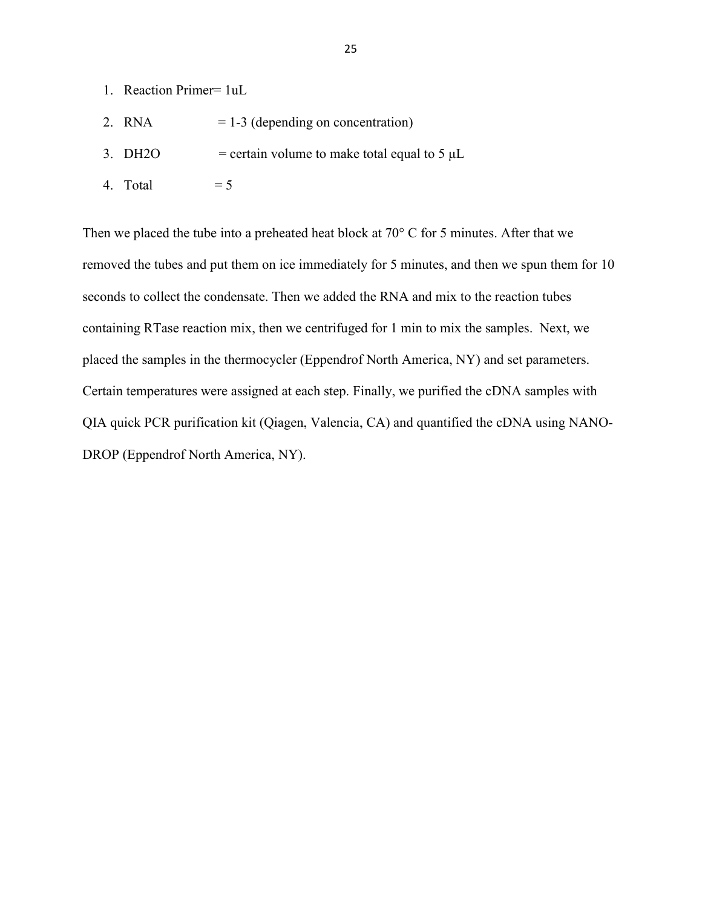1. Reaction Primer= 1uL
2. RNA = 1-3 (depending on concentration)
3. DH2O = certain volume to make total equal to 5 μL
4. Total = 5

Then we placed the tube into a preheated heat block at 70° C for 5 minutes. After that we removed the tubes and put them on ice immediately for 5 minutes, and then we spun them for 10 seconds to collect the condensate. Then we added the RNA and mix to the reaction tubes containing RTase reaction mix, then we centrifuged for 1 min to mix the samples. Next, we placed the samples in the thermocycler (Eppendrof North America, NY) and set parameters. Certain temperatures were assigned at each step. Finally, we purified the cDNA samples with QIA quick PCR purification kit (Qiagen, Valencia, CA) and quantified the cDNA using NANO-DROP (Eppendrof North America, NY).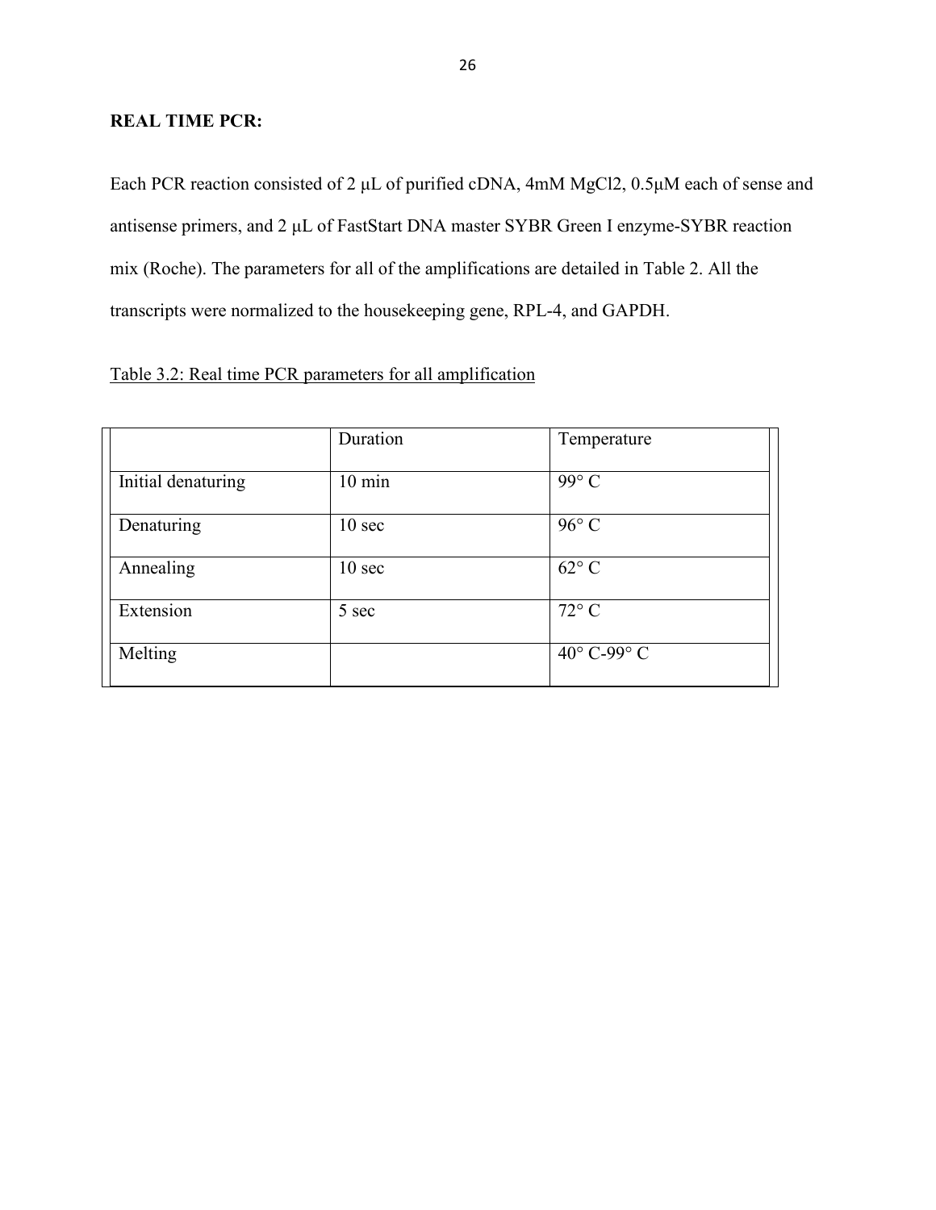**REAL TIME PCR:**

Each PCR reaction consisted of 2 μL of purified cDNA, 4mM $MgCl_2$, 0.5μM each of sense and antisense primers, and 2 μL of FastStart DNA master SYBR Green I enzyme-SYBR reaction mix (Roche). The parameters for all of the amplifications are detailed in Table 2. All the transcripts were normalized to the housekeeping gene, RPL-4, and GAPDH.

Table 3.2: Real time PCR parameters for all amplification

| | Duration | Temperature |
|---|---|---|
| Initial denaturing | 10 min | 99° C |
| Denaturing | 10 sec | 96° C |
| Annealing | 10 sec | 62° C |
| Extension | 5 sec | 72° C |
| Melting | | 40° C-99° C |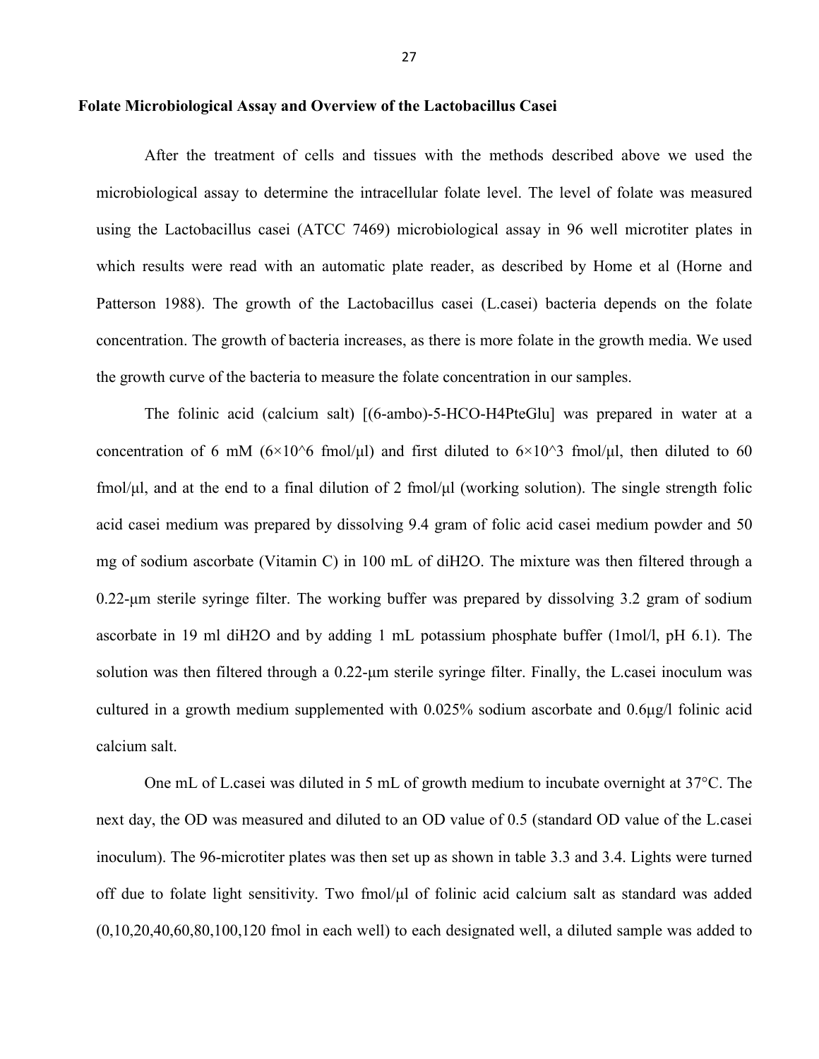## Folate Microbiological Assay and Overview of the Lactobacillus Casei

After the treatment of cells and tissues with the methods described above we used the microbiological assay to determine the intracellular folate level. The level of folate was measured using the Lactobacillus casei (ATCC 7469) microbiological assay in 96 well microtiter plates in which results were read with an automatic plate reader, as described by Home et al (Horne and Patterson 1988). The growth of the Lactobacillus casei (L.casei) bacteria depends on the folate concentration. The growth of bacteria increases, as there is more folate in the growth media. We used the growth curve of the bacteria to measure the folate concentration in our samples.

The folinic acid (calcium salt) [(6-ambo)-5-HCO-H4PteGlu] was prepared in water at a concentration of 6 mM ($6\times10^6$ fmol/μl) and first diluted to $6\times10^3$ fmol/μl, then diluted to 60 fmol/μl, and at the end to a final dilution of 2 fmol/μl (working solution). The single strength folic acid casei medium was prepared by dissolving 9.4 gram of folic acid casei medium powder and 50 mg of sodium ascorbate (Vitamin C) in 100 mL of $diH_2O$. The mixture was then filtered through a 0.22-μm sterile syringe filter. The working buffer was prepared by dissolving 3.2 gram of sodium ascorbate in 19 ml $diH_2O$ and by adding 1 mL potassium phosphate buffer (1mol/l, pH 6.1). The solution was then filtered through a 0.22-μm sterile syringe filter. Finally, the L.casei inoculum was cultured in a growth medium supplemented with 0.025% sodium ascorbate and 0.6μg/l folinic acid calcium salt.

One mL of L.casei was diluted in 5 mL of growth medium to incubate overnight at 37°C. The next day, the OD was measured and diluted to an OD value of 0.5 (standard OD value of the L.casei inoculum). The 96-microtiter plates was then set up as shown in table 3.3 and 3.4. Lights were turned off due to folate light sensitivity. Two fmol/μl of folinic acid calcium salt as standard was added (0,10,20,40,60,80,100,120 fmol in each well) to each designated well, a diluted sample was added to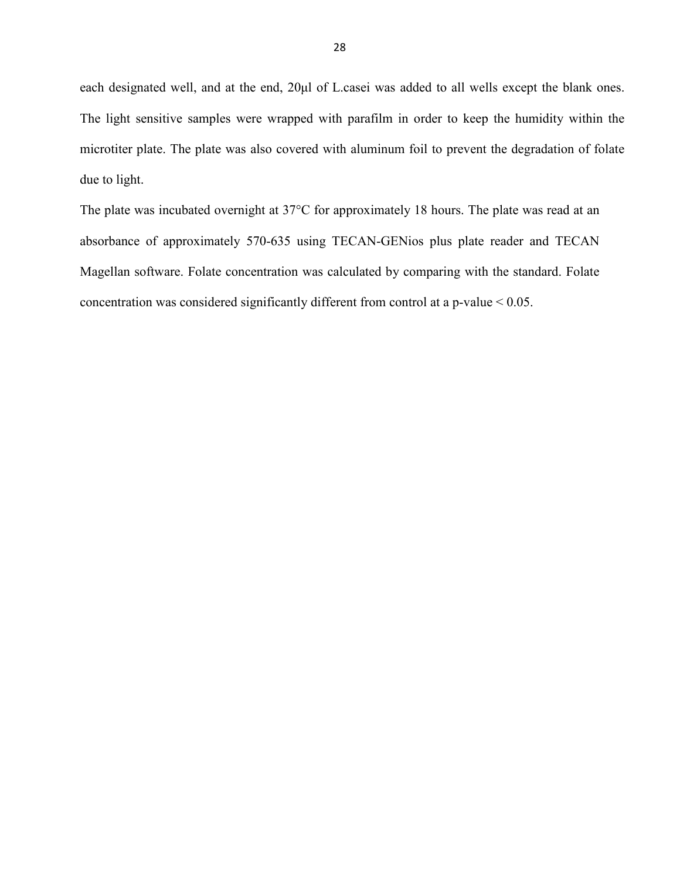each designated well, and at the end, 20μl of L.casei was added to all wells except the blank ones. The light sensitive samples were wrapped with parafilm in order to keep the humidity within the microtiter plate. The plate was also covered with aluminum foil to prevent the degradation of folate due to light.

The plate was incubated overnight at 37°C for approximately 18 hours. The plate was read at an absorbance of approximately 570-635 using TECAN-GENios plus plate reader and TECAN Magellan software. Folate concentration was calculated by comparing with the standard. Folate concentration was considered significantly different from control at a p-value $< 0.05$.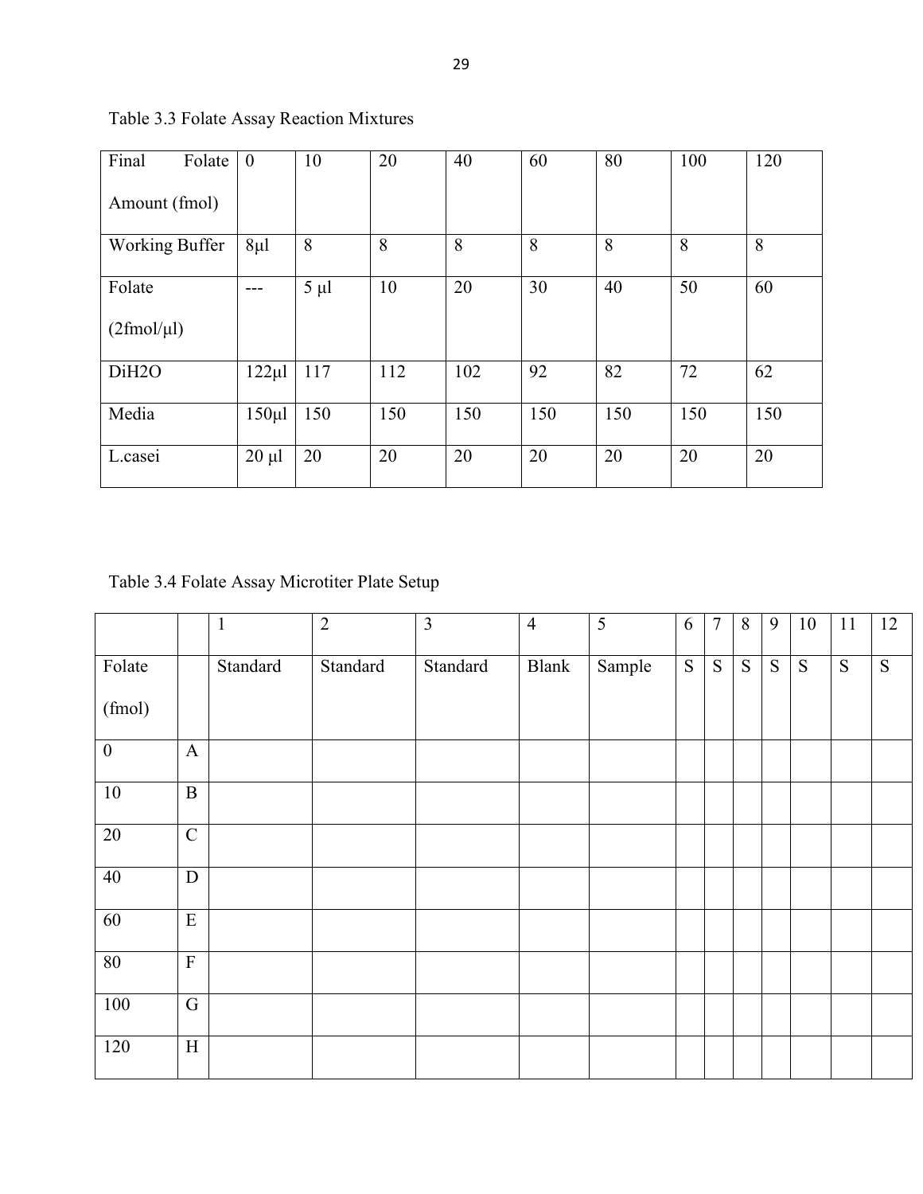Table 3.3 Folate Assay Reaction Mixtures

| Final Folate Amount (fmol) | 0 | 10 | 20 | 40 | 60 | 80 | 100 | 120 |
|---|---|---|---|---|---|---|---|---|
| Working Buffer | 8µl | 8 | 8 | 8 | 8 | 8 | 8 | 8 |
| Folate (2fmol/µl) | --- | 5 µl | 10 | 20 | 30 | 40 | 50 | 60 |
| DiH2O | 122µl | 117 | 112 | 102 | 92 | 82 | 72 | 62 |
| Media | 150µl | 150 | 150 | 150 | 150 | 150 | 150 | 150 |
| L.casei | 20 µl | 20 | 20 | 20 | 20 | 20 | 20 | 20 |

Table 3.4 Folate Assay Microtiter Plate Setup

| | | 1 | 2 | 3 | 4 | 5 | 6 | 7 | 8 | 9 | 10 | 11 | 12 |
|---|---|---|---|---|---|---|---|---|---|---|---|---|---|
| Folate (fmol) | | Standard | Standard | Standard | Blank | Sample | S | S | S | S | S | S | S |
| 0 | A | | | | | | | | | | | | |
| 10 | B | | | | | | | | | | | | |
| 20 | C | | | | | | | | | | | | |
| 40 | D | | | | | | | | | | | | |
| 60 | E | | | | | | | | | | | | |
| 80 | F | | | | | | | | | | | | |
| 100 | G | | | | | | | | | | | | |
| 120 | H | | | | | | | | | | | | |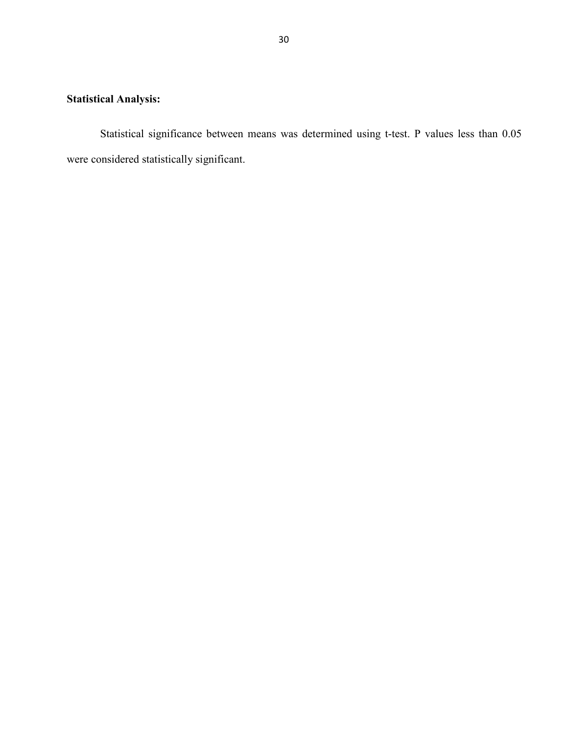**Statistical Analysis:**

Statistical significance between means was determined using t-test. P values less than 0.05 were considered statistically significant.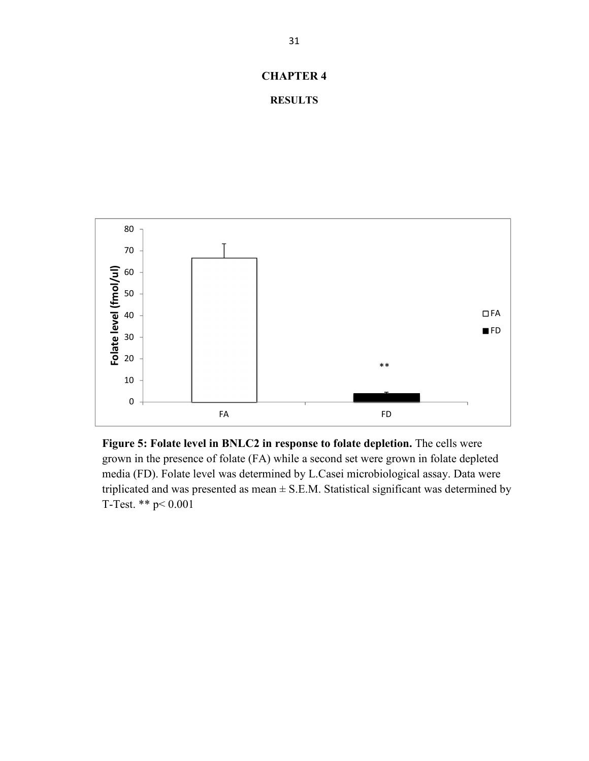# CHAPTER 4

## RESULTS

**Figure 5: Folate level in BNLC2 in response to folate depletion.** The cells were grown in the presence of folate (FA) while a second set were grown in folate depleted media (FD). Folate level was determined by L.Casei microbiological assay. Data were triplicated and was presented as mean ± S.E.M. Statistical significant was determined by T-Test. ** $p < 0.001$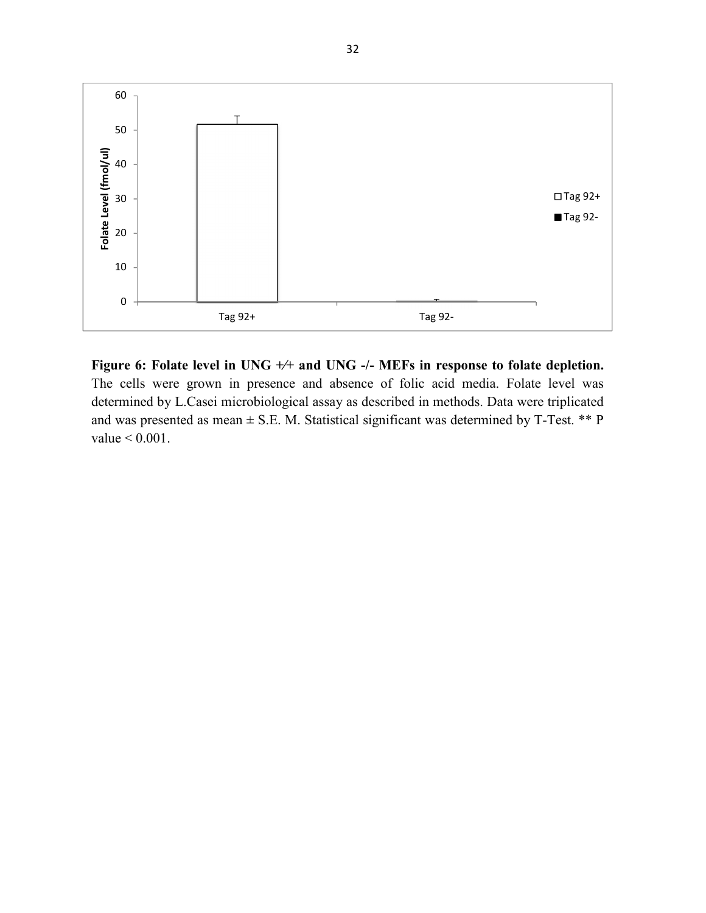**Figure 6: Folate level in UNG +/+ and UNG -/- MEFs in response to folate depletion.** The cells were grown in presence and absence of folic acid media. Folate level was determined by L.Casei microbiological assay as described in methods. Data were triplicated and was presented as mean ± S.E. M. Statistical significant was determined by T-Test. ** P value < 0.001.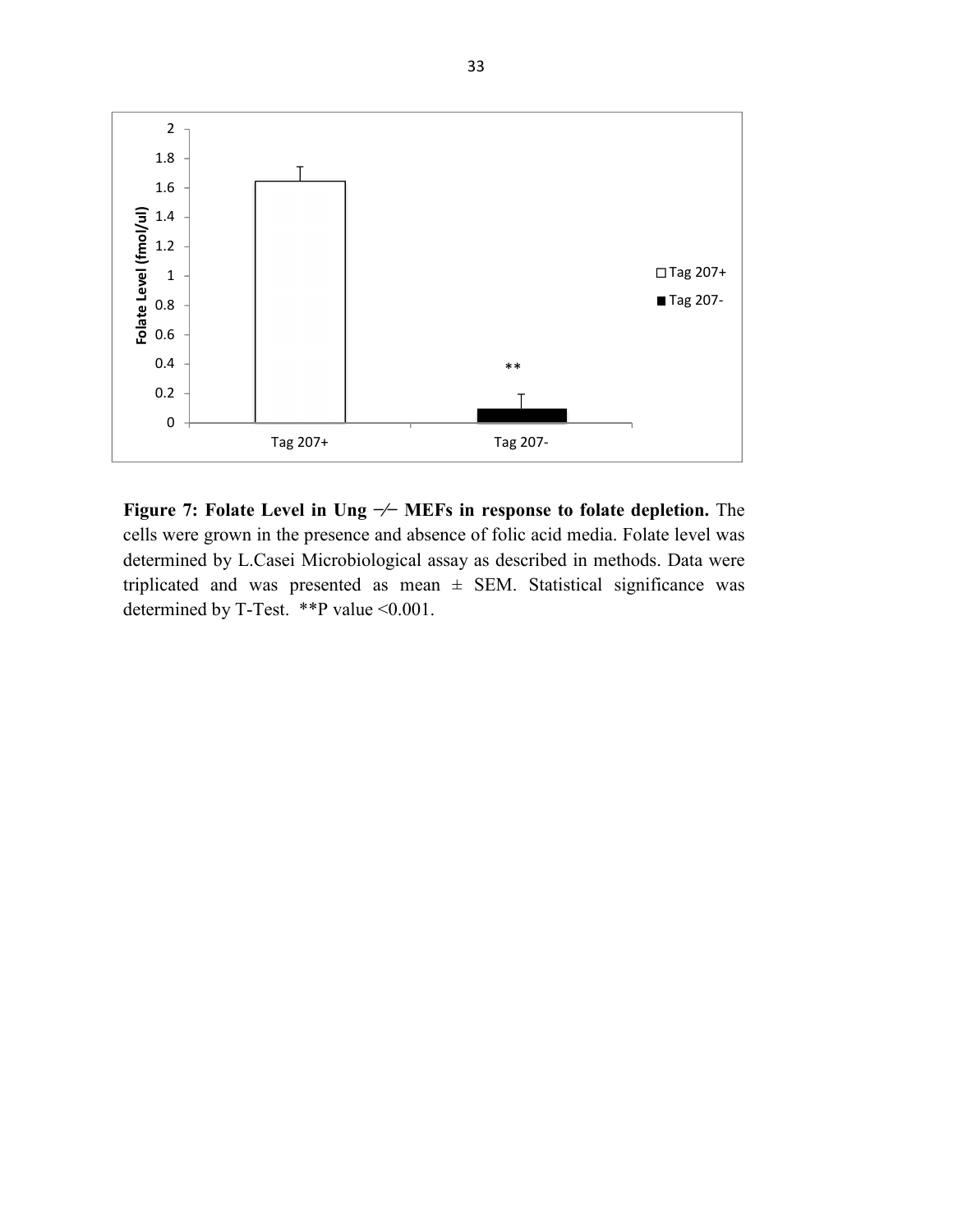**Figure 7: Folate Level in Ung −/− MEFs in response to folate depletion.** The cells were grown in the presence and absence of folic acid media. Folate level was determined by L.Casei Microbiological assay as described in methods. Data were triplicated and was presented as mean ± SEM. Statistical significance was determined by T-Test. **P value <0.001.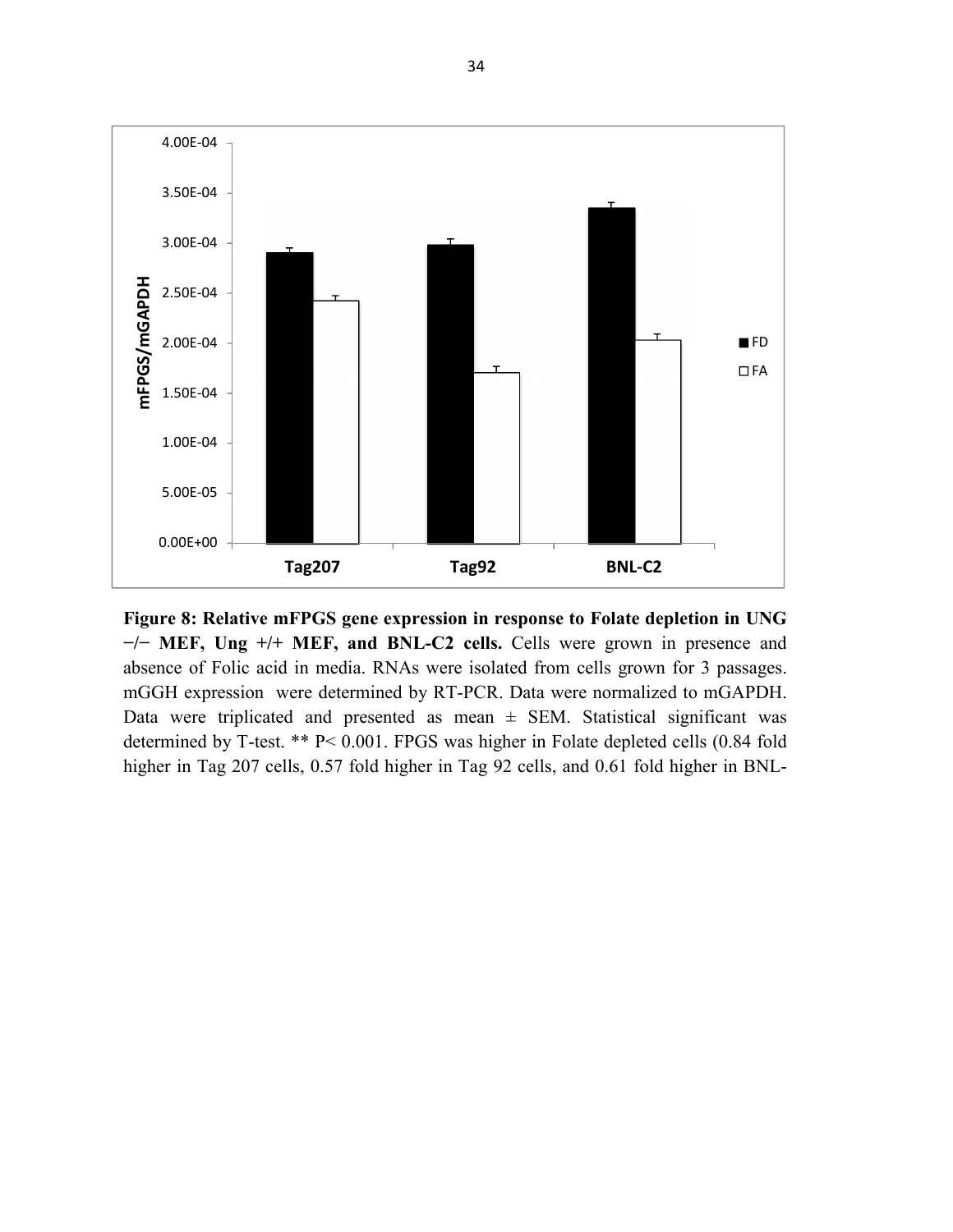**Figure 8: Relative mFPGS gene expression in response to Folate depletion in UNG −/− MEF, Ung +/+ MEF, and BNL-C2 cells.** Cells were grown in presence and absence of Folic acid in media. RNAs were isolated from cells grown for 3 passages. mGGH expression were determined by RT-PCR. Data were normalized to mGAPDH. Data were triplicated and presented as mean ± SEM. Statistical significant was determined by T-test. ** P< 0.001. FPGS was higher in Folate depleted cells (0.84 fold higher in Tag 207 cells, 0.57 fold higher in Tag 92 cells, and 0.61 fold higher in BNL-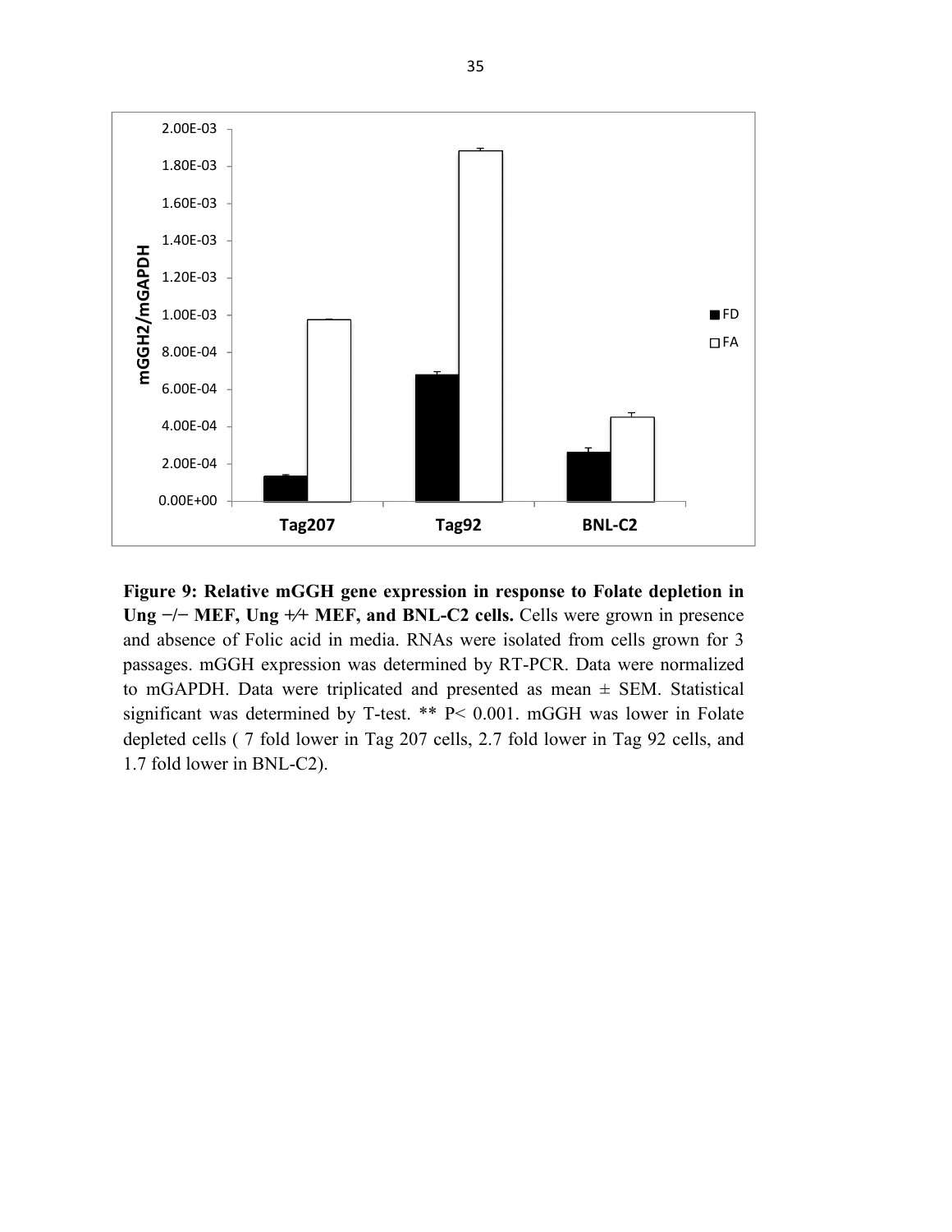**Figure 9: Relative mGGH gene expression in response to Folate depletion in Ung −/− MEF, Ung +/+ MEF, and BNL-C2 cells.** Cells were grown in presence and absence of Folic acid in media. RNAs were isolated from cells grown for 3 passages. mGGH expression was determined by RT-PCR. Data were normalized to mGAPDH. Data were triplicated and presented as mean ± SEM. Statistical significant was determined by T-test. ** P< 0.001. mGGH was lower in Folate depleted cells ( 7 fold lower in Tag 207 cells, 2.7 fold lower in Tag 92 cells, and 1.7 fold lower in BNL-C2).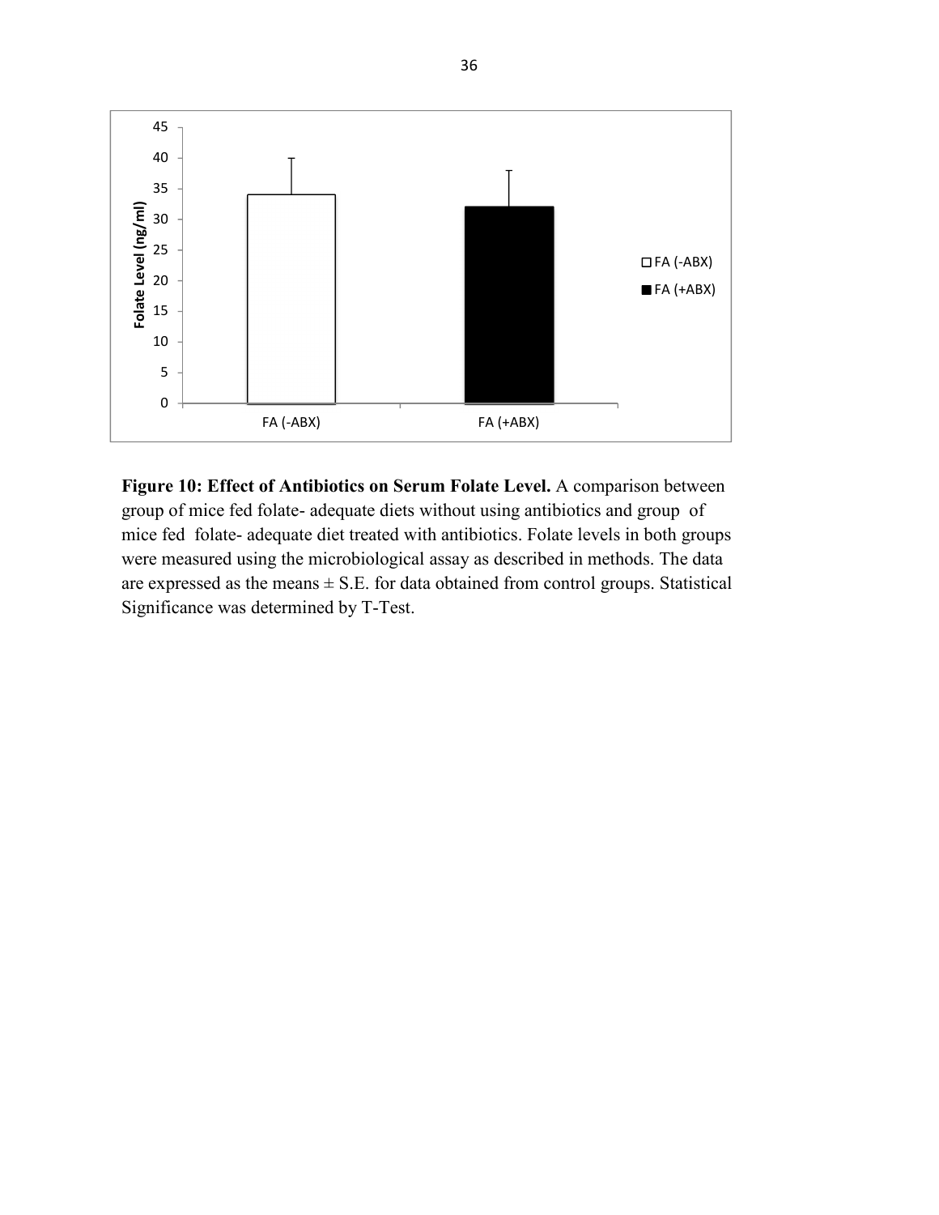**Figure 10: Effect of Antibiotics on Serum Folate Level.** A comparison between group of mice fed folate- adequate diets without using antibiotics and group of mice fed folate- adequate diet treated with antibiotics. Folate levels in both groups were measured using the microbiological assay as described in methods. The data are expressed as the means ± S.E. for data obtained from control groups. Statistical Significance was determined by T-Test.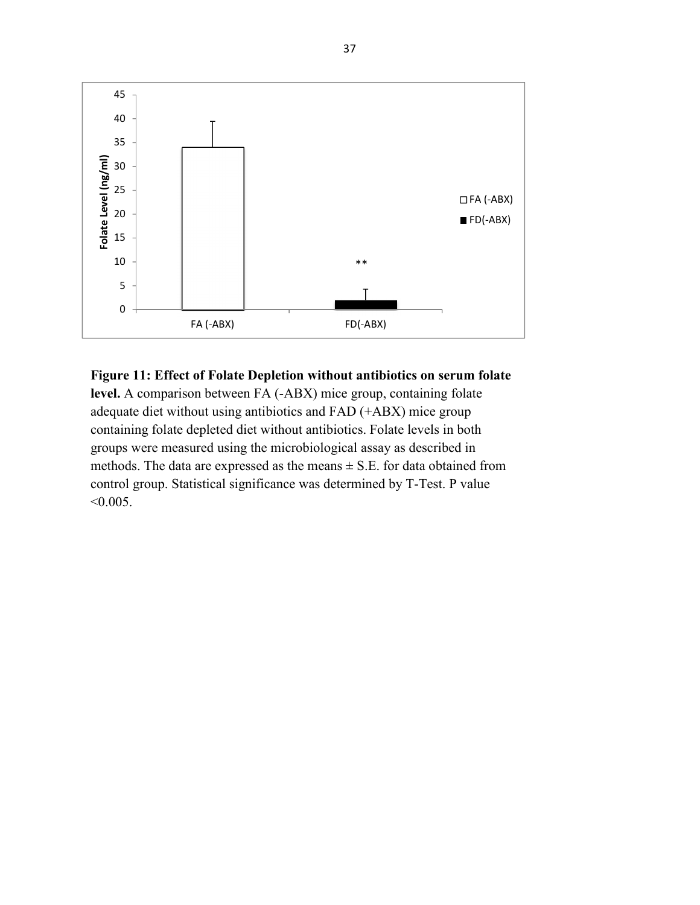**Figure 11: Effect of Folate Depletion without antibiotics on serum folate level.** A comparison between FA (-ABX) mice group, containing folate adequate diet without using antibiotics and FAD (+ABX) mice group containing folate depleted diet without antibiotics. Folate levels in both groups were measured using the microbiological assay as described in methods. The data are expressed as the means ± S.E. for data obtained from control group. Statistical significance was determined by T-Test. P value <0.005.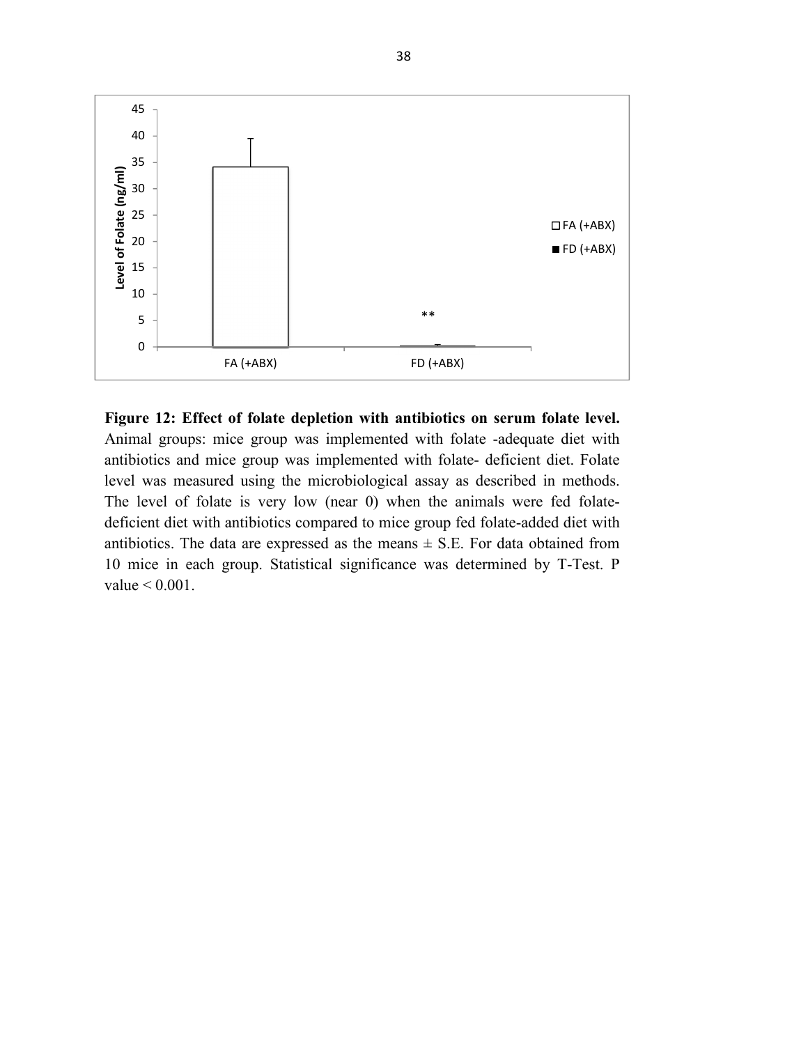**Figure 12: Effect of folate depletion with antibiotics on serum folate level.** Animal groups: mice group was implemented with folate -adequate diet with antibiotics and mice group was implemented with folate- deficient diet. Folate level was measured using the microbiological assay as described in methods. The level of folate is very low (near 0) when the animals were fed folate-deficient diet with antibiotics compared to mice group fed folate-added diet with antibiotics. The data are expressed as the means ± S.E. For data obtained from 10 mice in each group. Statistical significance was determined by T-Test. P value < 0.001.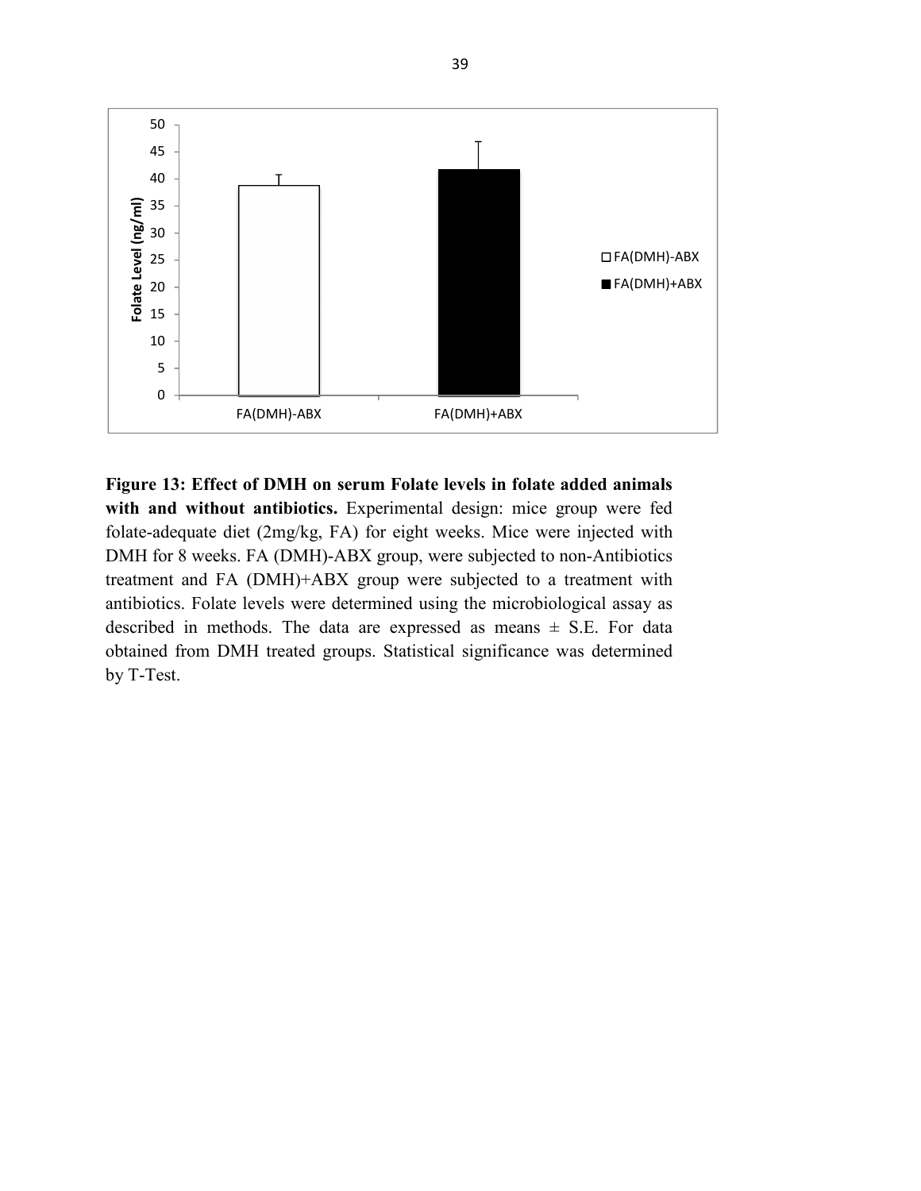**Figure 13: Effect of DMH on serum Folate levels in folate added animals with and without antibiotics.** Experimental design: mice group were fed folate-adequate diet (2mg/kg, FA) for eight weeks. Mice were injected with DMH for 8 weeks. FA (DMH)-ABX group, were subjected to non-Antibiotics treatment and FA (DMH)+ABX group were subjected to a treatment with antibiotics. Folate levels were determined using the microbiological assay as described in methods. The data are expressed as means ± S.E. For data obtained from DMH treated groups. Statistical significance was determined by T-Test.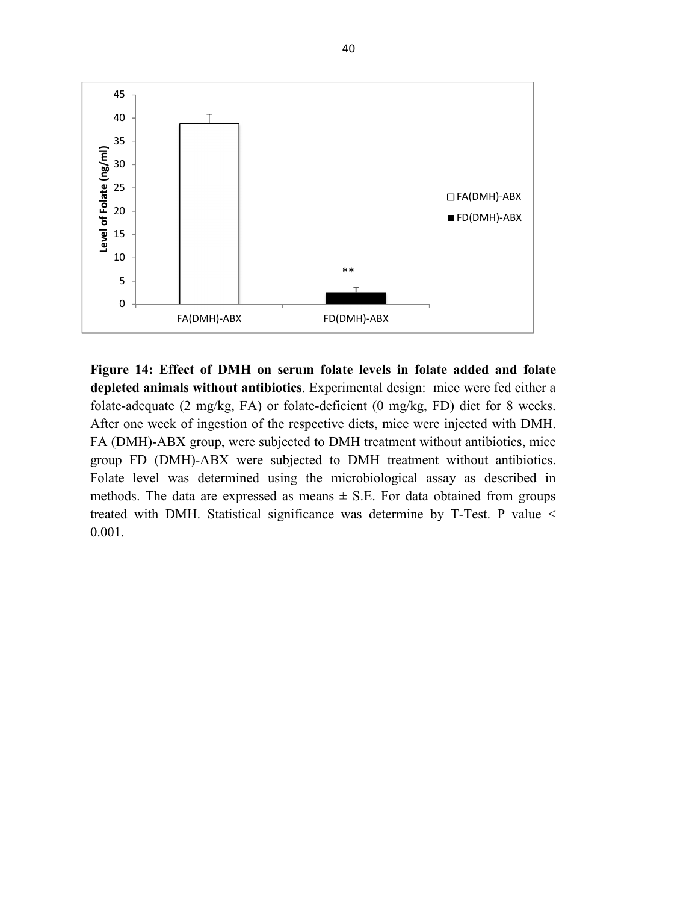**Figure 14: Effect of DMH on serum folate levels in folate added and folate depleted animals without antibiotics**. Experimental design: mice were fed either a folate-adequate (2 mg/kg, FA) or folate-deficient (0 mg/kg, FD) diet for 8 weeks. After one week of ingestion of the respective diets, mice were injected with DMH. FA (DMH)-ABX group, were subjected to DMH treatment without antibiotics, mice group FD (DMH)-ABX were subjected to DMH treatment without antibiotics. Folate level was determined using the microbiological assay as described in methods. The data are expressed as means ± S.E. For data obtained from groups treated with DMH. Statistical significance was determine by T-Test. P value < 0.001.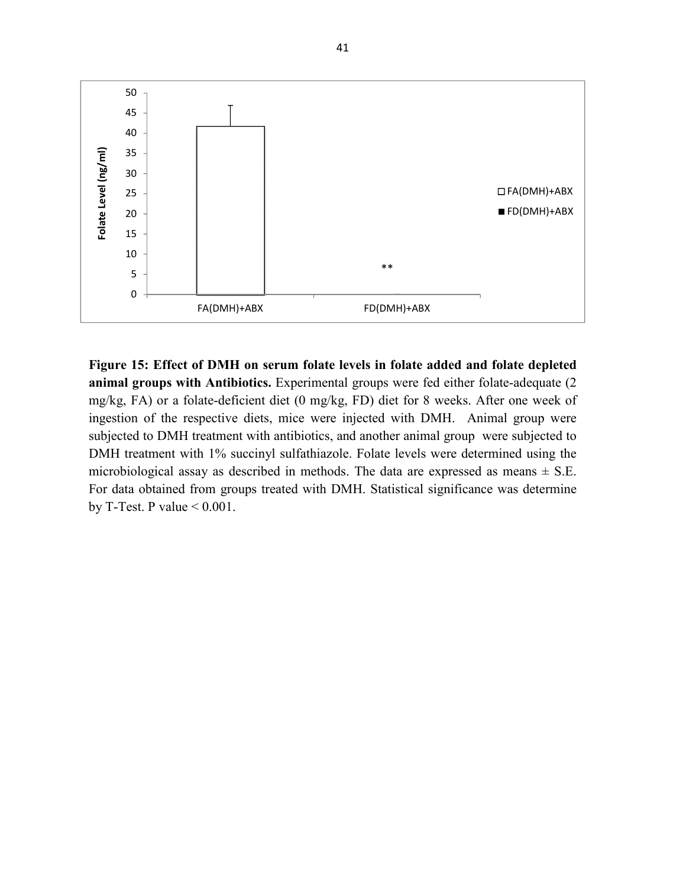**Figure 15: Effect of DMH on serum folate levels in folate added and folate depleted animal groups with Antibiotics.** Experimental groups were fed either folate-adequate (2 mg/kg, FA) or a folate-deficient diet (0 mg/kg, FD) diet for 8 weeks. After one week of ingestion of the respective diets, mice were injected with DMH. Animal group were subjected to DMH treatment with antibiotics, and another animal group were subjected to DMH treatment with 1% succinyl sulfathiazole. Folate levels were determined using the microbiological assay as described in methods. The data are expressed as means ± S.E. For data obtained from groups treated with DMH. Statistical significance was determine by T-Test. P value < 0.001.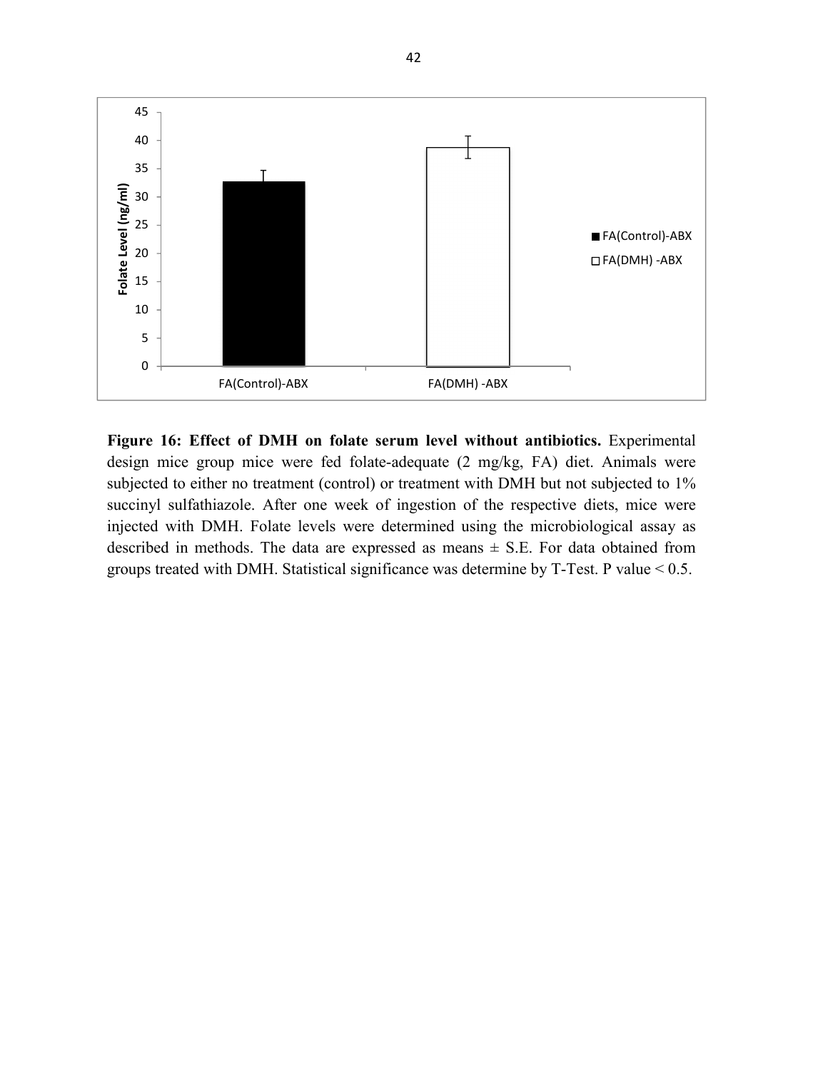**Figure 16: Effect of DMH on folate serum level without antibiotics.** Experimental design mice group mice were fed folate-adequate (2 mg/kg, FA) diet. Animals were subjected to either no treatment (control) or treatment with DMH but not subjected to 1% succinyl sulfathiazole. After one week of ingestion of the respective diets, mice were injected with DMH. Folate levels were determined using the microbiological assay as described in methods. The data are expressed as means ± S.E. For data obtained from groups treated with DMH. Statistical significance was determine by T-Test. P value < 0.5.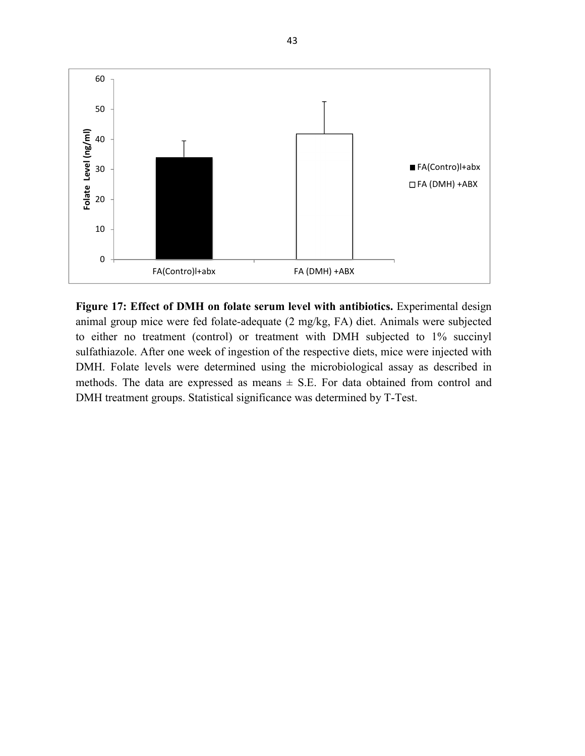**Figure 17: Effect of DMH on folate serum level with antibiotics.** Experimental design animal group mice were fed folate-adequate (2 mg/kg, FA) diet. Animals were subjected to either no treatment (control) or treatment with DMH subjected to 1% succinyl sulfathiazole. After one week of ingestion of the respective diets, mice were injected with DMH. Folate levels were determined using the microbiological assay as described in methods. The data are expressed as means ± S.E. For data obtained from control and DMH treatment groups. Statistical significance was determined by T-Test.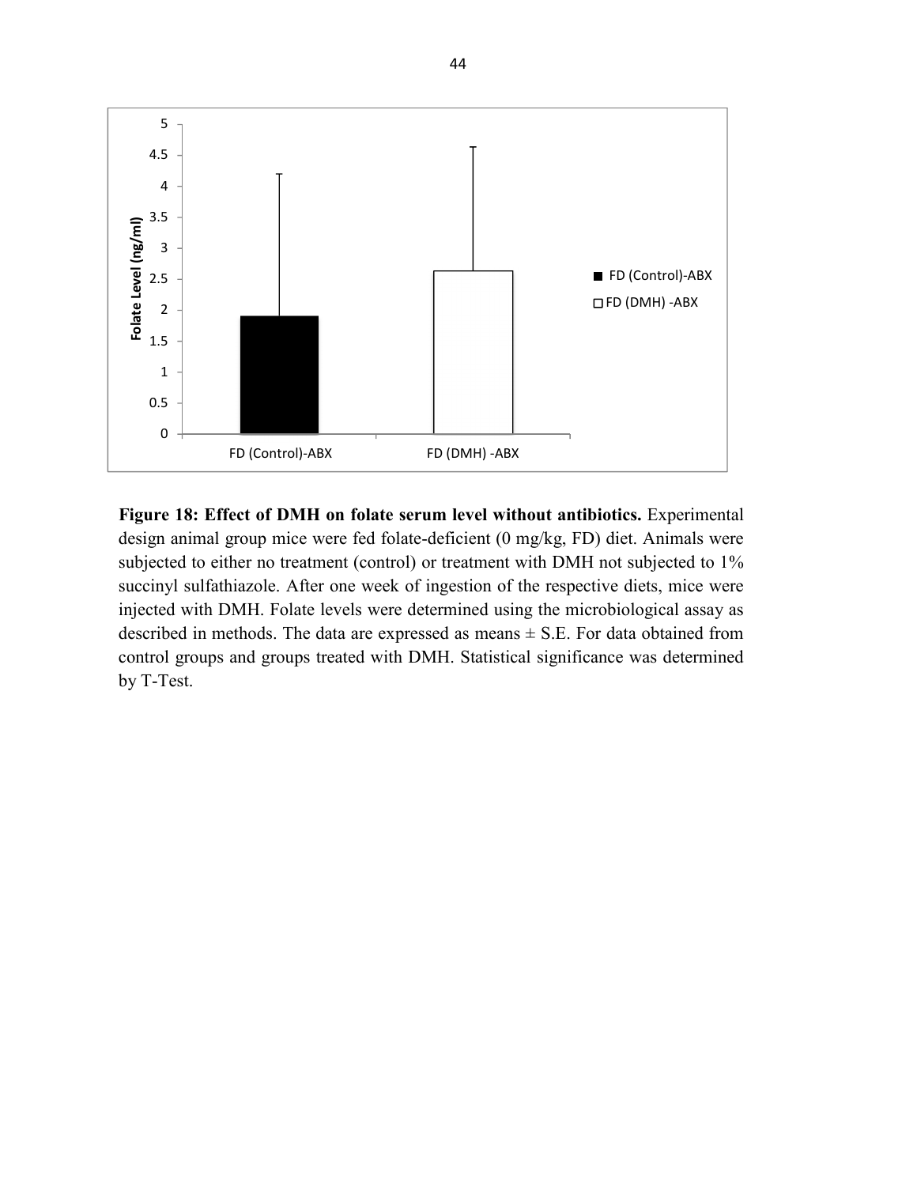**Figure 18: Effect of DMH on folate serum level without antibiotics.** Experimental design animal group mice were fed folate-deficient (0 mg/kg, FD) diet. Animals were subjected to either no treatment (control) or treatment with DMH not subjected to 1% succinyl sulfathiazole. After one week of ingestion of the respective diets, mice were injected with DMH. Folate levels were determined using the microbiological assay as described in methods. The data are expressed as means ± S.E. For data obtained from control groups and groups treated with DMH. Statistical significance was determined by T-Test.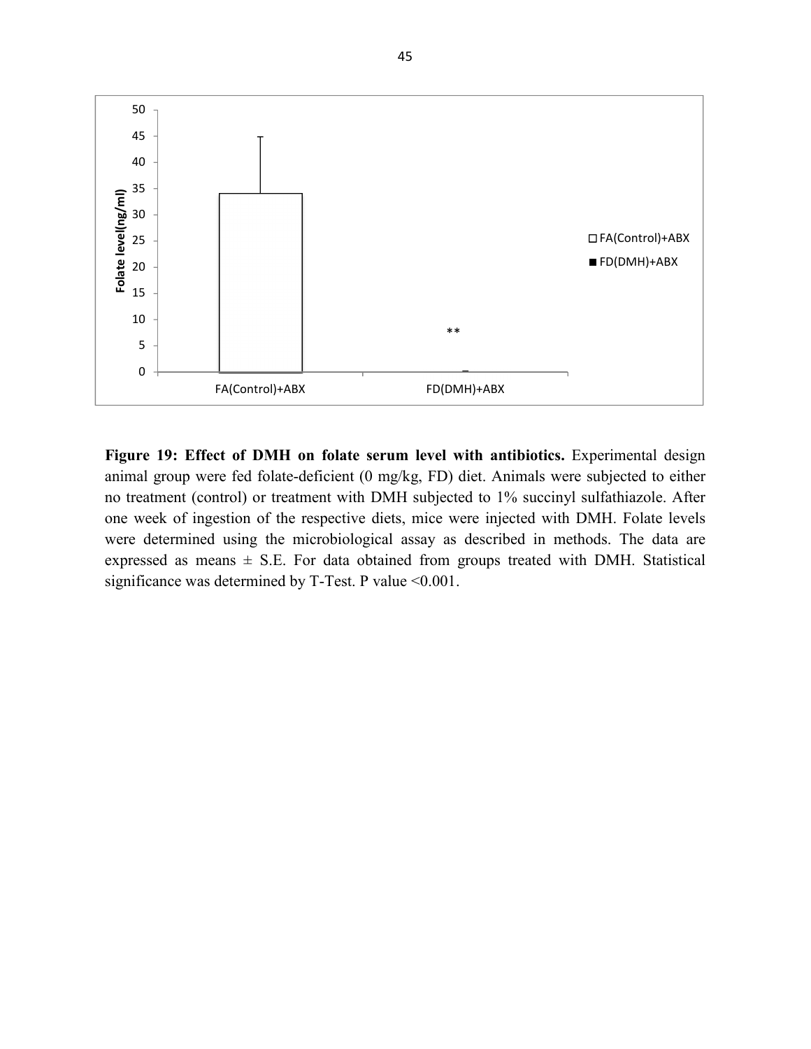**Figure 19: Effect of DMH on folate serum level with antibiotics.** Experimental design animal group were fed folate-deficient (0 mg/kg, FD) diet. Animals were subjected to either no treatment (control) or treatment with DMH subjected to 1% succinyl sulfathiazole. After one week of ingestion of the respective diets, mice were injected with DMH. Folate levels were determined using the microbiological assay as described in methods. The data are expressed as means ± S.E. For data obtained from groups treated with DMH. Statistical significance was determined by T-Test. P value <0.001.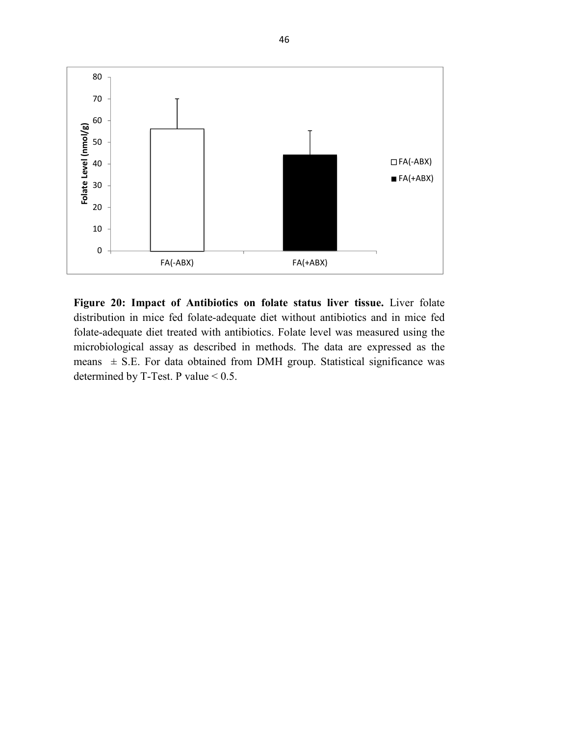**Figure 20: Impact of Antibiotics on folate status liver tissue.** Liver folate distribution in mice fed folate-adequate diet without antibiotics and in mice fed folate-adequate diet treated with antibiotics. Folate level was measured using the microbiological assay as described in methods. The data are expressed as the means ± S.E. For data obtained from DMH group. Statistical significance was determined by T-Test. P value < 0.5.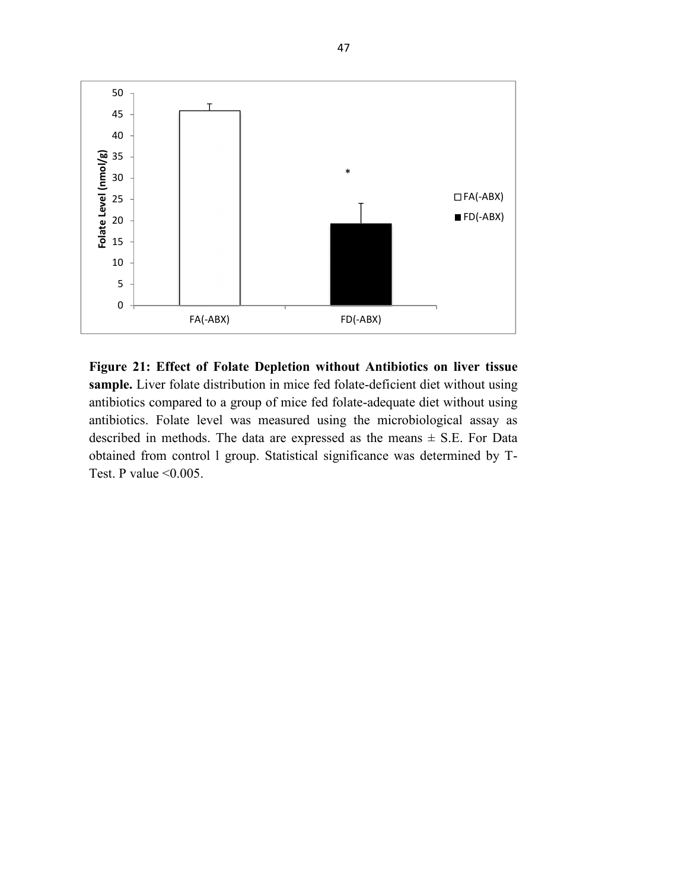**Figure 21: Effect of Folate Depletion without Antibiotics on liver tissue sample.** Liver folate distribution in mice fed folate-deficient diet without using antibiotics compared to a group of mice fed folate-adequate diet without using antibiotics. Folate level was measured using the microbiological assay as described in methods. The data are expressed as the means ± S.E. For Data obtained from control l group. Statistical significance was determined by T-Test. P value <0.005.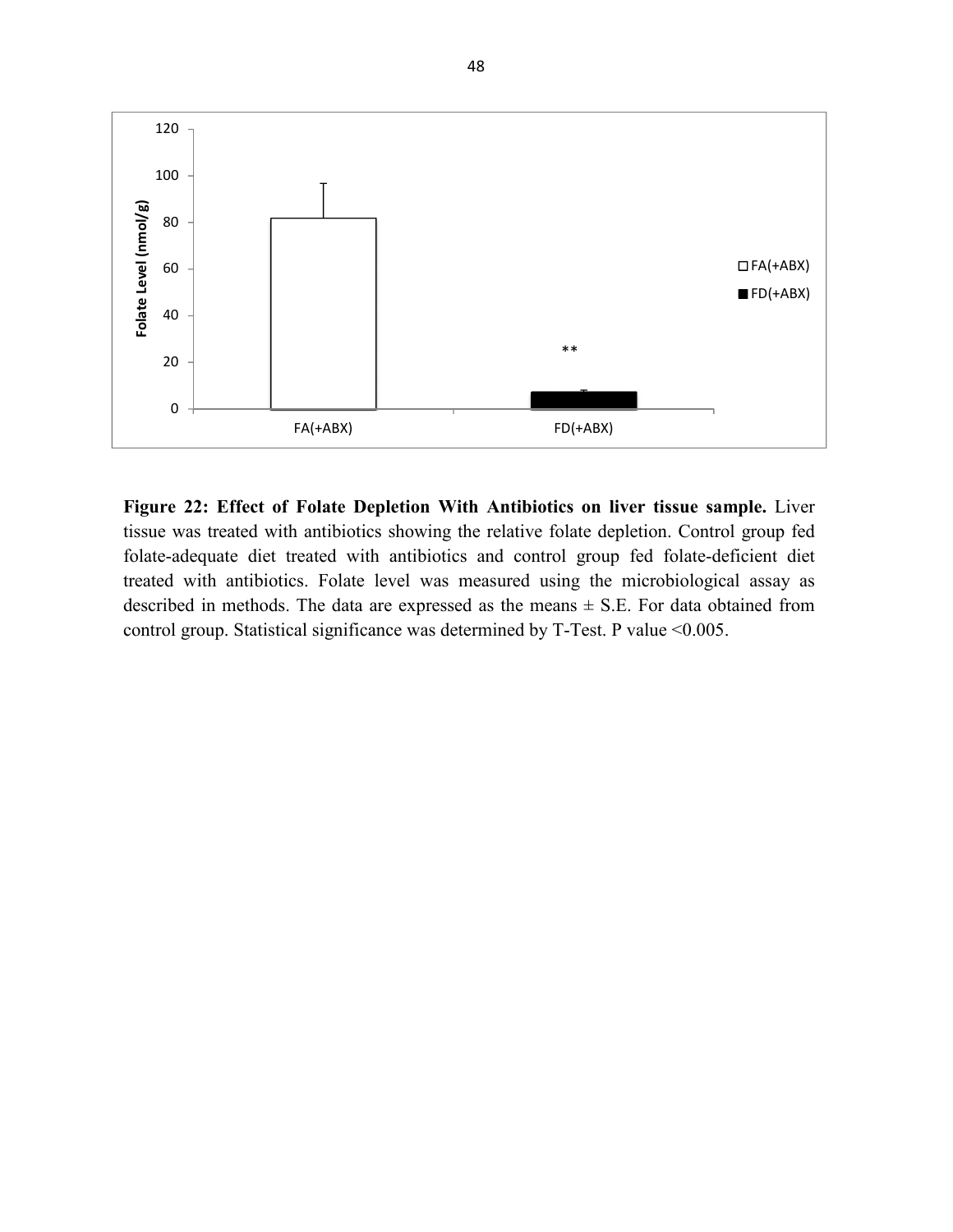**Figure 22: Effect of Folate Depletion With Antibiotics on liver tissue sample.** Liver tissue was treated with antibiotics showing the relative folate depletion. Control group fed folate-adequate diet treated with antibiotics and control group fed folate-deficient diet treated with antibiotics. Folate level was measured using the microbiological assay as described in methods. The data are expressed as the means ± S.E. For data obtained from control group. Statistical significance was determined by T-Test. P value <0.005.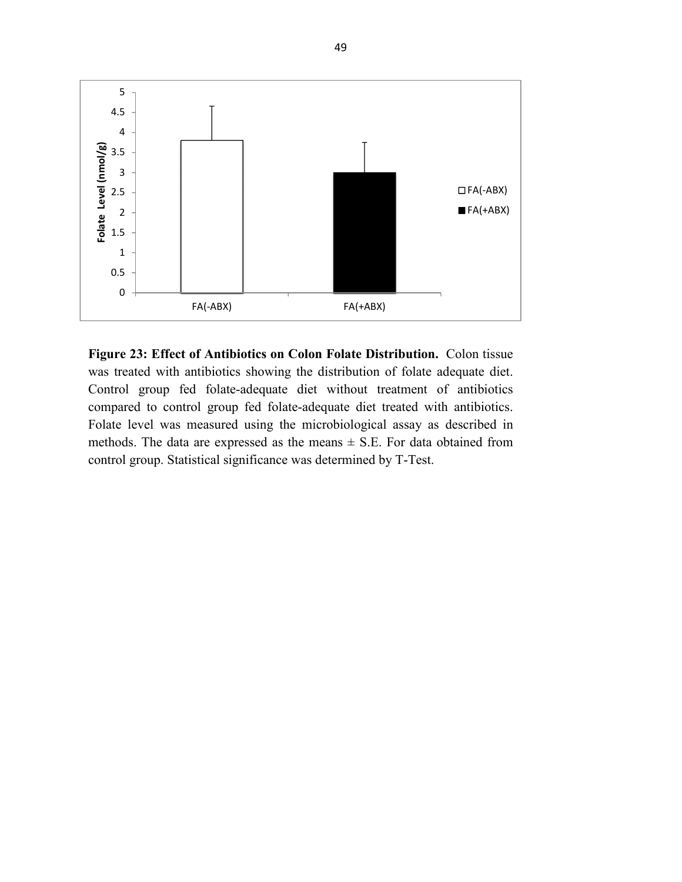**Figure 23: Effect of Antibiotics on Colon Folate Distribution.** Colon tissue was treated with antibiotics showing the distribution of folate adequate diet. Control group fed folate-adequate diet without treatment of antibiotics compared to control group fed folate-adequate diet treated with antibiotics. Folate level was measured using the microbiological assay as described in methods. The data are expressed as the means ± S.E. For data obtained from control group. Statistical significance was determined by T-Test.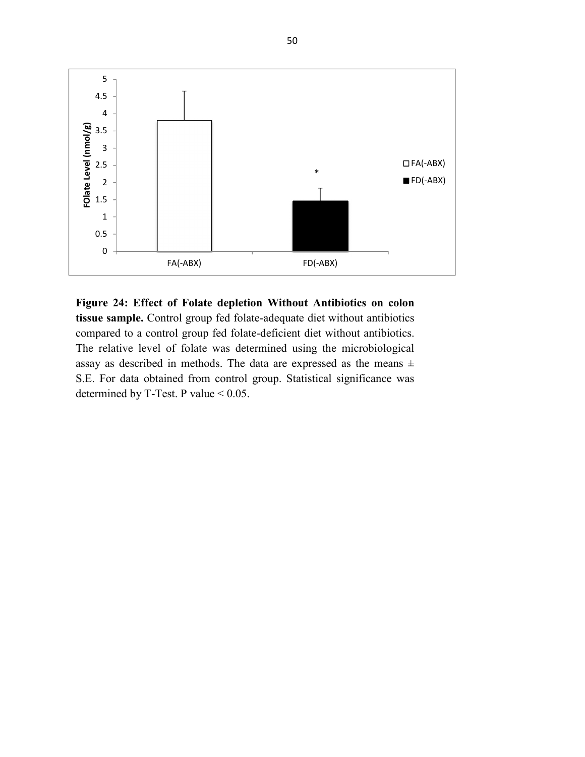**Figure 24: Effect of Folate depletion Without Antibiotics on colon tissue sample.** Control group fed folate-adequate diet without antibiotics compared to a control group fed folate-deficient diet without antibiotics. The relative level of folate was determined using the microbiological assay as described in methods. The data are expressed as the means ± S.E. For data obtained from control group. Statistical significance was determined by T-Test. P value < 0.05.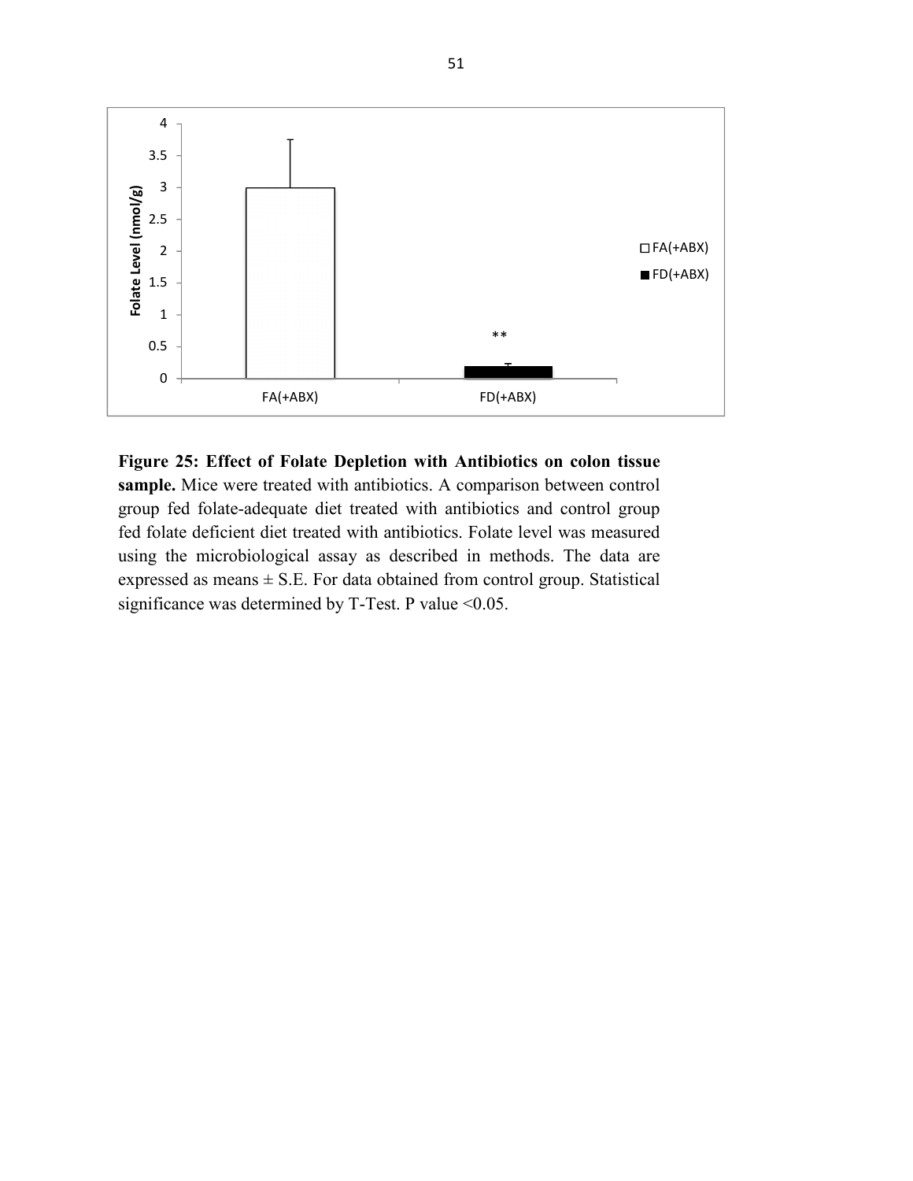**Figure 25: Effect of Folate Depletion with Antibiotics on colon tissue sample.** Mice were treated with antibiotics. A comparison between control group fed folate-adequate diet treated with antibiotics and control group fed folate deficient diet treated with antibiotics. Folate level was measured using the microbiological assay as described in methods. The data are expressed as means ± S.E. For data obtained from control group. Statistical significance was determined by T-Test. P value <0.05.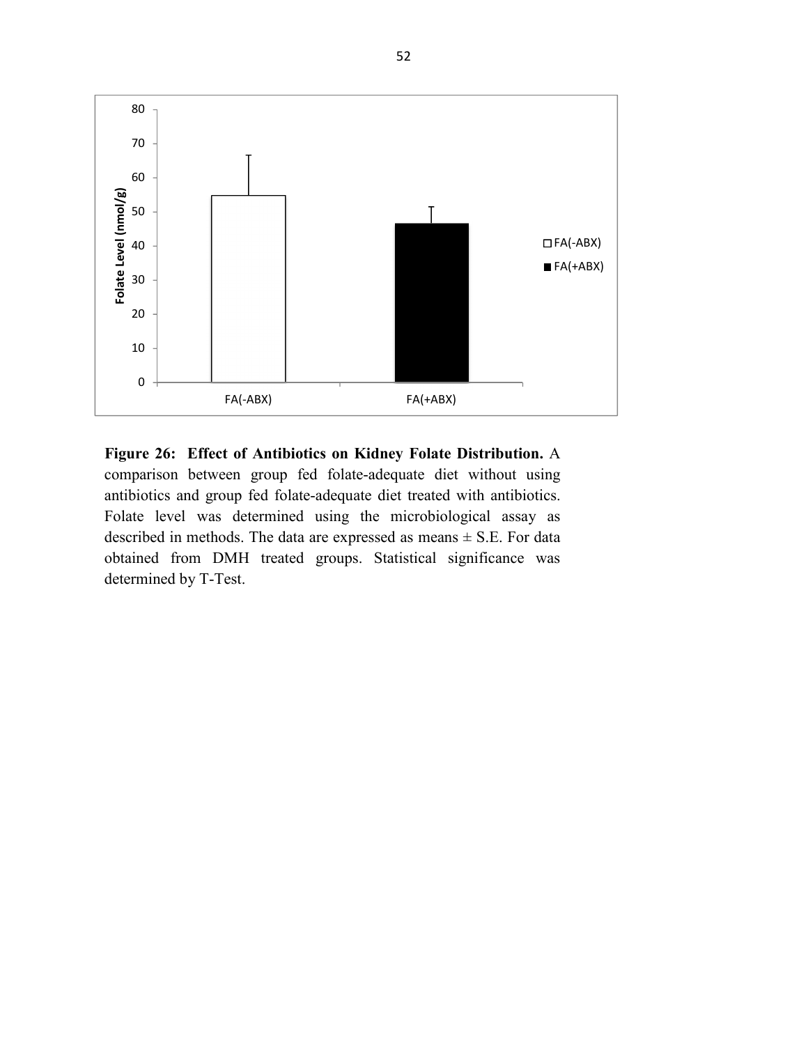**Figure 26: Effect of Antibiotics on Kidney Folate Distribution.** A comparison between group fed folate-adequate diet without using antibiotics and group fed folate-adequate diet treated with antibiotics. Folate level was determined using the microbiological assay as described in methods. The data are expressed as means ± S.E. For data obtained from DMH treated groups. Statistical significance was determined by T-Test.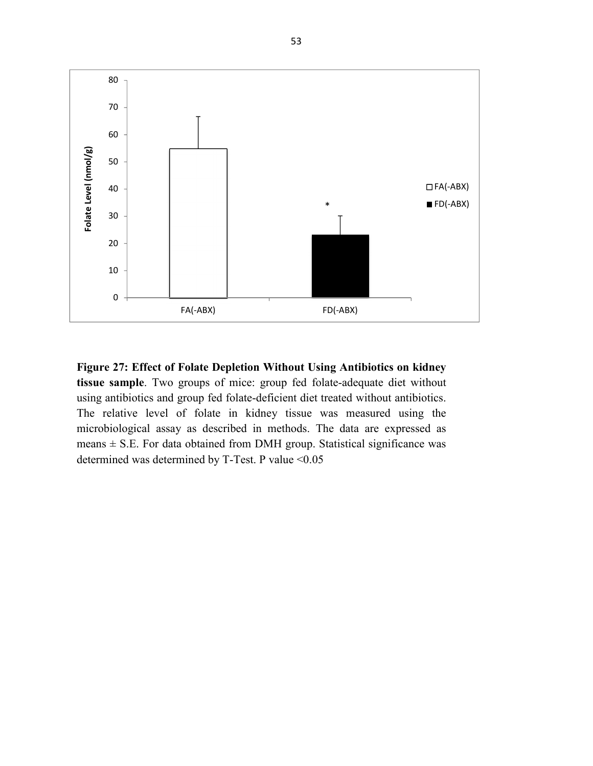**Figure 27: Effect of Folate Depletion Without Using Antibiotics on kidney tissue sample**. Two groups of mice: group fed folate-adequate diet without using antibiotics and group fed folate-deficient diet treated without antibiotics. The relative level of folate in kidney tissue was measured using the microbiological assay as described in methods. The data are expressed as means ± S.E. For data obtained from DMH group. Statistical significance was determined was determined by T-Test. P value <0.05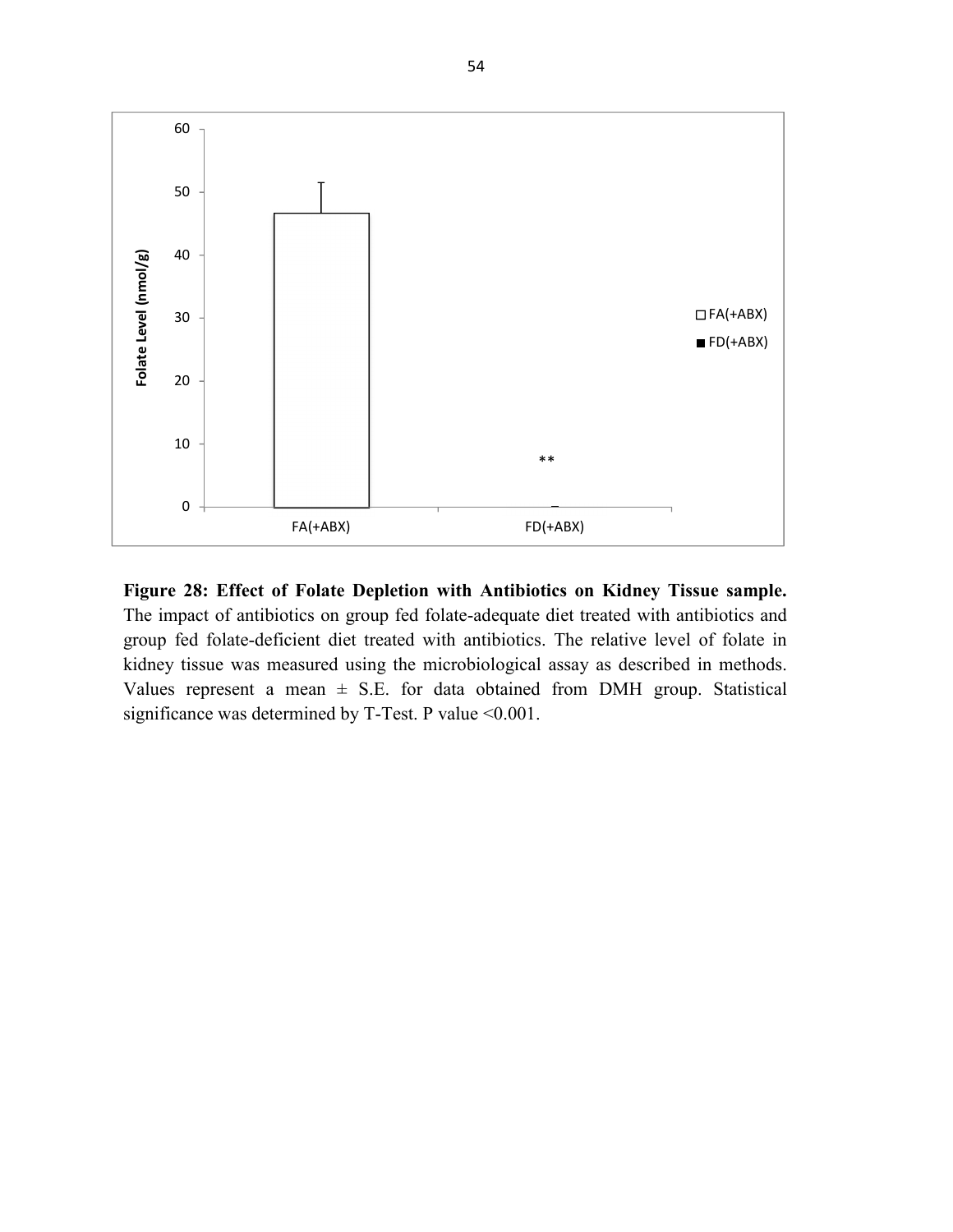**Figure 28: Effect of Folate Depletion with Antibiotics on Kidney Tissue sample.** The impact of antibiotics on group fed folate-adequate diet treated with antibiotics and group fed folate-deficient diet treated with antibiotics. The relative level of folate in kidney tissue was measured using the microbiological assay as described in methods. Values represent a mean ± S.E. for data obtained from DMH group. Statistical significance was determined by T-Test. P value <0.001.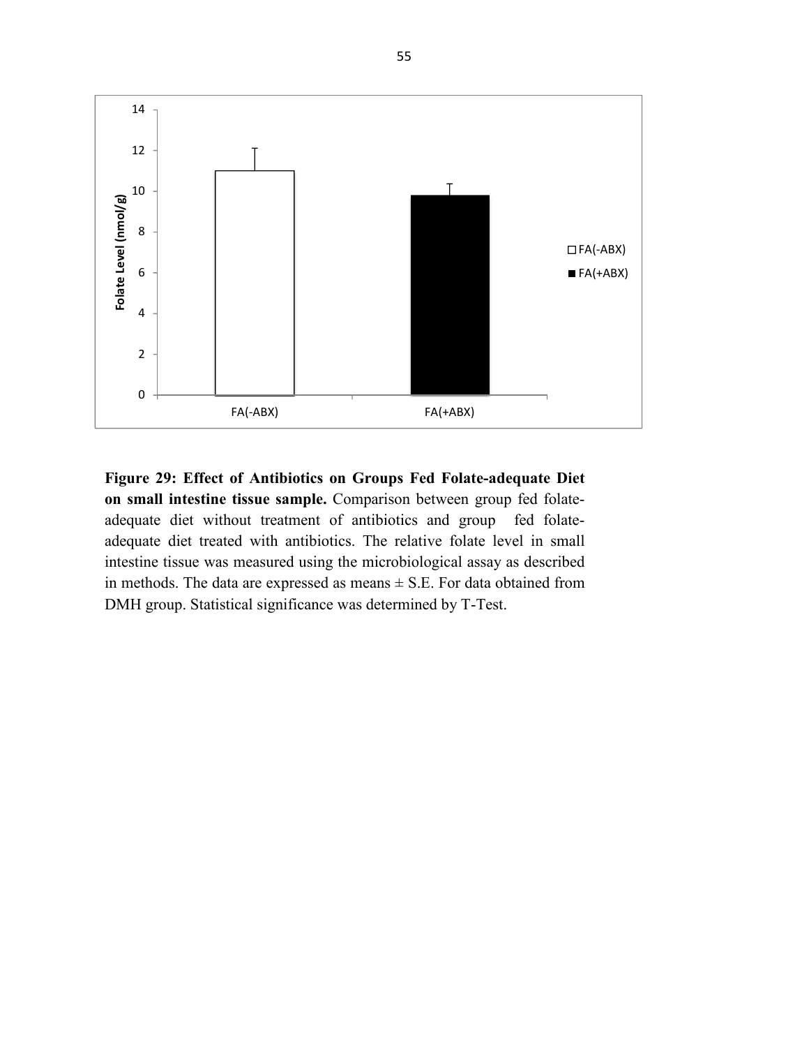**Figure 29: Effect of Antibiotics on Groups Fed Folate-adequate Diet on small intestine tissue sample.** Comparison between group fed folate-adequate diet without treatment of antibiotics and group fed folate-adequate diet treated with antibiotics. The relative folate level in small intestine tissue was measured using the microbiological assay as described in methods. The data are expressed as means ± S.E. For data obtained from DMH group. Statistical significance was determined by T-Test.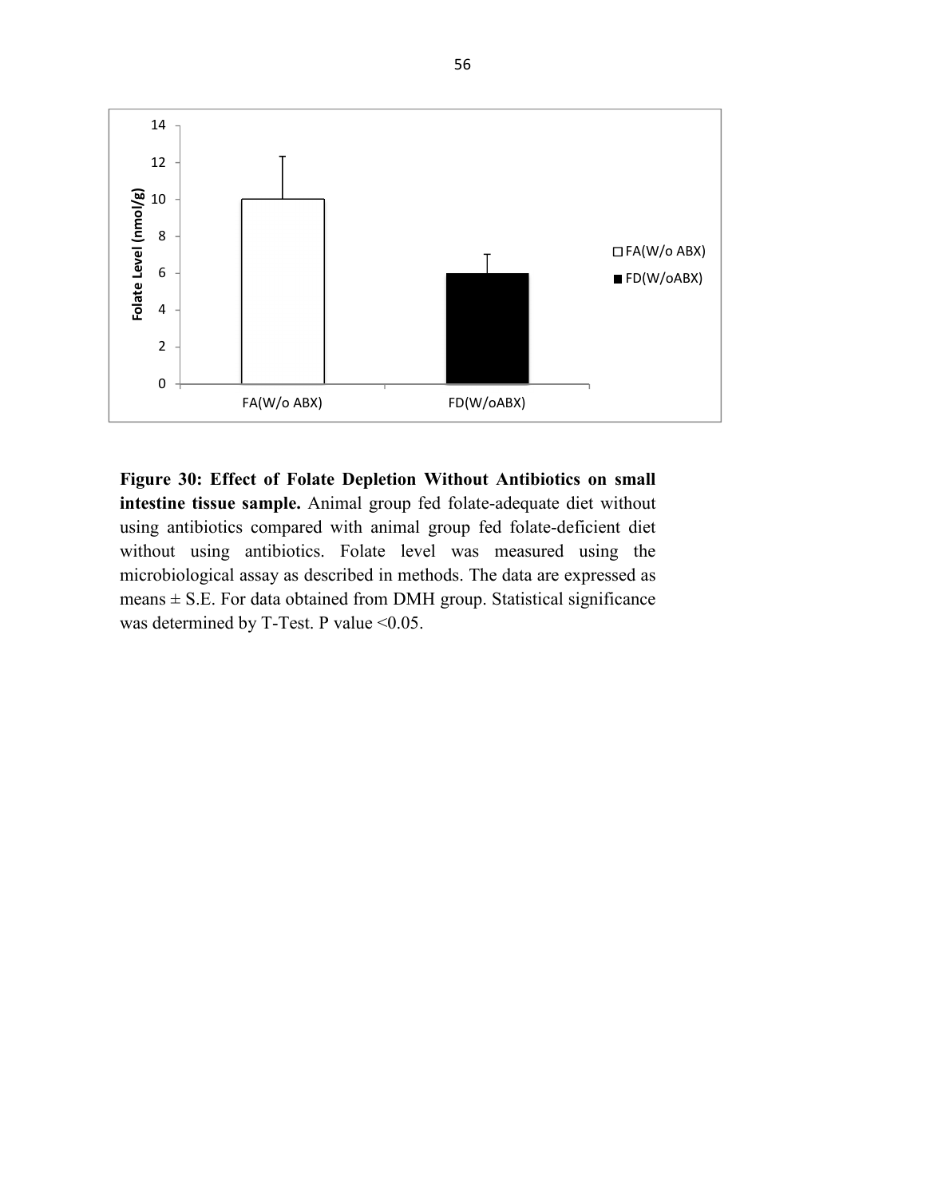**Figure 30: Effect of Folate Depletion Without Antibiotics on small intestine tissue sample.** Animal group fed folate-adequate diet without using antibiotics compared with animal group fed folate-deficient diet without using antibiotics. Folate level was measured using the microbiological assay as described in methods. The data are expressed as means ± S.E. For data obtained from DMH group. Statistical significance was determined by T-Test. P value <0.05.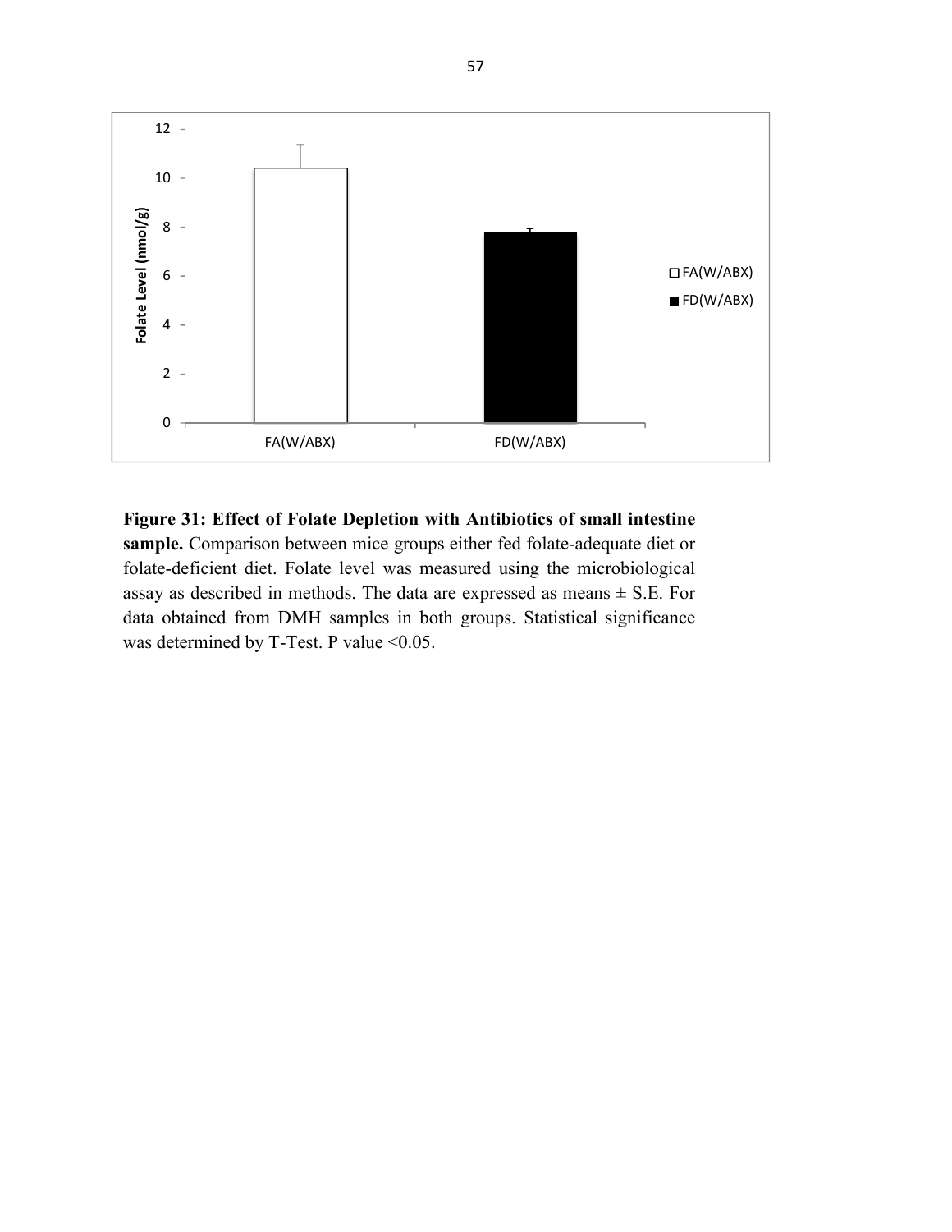**Figure 31: Effect of Folate Depletion with Antibiotics of small intestine sample.** Comparison between mice groups either fed folate-adequate diet or folate-deficient diet. Folate level was measured using the microbiological assay as described in methods. The data are expressed as means ± S.E. For data obtained from DMH samples in both groups. Statistical significance was determined by T-Test. P value <0.05.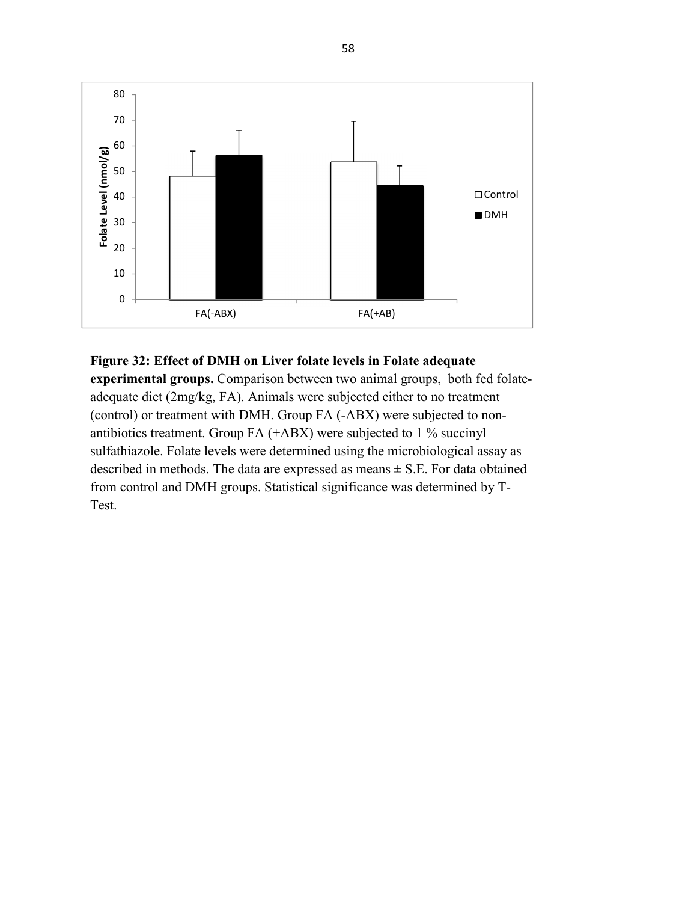**Figure 32: Effect of DMH on Liver folate levels in Folate adequate experimental groups.** Comparison between two animal groups, both fed folate-adequate diet (2mg/kg, FA). Animals were subjected either to no treatment (control) or treatment with DMH. Group FA (-ABX) were subjected to non-antibiotics treatment. Group FA (+ABX) were subjected to 1 % succinyl sulfathiazole. Folate levels were determined using the microbiological assay as described in methods. The data are expressed as means ± S.E. For data obtained from control and DMH groups. Statistical significance was determined by T-Test.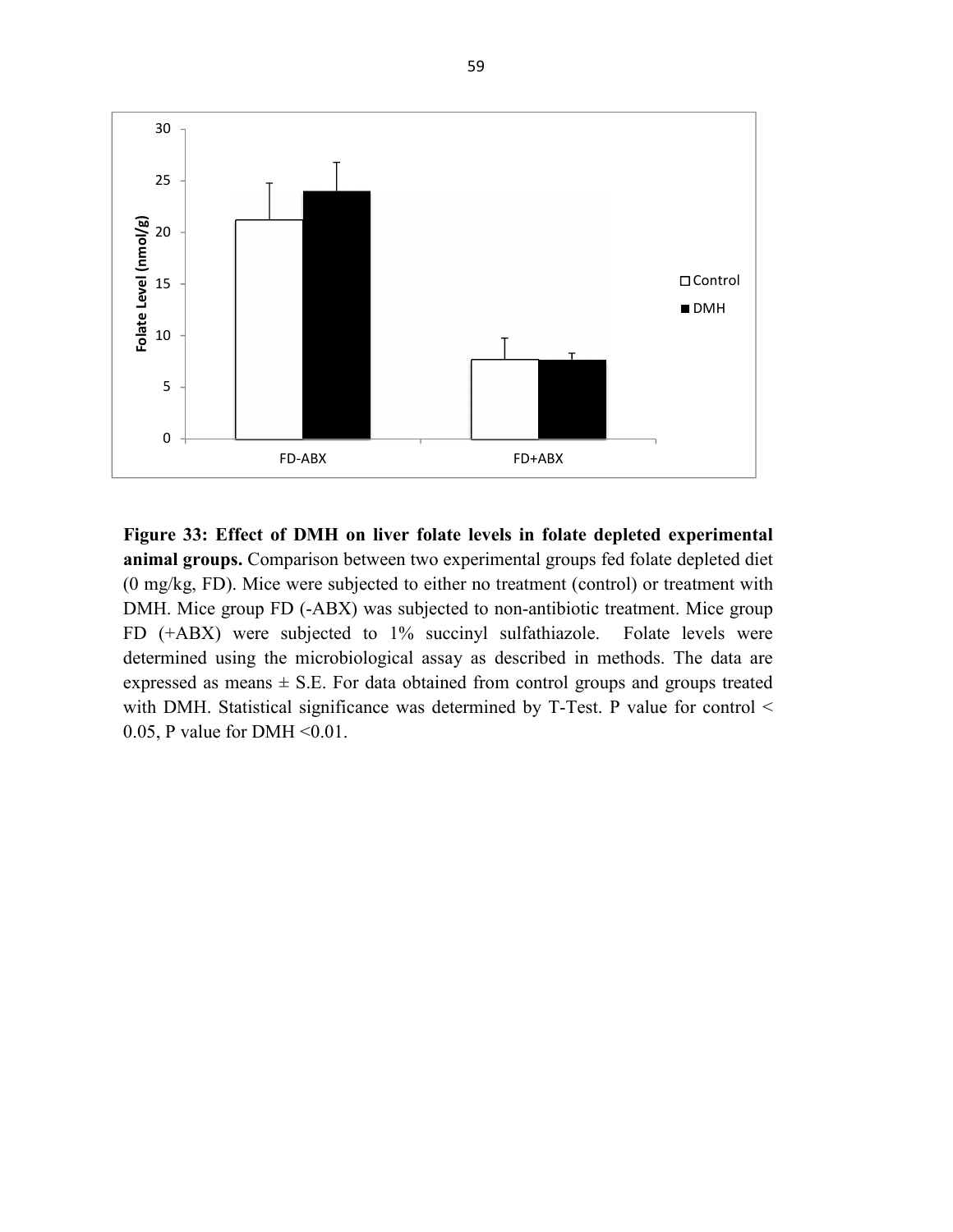**Figure 33: Effect of DMH on liver folate levels in folate depleted experimental animal groups.** Comparison between two experimental groups fed folate depleted diet (0 mg/kg, FD). Mice were subjected to either no treatment (control) or treatment with DMH. Mice group FD (-ABX) was subjected to non-antibiotic treatment. Mice group FD (+ABX) were subjected to 1% succinyl sulfathiazole. Folate levels were determined using the microbiological assay as described in methods. The data are expressed as means ± S.E. For data obtained from control groups and groups treated with DMH. Statistical significance was determined by T-Test. P value for control < 0.05, P value for DMH <0.01.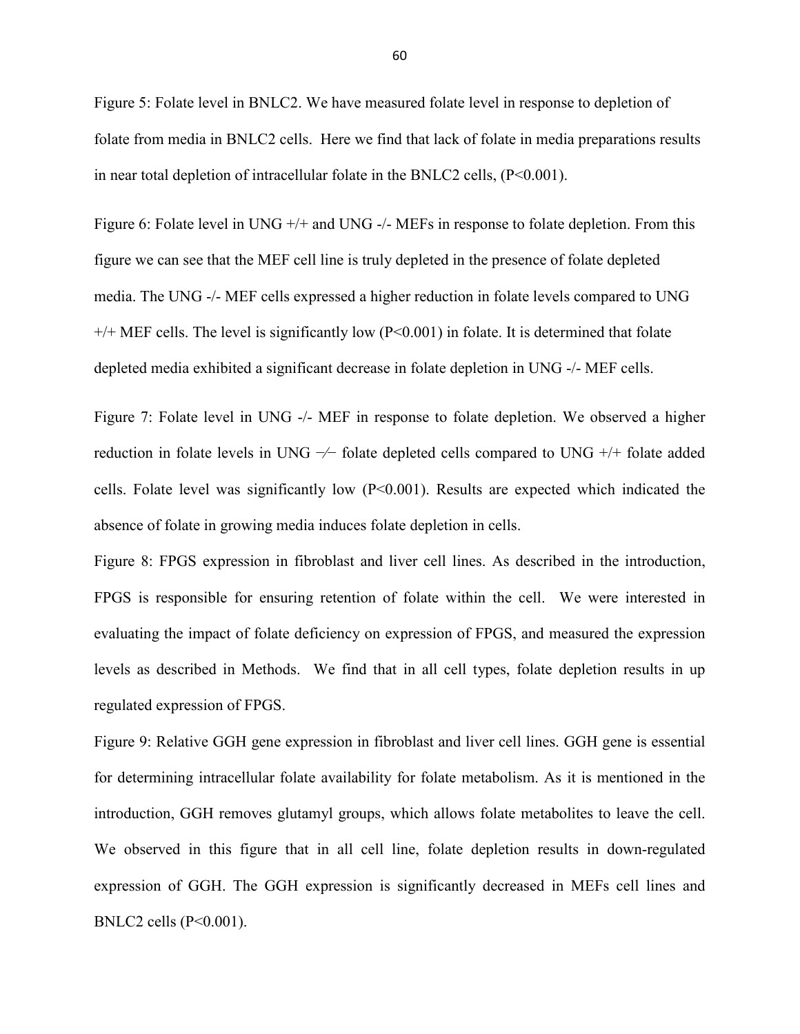Figure 5: Folate level in BNLC2. We have measured folate level in response to depletion of folate from media in BNLC2 cells. Here we find that lack of folate in media preparations results in near total depletion of intracellular folate in the BNLC2 cells, (P<0.001).

Figure 6: Folate level in UNG +/+ and UNG -/- MEFs in response to folate depletion. From this figure we can see that the MEF cell line is truly depleted in the presence of folate depleted media. The UNG -/- MEF cells expressed a higher reduction in folate levels compared to UNG +/+ MEF cells. The level is significantly low (P<0.001) in folate. It is determined that folate depleted media exhibited a significant decrease in folate depletion in UNG -/- MEF cells.

Figure 7: Folate level in UNG -/- MEF in response to folate depletion. We observed a higher reduction in folate levels in UNG −⁄− folate depleted cells compared to UNG +/+ folate added cells. Folate level was significantly low (P<0.001). Results are expected which indicated the absence of folate in growing media induces folate depletion in cells.

Figure 8: FPGS expression in fibroblast and liver cell lines. As described in the introduction, FPGS is responsible for ensuring retention of folate within the cell. We were interested in evaluating the impact of folate deficiency on expression of FPGS, and measured the expression levels as described in Methods. We find that in all cell types, folate depletion results in up regulated expression of FPGS.

Figure 9: Relative GGH gene expression in fibroblast and liver cell lines. GGH gene is essential for determining intracellular folate availability for folate metabolism. As it is mentioned in the introduction, GGH removes glutamyl groups, which allows folate metabolites to leave the cell. We observed in this figure that in all cell line, folate depletion results in down-regulated expression of GGH. The GGH expression is significantly decreased in MEFs cell lines and BNLC2 cells (P<0.001).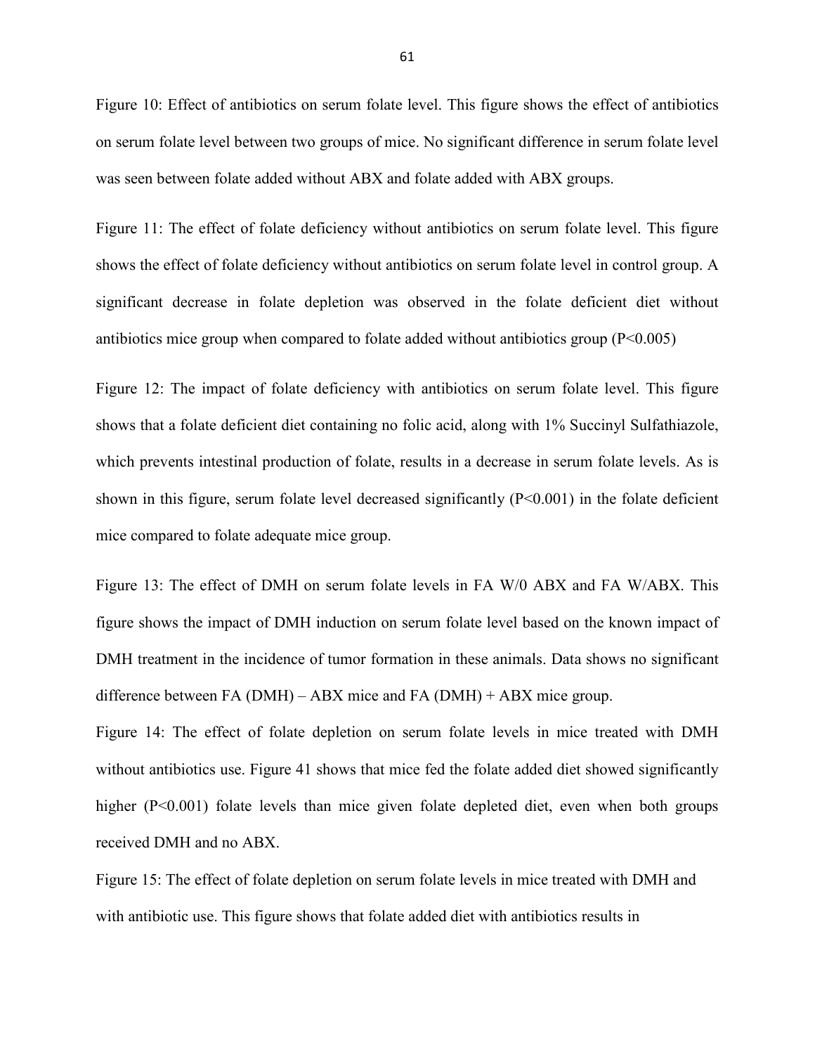Figure 10: Effect of antibiotics on serum folate level. This figure shows the effect of antibiotics on serum folate level between two groups of mice. No significant difference in serum folate level was seen between folate added without ABX and folate added with ABX groups.

Figure 11: The effect of folate deficiency without antibiotics on serum folate level. This figure shows the effect of folate deficiency without antibiotics on serum folate level in control group. A significant decrease in folate depletion was observed in the folate deficient diet without antibiotics mice group when compared to folate added without antibiotics group ($P<0.005$)

Figure 12: The impact of folate deficiency with antibiotics on serum folate level. This figure shows that a folate deficient diet containing no folic acid, along with 1% Succinyl Sulfathiazole, which prevents intestinal production of folate, results in a decrease in serum folate levels. As is shown in this figure, serum folate level decreased significantly ($P<0.001$) in the folate deficient mice compared to folate adequate mice group.

Figure 13: The effect of DMH on serum folate levels in FA W/0 ABX and FA W/ABX. This figure shows the impact of DMH induction on serum folate level based on the known impact of DMH treatment in the incidence of tumor formation in these animals. Data shows no significant difference between FA (DMH) – ABX mice and FA (DMH) + ABX mice group.

Figure 14: The effect of folate depletion on serum folate levels in mice treated with DMH without antibiotics use. Figure 41 shows that mice fed the folate added diet showed significantly higher ($P<0.001$) folate levels than mice given folate depleted diet, even when both groups received DMH and no ABX.

Figure 15: The effect of folate depletion on serum folate levels in mice treated with DMH and with antibiotic use. This figure shows that folate added diet with antibiotics results in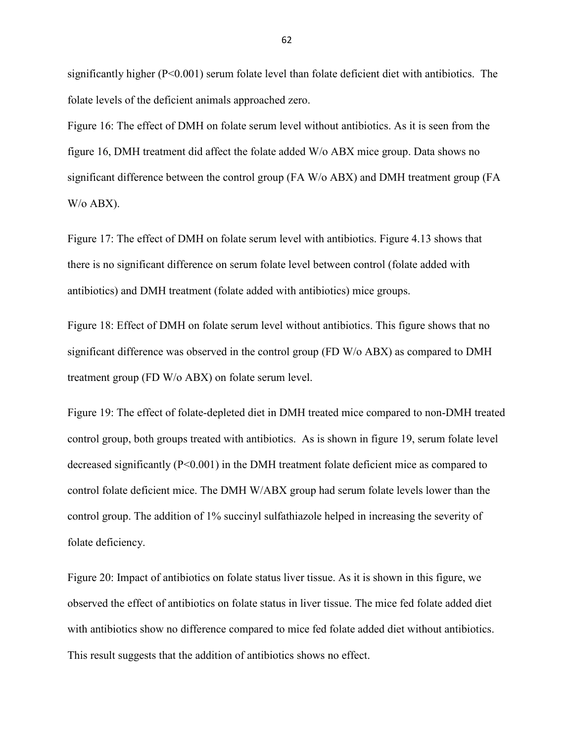significantly higher ($P<0.001$) serum folate level than folate deficient diet with antibiotics. The folate levels of the deficient animals approached zero.

Figure 16: The effect of DMH on folate serum level without antibiotics. As it is seen from the figure 16, DMH treatment did affect the folate added W/o ABX mice group. Data shows no significant difference between the control group (FA W/o ABX) and DMH treatment group (FA W/o ABX).

Figure 17: The effect of DMH on folate serum level with antibiotics. Figure 4.13 shows that there is no significant difference on serum folate level between control (folate added with antibiotics) and DMH treatment (folate added with antibiotics) mice groups.

Figure 18: Effect of DMH on folate serum level without antibiotics. This figure shows that no significant difference was observed in the control group (FD W/o ABX) as compared to DMH treatment group (FD W/o ABX) on folate serum level.

Figure 19: The effect of folate-depleted diet in DMH treated mice compared to non-DMH treated control group, both groups treated with antibiotics. As is shown in figure 19, serum folate level decreased significantly ($P<0.001$) in the DMH treatment folate deficient mice as compared to control folate deficient mice. The DMH W/ABX group had serum folate levels lower than the control group. The addition of 1% succinyl sulfathiazole helped in increasing the severity of folate deficiency.

Figure 20: Impact of antibiotics on folate status liver tissue. As it is shown in this figure, we observed the effect of antibiotics on folate status in liver tissue. The mice fed folate added diet with antibiotics show no difference compared to mice fed folate added diet without antibiotics. This result suggests that the addition of antibiotics shows no effect.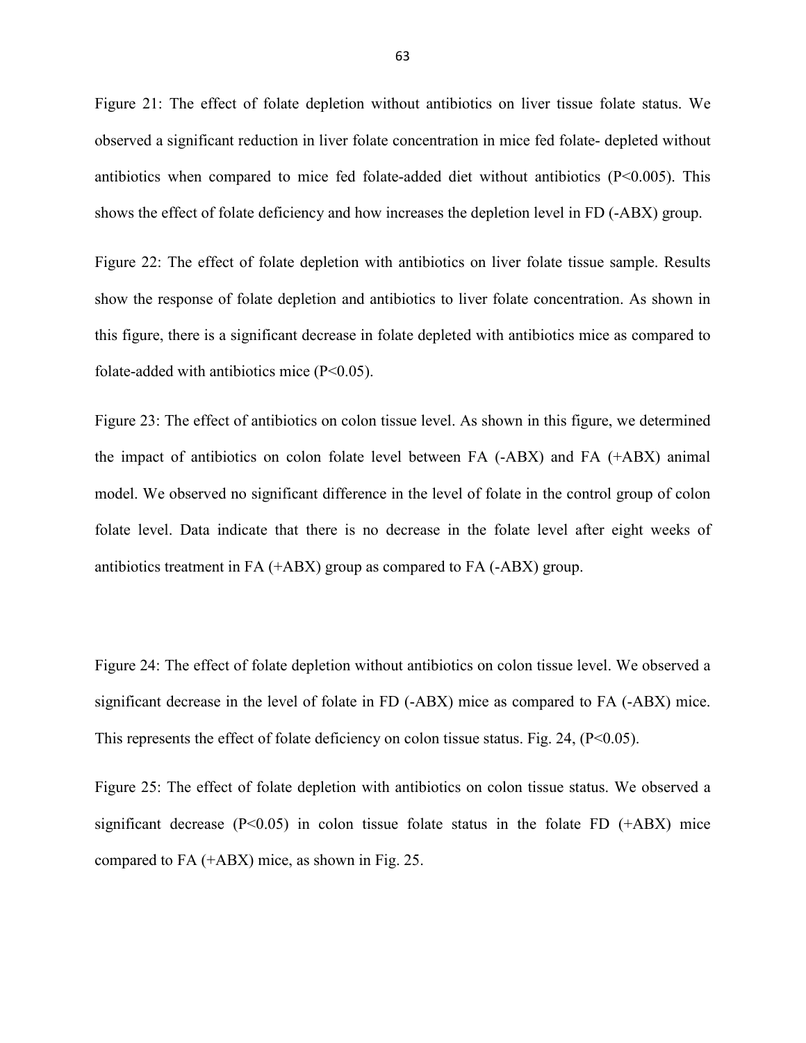Figure 21: The effect of folate depletion without antibiotics on liver tissue folate status. We observed a significant reduction in liver folate concentration in mice fed folate- depleted without antibiotics when compared to mice fed folate-added diet without antibiotics ($P<0.005$). This shows the effect of folate deficiency and how increases the depletion level in FD (-ABX) group.

Figure 22: The effect of folate depletion with antibiotics on liver folate tissue sample. Results show the response of folate depletion and antibiotics to liver folate concentration. As shown in this figure, there is a significant decrease in folate depleted with antibiotics mice as compared to folate-added with antibiotics mice ($P<0.05$).

Figure 23: The effect of antibiotics on colon tissue level. As shown in this figure, we determined the impact of antibiotics on colon folate level between FA (-ABX) and FA (+ABX) animal model. We observed no significant difference in the level of folate in the control group of colon folate level. Data indicate that there is no decrease in the folate level after eight weeks of antibiotics treatment in FA (+ABX) group as compared to FA (-ABX) group.

Figure 24: The effect of folate depletion without antibiotics on colon tissue level. We observed a significant decrease in the level of folate in FD (-ABX) mice as compared to FA (-ABX) mice. This represents the effect of folate deficiency on colon tissue status. Fig. 24, ($P<0.05$).

Figure 25: The effect of folate depletion with antibiotics on colon tissue status. We observed a significant decrease ($P<0.05$) in colon tissue folate status in the folate FD (+ABX) mice compared to FA (+ABX) mice, as shown in Fig. 25.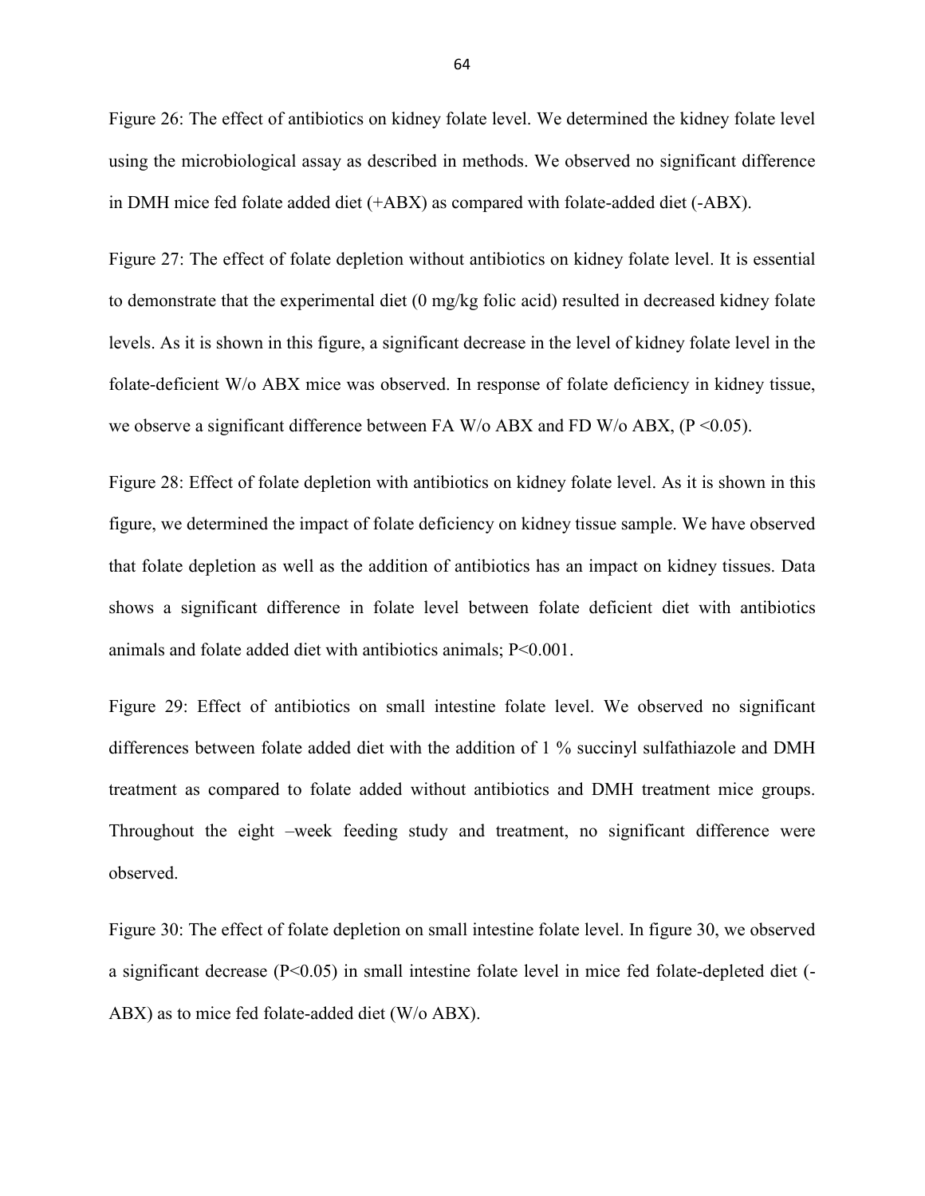Figure 26: The effect of antibiotics on kidney folate level. We determined the kidney folate level using the microbiological assay as described in methods. We observed no significant difference in DMH mice fed folate added diet (+ABX) as compared with folate-added diet (-ABX).

Figure 27: The effect of folate depletion without antibiotics on kidney folate level. It is essential to demonstrate that the experimental diet (0 mg/kg folic acid) resulted in decreased kidney folate levels. As it is shown in this figure, a significant decrease in the level of kidney folate level in the folate-deficient W/o ABX mice was observed. In response of folate deficiency in kidney tissue, we observe a significant difference between FA W/o ABX and FD W/o ABX, ($P < 0.05$).

Figure 28: Effect of folate depletion with antibiotics on kidney folate level. As it is shown in this figure, we determined the impact of folate deficiency on kidney tissue sample. We have observed that folate depletion as well as the addition of antibiotics has an impact on kidney tissues. Data shows a significant difference in folate level between folate deficient diet with antibiotics animals and folate added diet with antibiotics animals; $P<0.001$.

Figure 29: Effect of antibiotics on small intestine folate level. We observed no significant differences between folate added diet with the addition of 1 % succinyl sulfathiazole and DMH treatment as compared to folate added without antibiotics and DMH treatment mice groups. Throughout the eight –week feeding study and treatment, no significant difference were observed.

Figure 30: The effect of folate depletion on small intestine folate level. In figure 30, we observed a significant decrease ($P<0.05$) in small intestine folate level in mice fed folate-depleted diet (-ABX) as to mice fed folate-added diet (W/o ABX).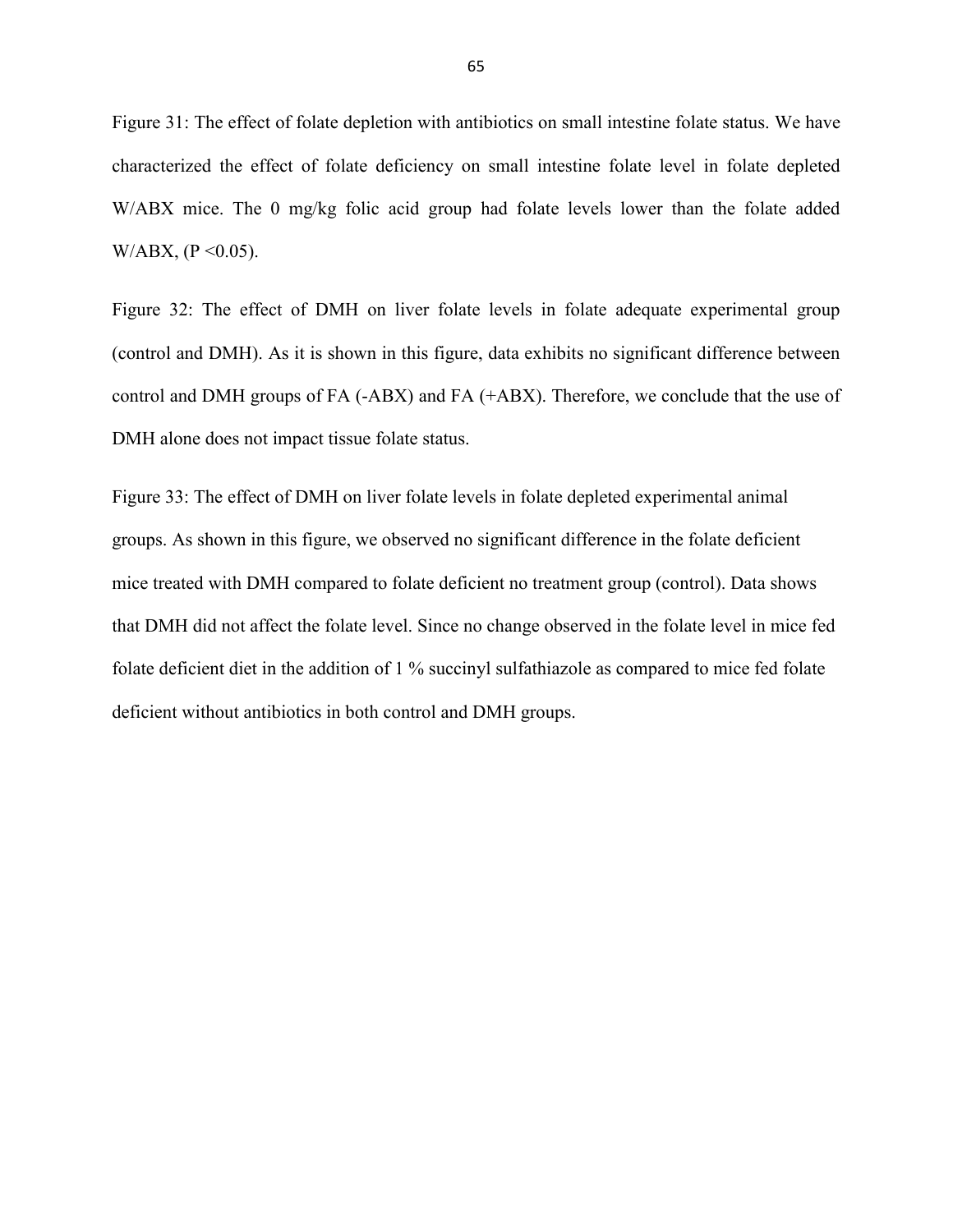Figure 31: The effect of folate depletion with antibiotics on small intestine folate status. We have characterized the effect of folate deficiency on small intestine folate level in folate depleted W/ABX mice. The 0 mg/kg folic acid group had folate levels lower than the folate added W/ABX, ($P < 0.05$).

Figure 32: The effect of DMH on liver folate levels in folate adequate experimental group (control and DMH). As it is shown in this figure, data exhibits no significant difference between control and DMH groups of FA (-ABX) and FA (+ABX). Therefore, we conclude that the use of DMH alone does not impact tissue folate status.

Figure 33: The effect of DMH on liver folate levels in folate depleted experimental animal groups. As shown in this figure, we observed no significant difference in the folate deficient mice treated with DMH compared to folate deficient no treatment group (control). Data shows that DMH did not affect the folate level. Since no change observed in the folate level in mice fed folate deficient diet in the addition of 1 % succinyl sulfathiazole as compared to mice fed folate deficient without antibiotics in both control and DMH groups.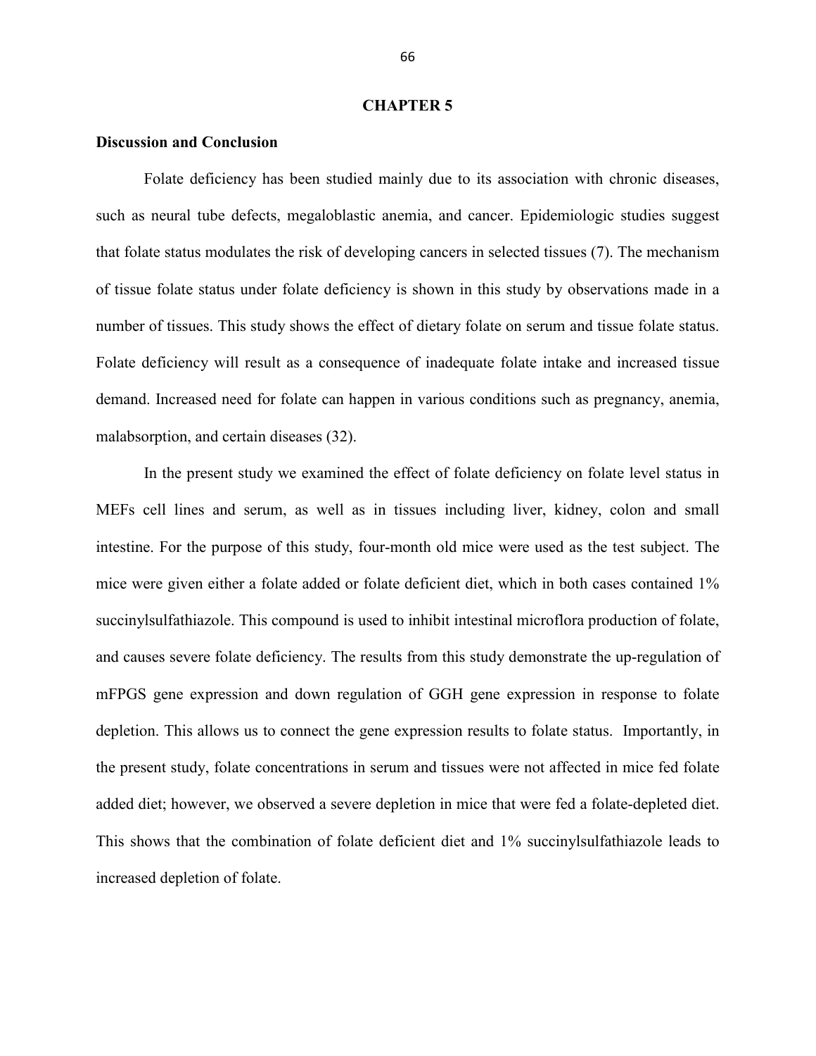# CHAPTER 5

## Discussion and Conclusion

Folate deficiency has been studied mainly due to its association with chronic diseases, such as neural tube defects, megaloblastic anemia, and cancer. Epidemiologic studies suggest that folate status modulates the risk of developing cancers in selected tissues (7). The mechanism of tissue folate status under folate deficiency is shown in this study by observations made in a number of tissues. This study shows the effect of dietary folate on serum and tissue folate status. Folate deficiency will result as a consequence of inadequate folate intake and increased tissue demand. Increased need for folate can happen in various conditions such as pregnancy, anemia, malabsorption, and certain diseases (32).

In the present study we examined the effect of folate deficiency on folate level status in MEFs cell lines and serum, as well as in tissues including liver, kidney, colon and small intestine. For the purpose of this study, four-month old mice were used as the test subject. The mice were given either a folate added or folate deficient diet, which in both cases contained 1% succinylsulfathiazole. This compound is used to inhibit intestinal microflora production of folate, and causes severe folate deficiency. The results from this study demonstrate the up-regulation of mFPGS gene expression and down regulation of GGH gene expression in response to folate depletion. This allows us to connect the gene expression results to folate status. Importantly, in the present study, folate concentrations in serum and tissues were not affected in mice fed folate added diet; however, we observed a severe depletion in mice that were fed a folate-depleted diet. This shows that the combination of folate deficient diet and 1% succinylsulfathiazole leads to increased depletion of folate.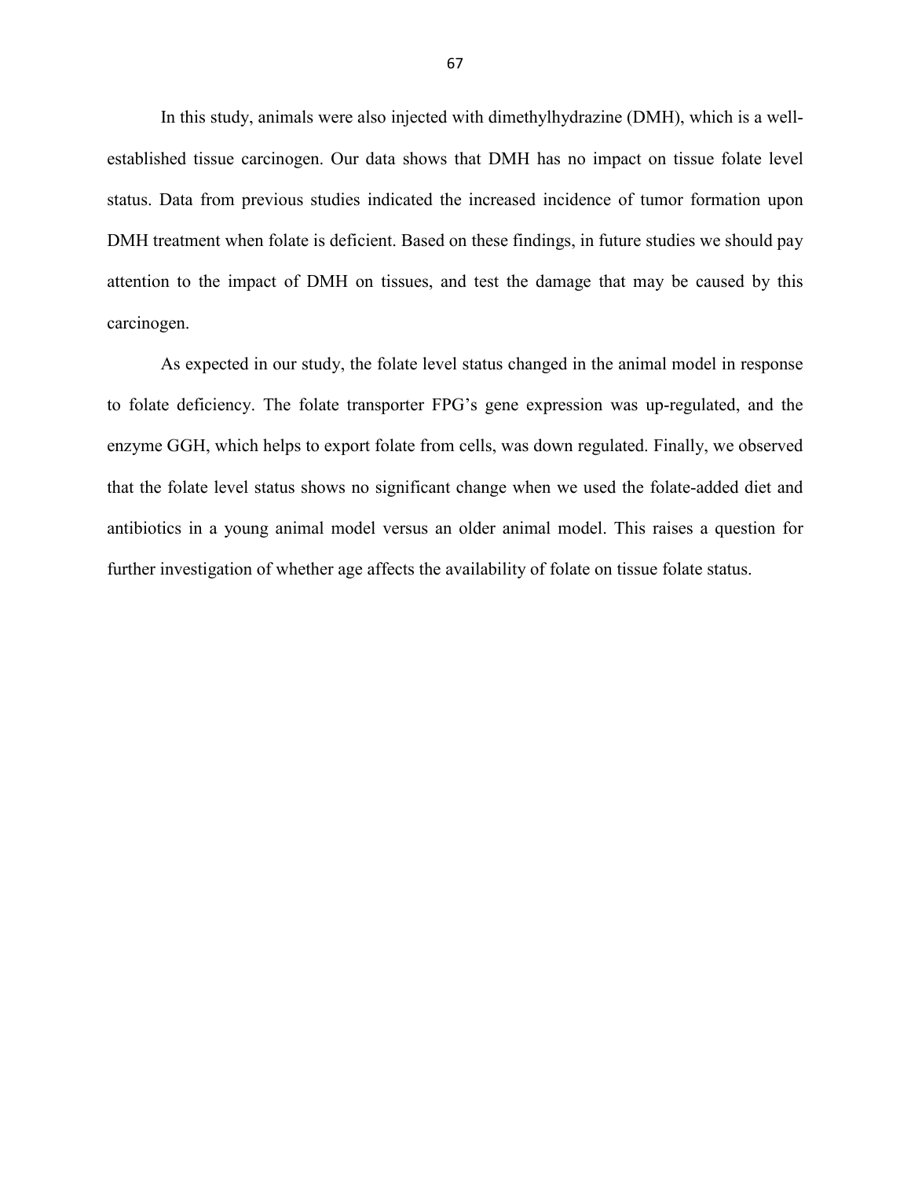In this study, animals were also injected with dimethylhydrazine (DMH), which is a well-established tissue carcinogen. Our data shows that DMH has no impact on tissue folate level status. Data from previous studies indicated the increased incidence of tumor formation upon DMH treatment when folate is deficient. Based on these findings, in future studies we should pay attention to the impact of DMH on tissues, and test the damage that may be caused by this carcinogen.

As expected in our study, the folate level status changed in the animal model in response to folate deficiency. The folate transporter FPG's gene expression was up-regulated, and the enzyme GGH, which helps to export folate from cells, was down regulated. Finally, we observed that the folate level status shows no significant change when we used the folate-added diet and antibiotics in a young animal model versus an older animal model. This raises a question for further investigation of whether age affects the availability of folate on tissue folate status.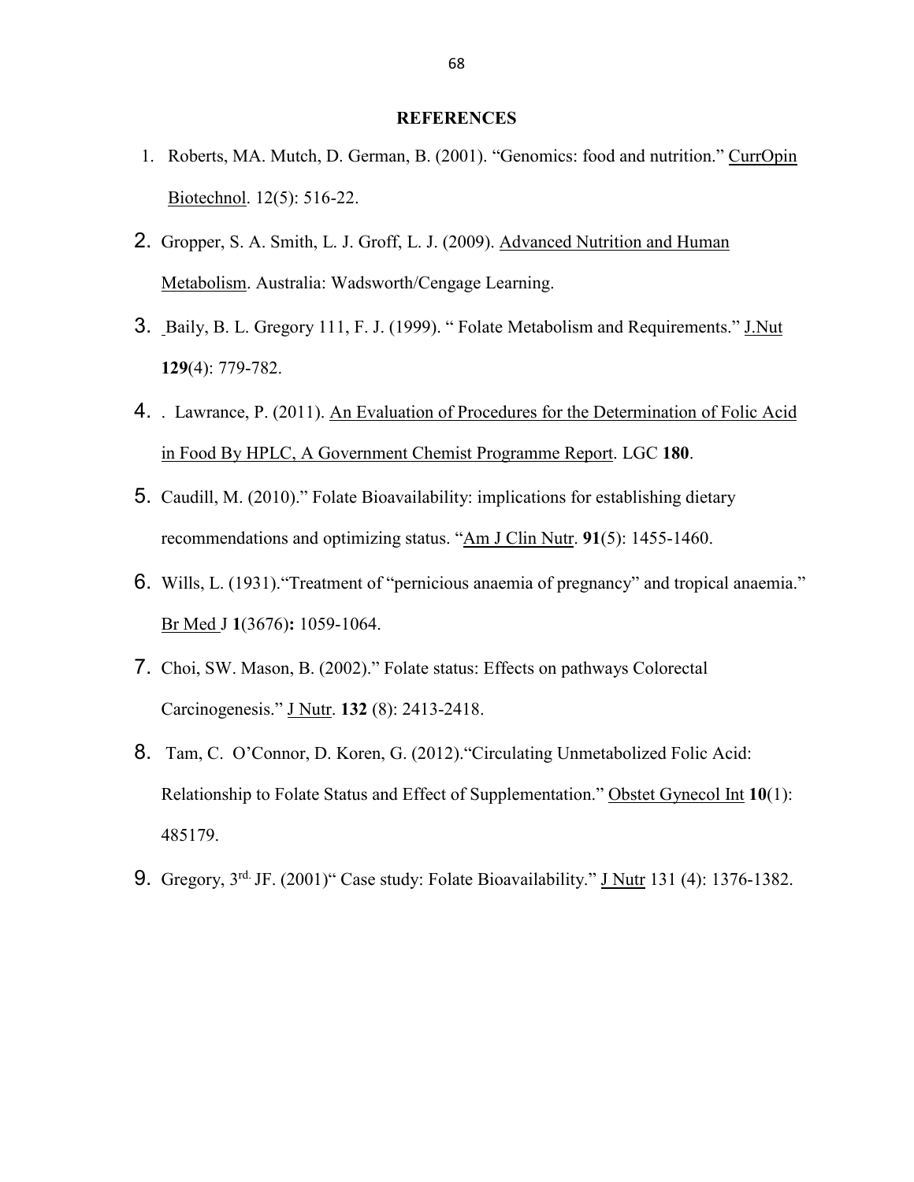## REFERENCES

1. Roberts, MA. Mutch, D. German, B. (2001). "Genomics: food and nutrition." CurrOpin Biotechnol. 12(5): 516-22.
2. Gropper, S. A. Smith, L. J. Groff, L. J. (2009). Advanced Nutrition and Human Metabolism. Australia: Wadsworth/Cengage Learning.
3. Baily, B. L. Gregory 111, F. J. (1999). " Folate Metabolism and Requirements." J.Nut **129**(4): 779-782.
4. . Lawrance, P. (2011). An Evaluation of Procedures for the Determination of Folic Acid in Food By HPLC, A Government Chemist Programme Report. LGC **180**.
5. Caudill, M. (2010)." Folate Bioavailability: implications for establishing dietary recommendations and optimizing status. "Am J Clin Nutr. **91**(5): 1455-1460.
6. Wills, L. (1931)."Treatment of "pernicious anaemia of pregnancy" and tropical anaemia." Br Med J **1**(3676)**:** 1059-1064.
7. Choi, SW. Mason, B. (2002)." Folate status: Effects on pathways Colorectal Carcinogenesis." J Nutr. **132** (8): 2413-2418.
8. Tam, C. O'Connor, D. Koren, G. (2012)."Circulating Unmetabolized Folic Acid: Relationship to Folate Status and Effect of Supplementation." Obstet Gynecol Int **10**(1): 485179.
9. Gregory, 3rd. JF. (2001)" Case study: Folate Bioavailability." J Nutr 131 (4): 1376-1382.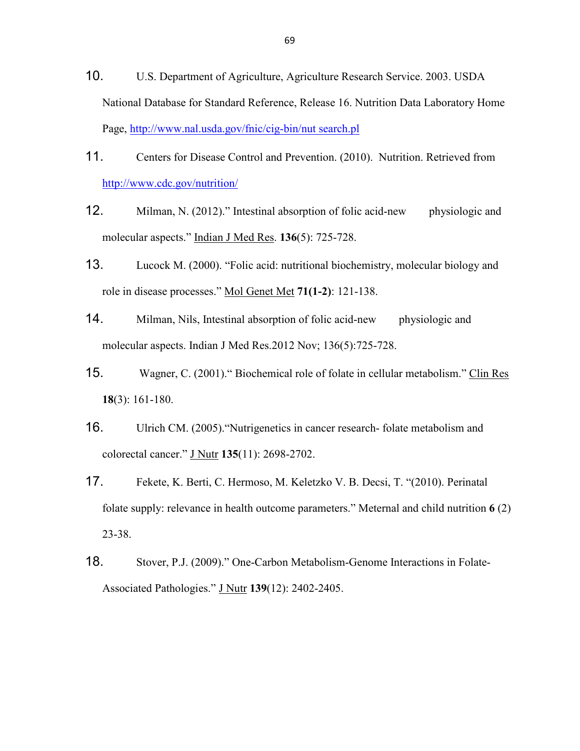10. U.S. Department of Agriculture, Agriculture Research Service. 2003. USDA National Database for Standard Reference, Release 16. Nutrition Data Laboratory Home Page, http://www.nal.usda.gov/fnic/cig-bin/nut search.pl

11. Centers for Disease Control and Prevention. (2010). Nutrition. Retrieved from http://www.cdc.gov/nutrition/

12. Milman, N. (2012)." Intestinal absorption of folic acid-new physiologic and molecular aspects." Indian J Med Res. **136**(5): 725-728.

13. Lucock M. (2000). "Folic acid: nutritional biochemistry, molecular biology and role in disease processes." Mol Genet Met **71(1-2)**: 121-138.

14. Milman, Nils, Intestinal absorption of folic acid-new physiologic and molecular aspects. Indian J Med Res.2012 Nov; 136(5):725-728.

15. Wagner, C. (2001)." Biochemical role of folate in cellular metabolism." Clin Res **18**(3): 161-180.

16. Ulrich CM. (2005)."Nutrigenetics in cancer research- folate metabolism and colorectal cancer." J Nutr **135**(11): 2698-2702.

17. Fekete, K. Berti, C. Hermoso, M. Keletzko V. B. Decsi, T. "(2010). Perinatal folate supply: relevance in health outcome parameters." Meternal and child nutrition **6** (2) 23-38.

18. Stover, P.J. (2009)." One-Carbon Metabolism-Genome Interactions in Folate-Associated Pathologies." J Nutr **139**(12): 2402-2405.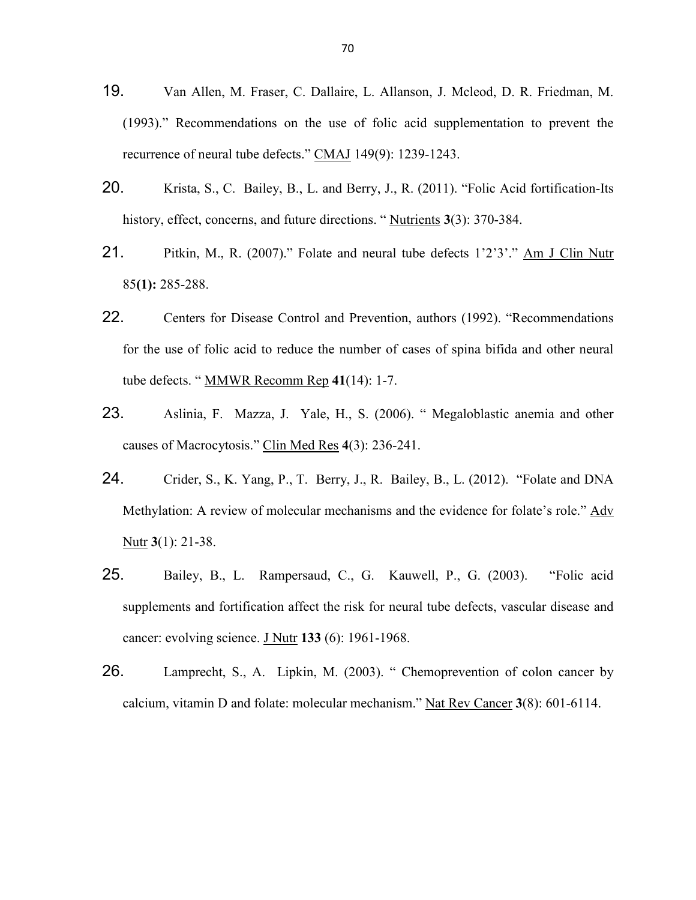19. Van Allen, M. Fraser, C. Dallaire, L. Allanson, J. Mcleod, D. R. Friedman, M. (1993)." Recommendations on the use of folic acid supplementation to prevent the recurrence of neural tube defects." CMAJ 149(9): 1239-1243.

20. Krista, S., C. Bailey, B., L. and Berry, J., R. (2011). "Folic Acid fortification-Its history, effect, concerns, and future directions. " Nutrients **3**(3): 370-384.

21. Pitkin, M., R. (2007)." Folate and neural tube defects 1'2'3'." Am J Clin Nutr 85**(1):** 285-288.

22. Centers for Disease Control and Prevention, authors (1992). "Recommendations for the use of folic acid to reduce the number of cases of spina bifida and other neural tube defects. " MMWR Recomm Rep **41**(14): 1-7.

23. Aslinia, F. Mazza, J. Yale, H., S. (2006). " Megaloblastic anemia and other causes of Macrocytosis." Clin Med Res **4**(3): 236-241.

24. Crider, S., K. Yang, P., T. Berry, J., R. Bailey, B., L. (2012). "Folate and DNA Methylation: A review of molecular mechanisms and the evidence for folate's role." Adv Nutr **3**(1): 21-38.

25. Bailey, B., L. Rampersaud, C., G. Kauwell, P., G. (2003). "Folic acid supplements and fortification affect the risk for neural tube defects, vascular disease and cancer: evolving science. J Nutr **133** (6): 1961-1968.

26. Lamprecht, S., A. Lipkin, M. (2003). " Chemoprevention of colon cancer by calcium, vitamin D and folate: molecular mechanism." Nat Rev Cancer **3**(8): 601-6114.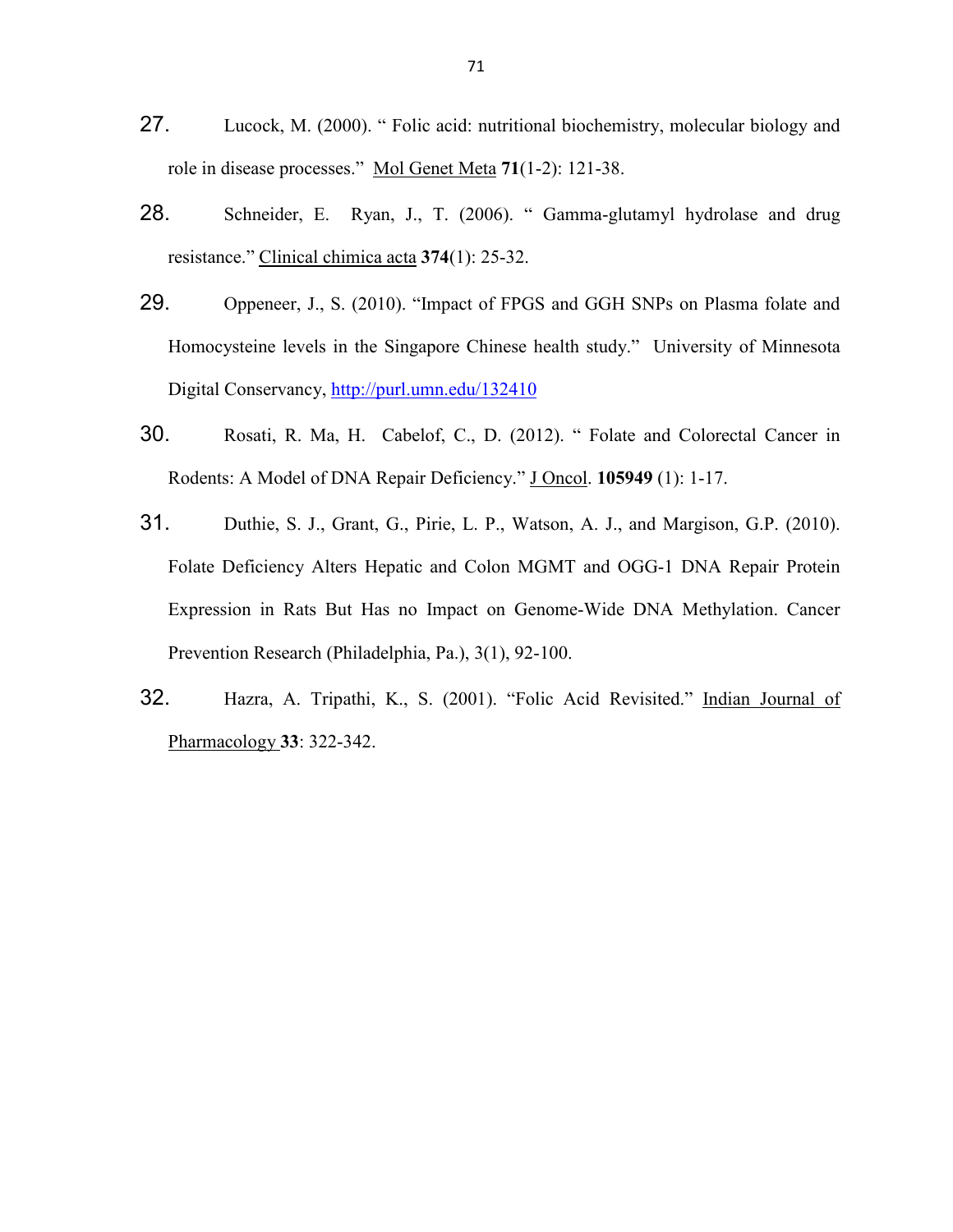27. Lucock, M. (2000). " Folic acid: nutritional biochemistry, molecular biology and role in disease processes." Mol Genet Meta **71**(1-2): 121-38.

28. Schneider, E. Ryan, J., T. (2006). " Gamma-glutamyl hydrolase and drug resistance." Clinical chimica acta **374**(1): 25-32.

29. Oppeneer, J., S. (2010). "Impact of FPGS and GGH SNPs on Plasma folate and Homocysteine levels in the Singapore Chinese health study." University of Minnesota Digital Conservancy, http://purl.umn.edu/132410

30. Rosati, R. Ma, H. Cabelof, C., D. (2012). " Folate and Colorectal Cancer in Rodents: A Model of DNA Repair Deficiency." J Oncol. **105949** (1): 1-17.

31. Duthie, S. J., Grant, G., Pirie, L. P., Watson, A. J., and Margison, G.P. (2010). Folate Deficiency Alters Hepatic and Colon MGMT and OGG-1 DNA Repair Protein Expression in Rats But Has no Impact on Genome-Wide DNA Methylation. Cancer Prevention Research (Philadelphia, Pa.), 3(1), 92-100.

32. Hazra, A. Tripathi, K., S. (2001). "Folic Acid Revisited." Indian Journal of Pharmacology **33**: 322-342.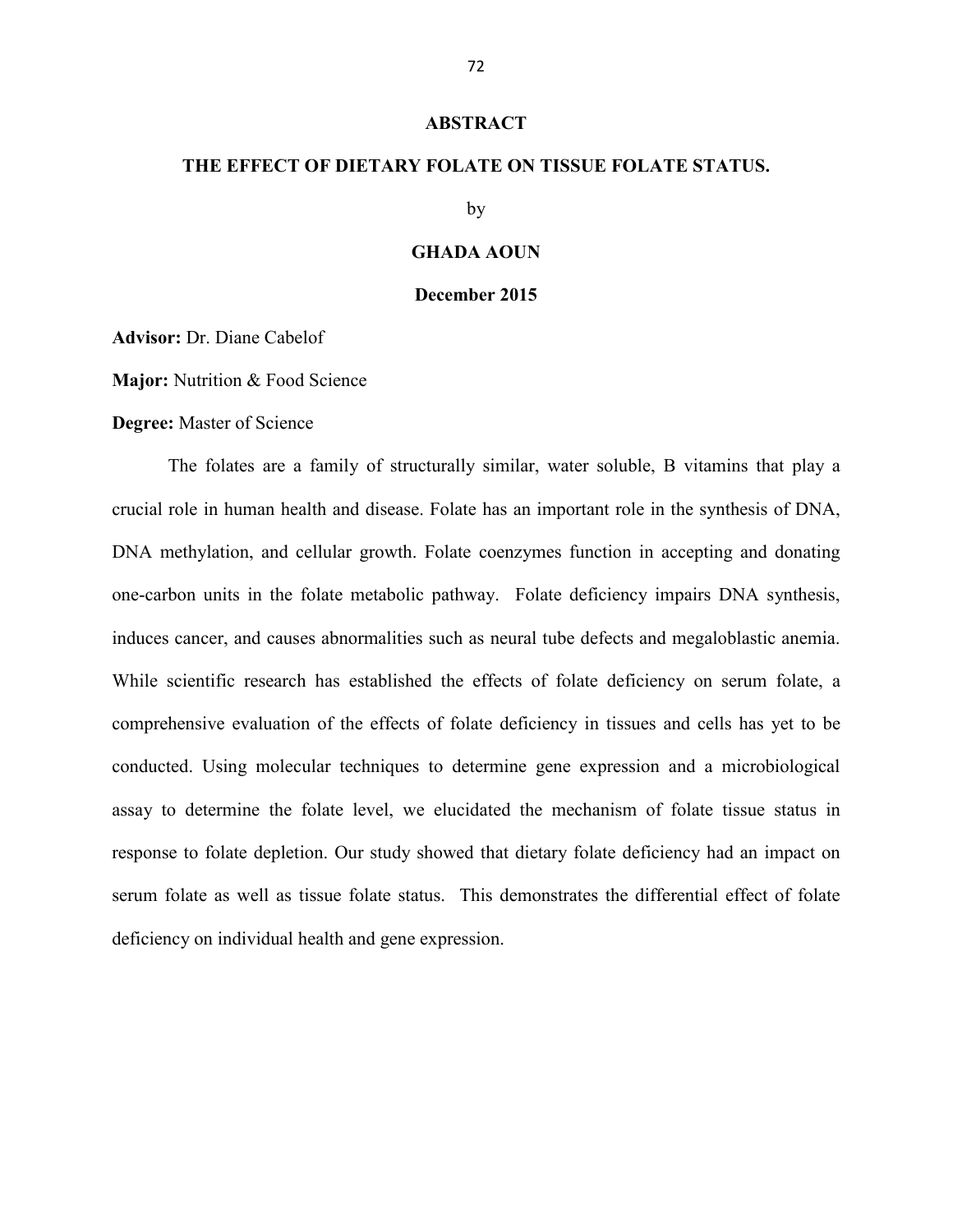# ABSTRACT

## THE EFFECT OF DIETARY FOLATE ON TISSUE FOLATE STATUS.

by

**GHADA AOUN**

**December 2015**

**Advisor:** Dr. Diane Cabelof

**Major:** Nutrition & Food Science

**Degree:** Master of Science

The folates are a family of structurally similar, water soluble, B vitamins that play a crucial role in human health and disease. Folate has an important role in the synthesis of DNA, DNA methylation, and cellular growth. Folate coenzymes function in accepting and donating one-carbon units in the folate metabolic pathway. Folate deficiency impairs DNA synthesis, induces cancer, and causes abnormalities such as neural tube defects and megaloblastic anemia. While scientific research has established the effects of folate deficiency on serum folate, a comprehensive evaluation of the effects of folate deficiency in tissues and cells has yet to be conducted. Using molecular techniques to determine gene expression and a microbiological assay to determine the folate level, we elucidated the mechanism of folate tissue status in response to folate depletion. Our study showed that dietary folate deficiency had an impact on serum folate as well as tissue folate status. This demonstrates the differential effect of folate deficiency on individual health and gene expression.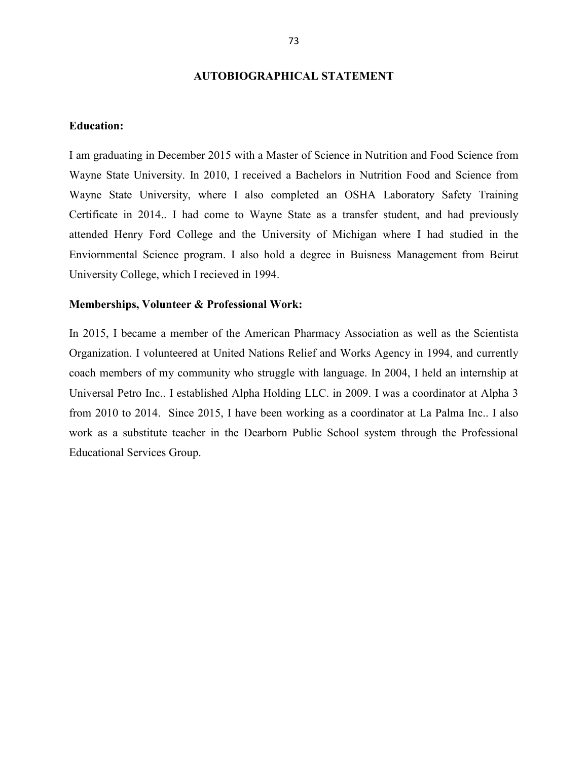# AUTOBIOGRAPHICAL STATEMENT

**Education:**

I am graduating in December 2015 with a Master of Science in Nutrition and Food Science from Wayne State University. In 2010, I received a Bachelors in Nutrition Food and Science from Wayne State University, where I also completed an OSHA Laboratory Safety Training Certificate in 2014.. I had come to Wayne State as a transfer student, and had previously attended Henry Ford College and the University of Michigan where I had studied in the Enviornmental Science program. I also hold a degree in Buisness Management from Beirut University College, which I recieved in 1994.

**Memberships, Volunteer & Professional Work:**

In 2015, I became a member of the American Pharmacy Association as well as the Scientista Organization. I volunteered at United Nations Relief and Works Agency in 1994, and currently coach members of my community who struggle with language. In 2004, I held an internship at Universal Petro Inc.. I established Alpha Holding LLC. in 2009. I was a coordinator at Alpha 3 from 2010 to 2014. Since 2015, I have been working as a coordinator at La Palma Inc.. I also work as a substitute teacher in the Dearborn Public School system through the Professional Educational Services Group.